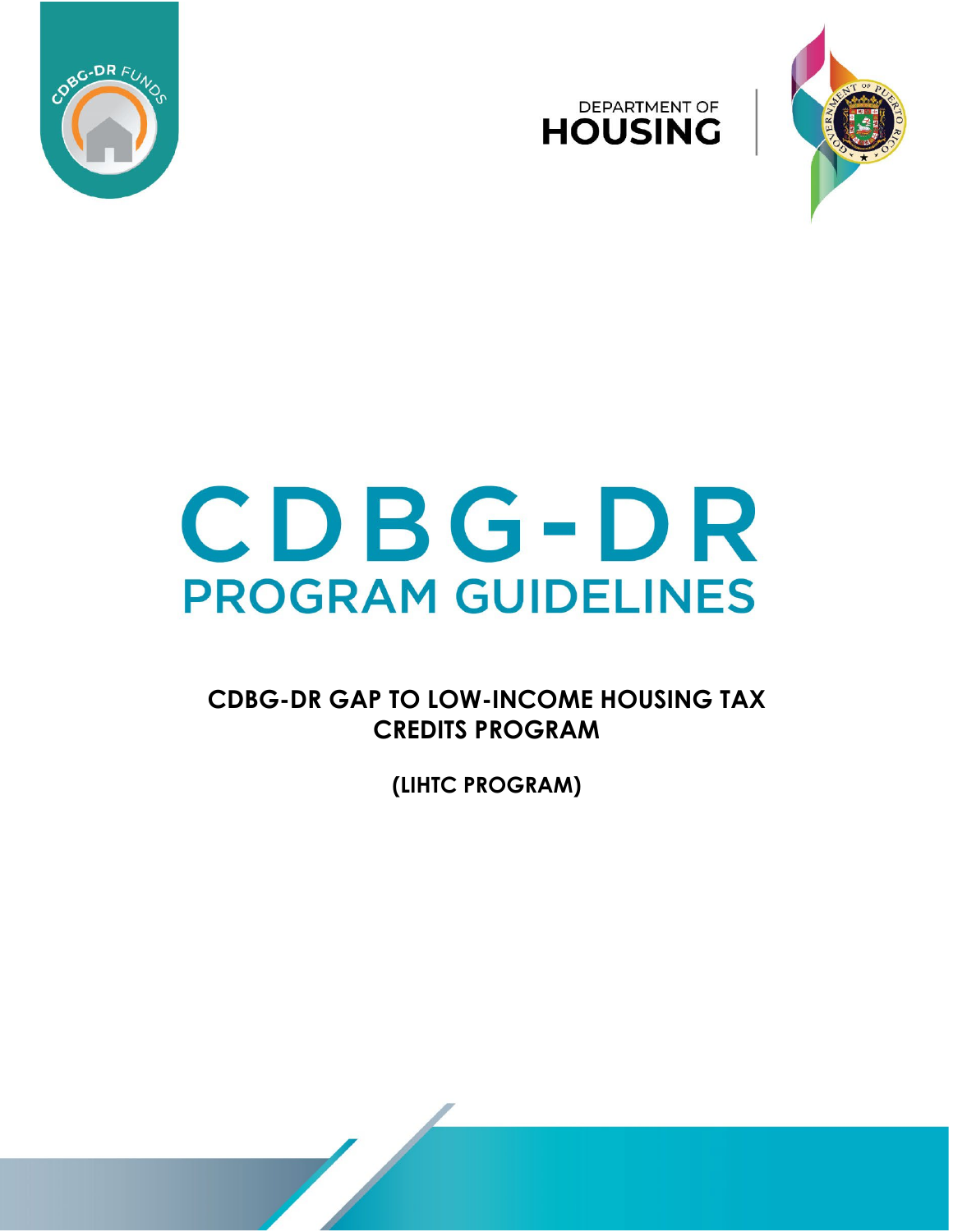DEPARTMENT OF
HOUSING

# CDBG-DR
# PROGRAM GUIDELINES

**CDBG-DR GAP TO LOW-INCOME HOUSING TAX CREDITS PROGRAM**

**(LIHTC PROGRAM)**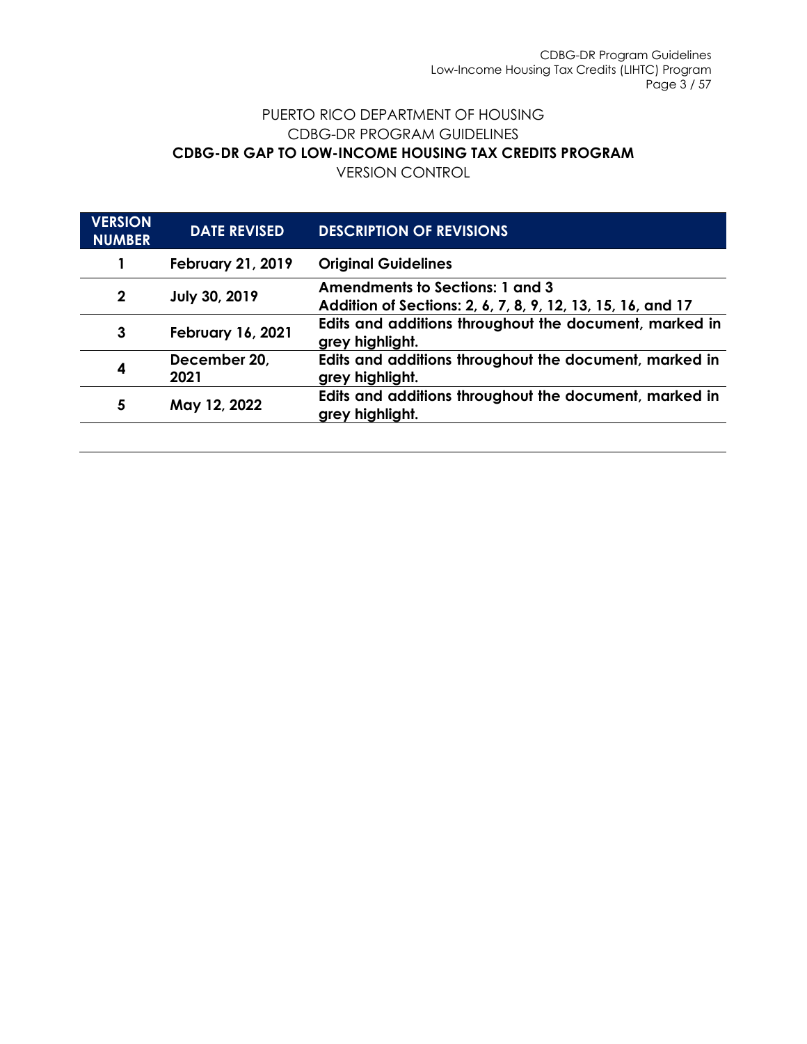PUERTO RICO DEPARTMENT OF HOUSING

CDBG-DR PROGRAM GUIDELINES

**CDBG-DR GAP TO LOW-INCOME HOUSING TAX CREDITS PROGRAM**

VERSION CONTROL

| VERSION NUMBER | DATE REVISED | DESCRIPTION OF REVISIONS |
|---|---|---|
| **1** | **February 21, 2019** | **Original Guidelines** |
| **2** | **July 30, 2019** | **Amendments to Sections: 1 and 3**<br>**Addition of Sections: 2, 6, 7, 8, 9, 12, 13, 15, 16, and 17** |
| **3** | **February 16, 2021** | **Edits and additions throughout the document, marked in grey highlight.** |
| **4** | **December 20, 2021** | **Edits and additions throughout the document, marked in grey highlight.** |
| **5** | **May 12, 2022** | **Edits and additions throughout the document, marked in grey highlight.** |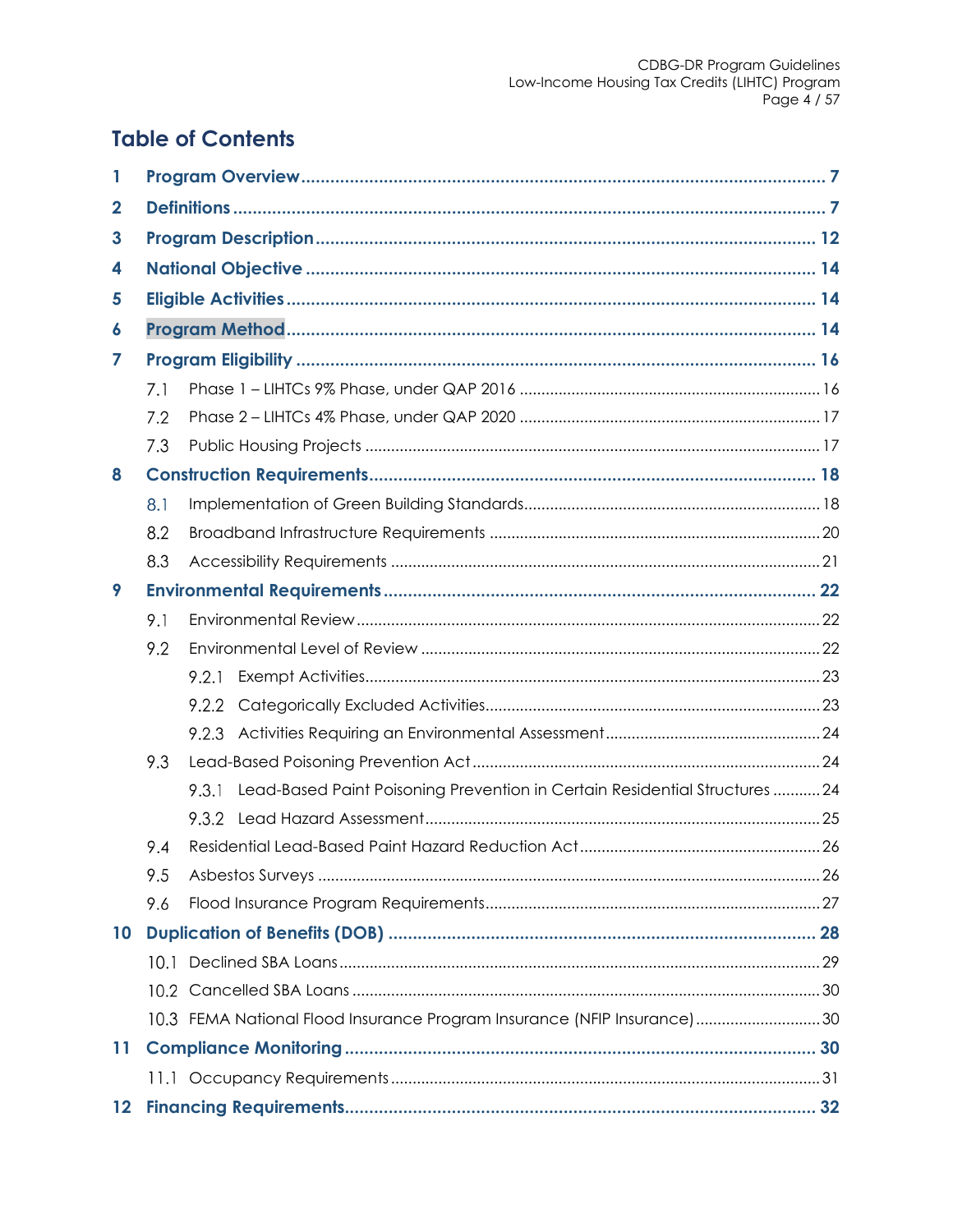# Table of Contents

1 Program Overview ........................................................................................................ 7
2 Definitions ..................................................................................................................... 7
3 Program Description ................................................................................................... 12
4 National Objective ...................................................................................................... 14
5 Eligible Activities .......................................................................................................... 14
6 Program Method .......................................................................................................... 14
7 Program Eligibility ........................................................................................................ 16
 7.1 Phase 1 – LIHTCs 9% Phase, under QAP 2016 ................................................... 16
 7.2 Phase 2 – LIHTCs 4% Phase, under QAP 2020 ................................................... 17
 7.3 Public Housing Projects ........................................................................................ 17
8 Construction Requirements ........................................................................................ 18
 8.1 Implementation of Green Building Standards ................................................... 18
 8.2 Broadband Infrastructure Requirements ........................................................... 20
 8.3 Accessibility Requirements ................................................................................. 21
9 Environmental Requirements ..................................................................................... 22
 9.1 Environmental Review ......................................................................................... 22
 9.2 Environmental Level of Review .......................................................................... 22
  9.2.1 Exempt Activities ........................................................................................... 23
  9.2.2 Categorically Excluded Activities ................................................................ 23
  9.2.3 Activities Requiring an Environmental Assessment .................................... 24
 9.3 Lead-Based Poisoning Prevention Act ............................................................... 24
  9.3.1 Lead-Based Paint Poisoning Prevention in Certain Residential Structures ........... 24
  9.3.2 Lead Hazard Assessment .............................................................................. 25
 9.4 Residential Lead-Based Paint Hazard Reduction Act ....................................... 26
 9.5 Asbestos Surveys ................................................................................................... 26
 9.6 Flood Insurance Program Requirements ........................................................... 27
10 Duplication of Benefits (DOB) ................................................................................... 28
 10.1 Declined SBA Loans ........................................................................................... 29
 10.2 Cancelled SBA Loans ......................................................................................... 30
 10.3 FEMA National Flood Insurance Program Insurance (NFIP Insurance) ............ 30
11 Compliance Monitoring ............................................................................................. 30
 11.1 Occupancy Requirements ................................................................................ 31
12 Financing Requirements ............................................................................................. 32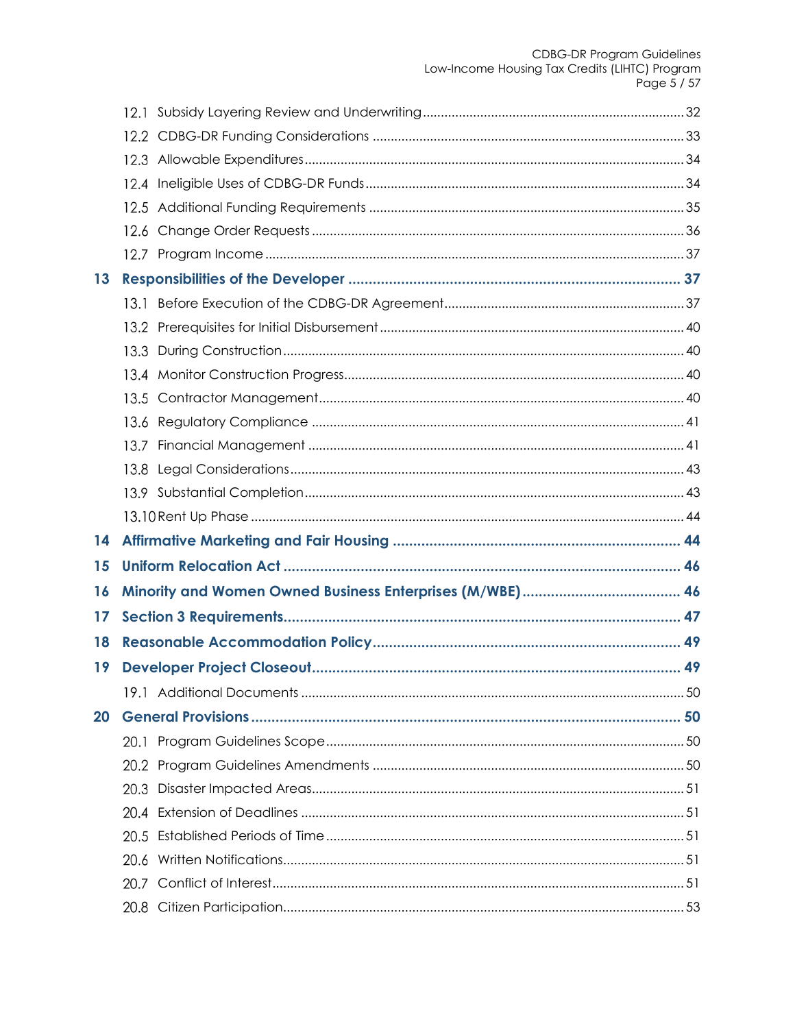12.1 Subsidy Layering Review and Underwriting ..... 32
12.2 CDBG-DR Funding Considerations ..... 33
12.3 Allowable Expenditures ..... 34
12.4 Ineligible Uses of CDBG-DR Funds ..... 34
12.5 Additional Funding Requirements ..... 35
12.6 Change Order Requests ..... 36
12.7 Program Income ..... 37

**13 Responsibilities of the Developer ..... 37**

13.1 Before Execution of the CDBG-DR Agreement ..... 37
13.2 Prerequisites for Initial Disbursement ..... 40
13.3 During Construction ..... 40
13.4 Monitor Construction Progress ..... 40
13.5 Contractor Management ..... 40
13.6 Regulatory Compliance ..... 41
13.7 Financial Management ..... 41
13.8 Legal Considerations ..... 43
13.9 Substantial Completion ..... 43
13.10 Rent Up Phase ..... 44

**14 Affirmative Marketing and Fair Housing ..... 44**

**15 Uniform Relocation Act ..... 46**

**16 Minority and Women Owned Business Enterprises (M/WBE) ..... 46**

**17 Section 3 Requirements ..... 47**

**18 Reasonable Accommodation Policy ..... 49**

**19 Developer Project Closeout ..... 49**

19.1 Additional Documents ..... 50

**20 General Provisions ..... 50**

20.1 Program Guidelines Scope ..... 50
20.2 Program Guidelines Amendments ..... 50
20.3 Disaster Impacted Areas ..... 51
20.4 Extension of Deadlines ..... 51
20.5 Established Periods of Time ..... 51
20.6 Written Notifications ..... 51
20.7 Conflict of Interest ..... 51
20.8 Citizen Participation ..... 53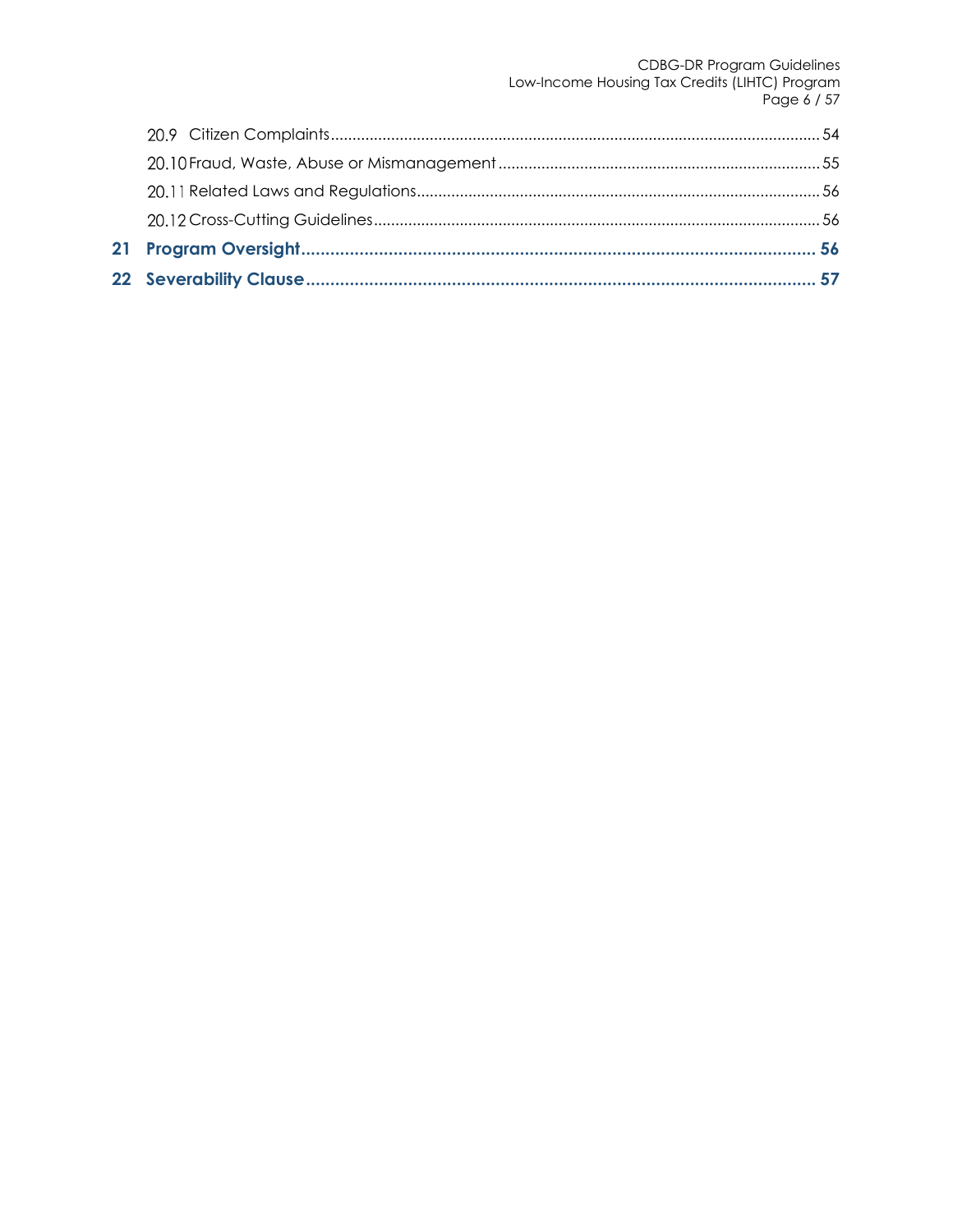20.9 Citizen Complaints ........ 54

20.10 Fraud, Waste, Abuse or Mismanagement ........ 55

20.11 Related Laws and Regulations ........ 56

20.12 Cross-Cutting Guidelines ........ 56

**21 Program Oversight ........ 56**

**22 Severability Clause ........ 57**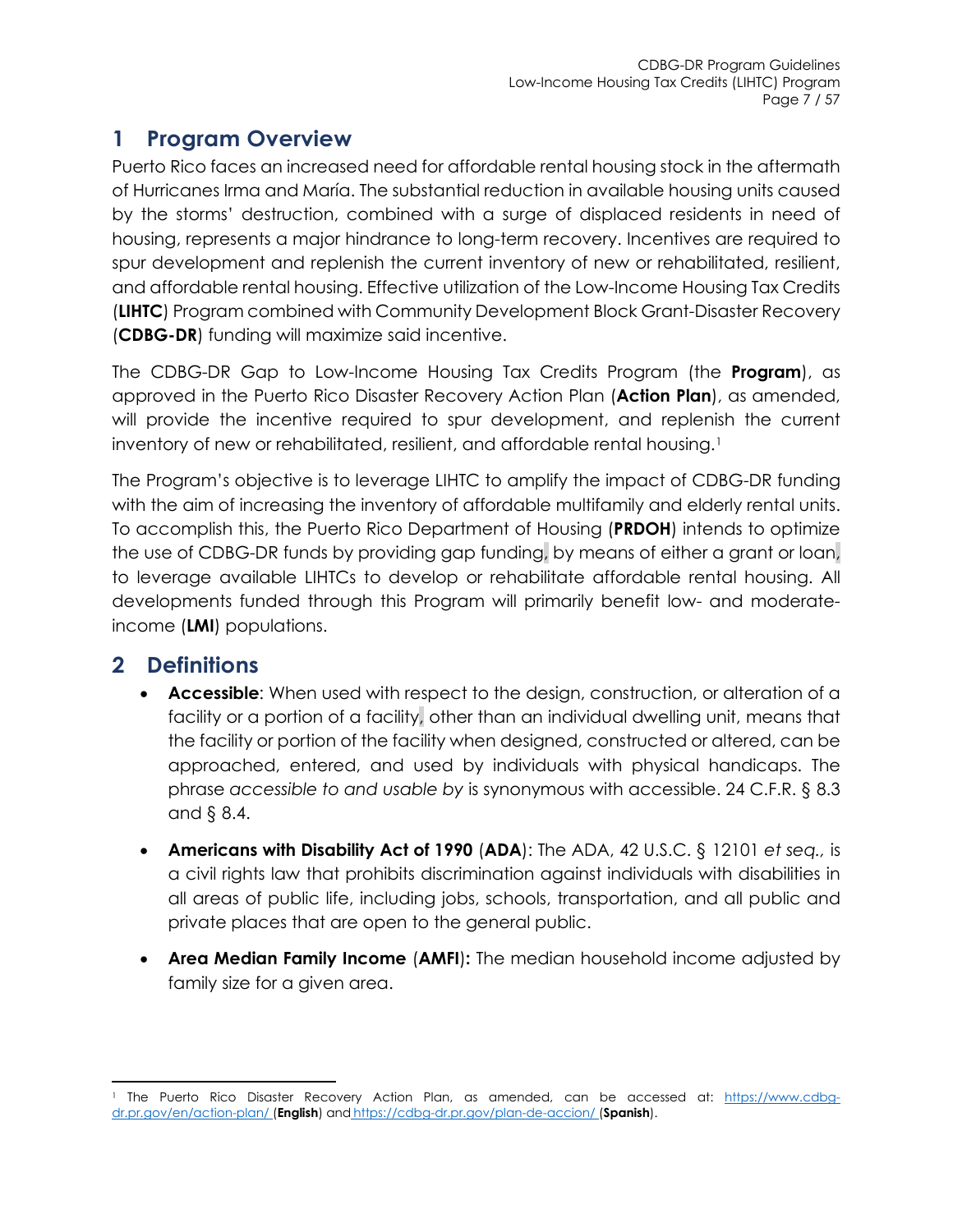# 1 Program Overview

Puerto Rico faces an increased need for affordable rental housing stock in the aftermath of Hurricanes Irma and María. The substantial reduction in available housing units caused by the storms' destruction, combined with a surge of displaced residents in need of housing, represents a major hindrance to long-term recovery. Incentives are required to spur development and replenish the current inventory of new or rehabilitated, resilient, and affordable rental housing. Effective utilization of the Low-Income Housing Tax Credits (**LIHTC**) Program combined with Community Development Block Grant-Disaster Recovery (**CDBG-DR**) funding will maximize said incentive.

The CDBG-DR Gap to Low-Income Housing Tax Credits Program (the **Program**), as approved in the Puerto Rico Disaster Recovery Action Plan (**Action Plan**), as amended, will provide the incentive required to spur development, and replenish the current inventory of new or rehabilitated, resilient, and affordable rental housing.[1]

The Program's objective is to leverage LIHTC to amplify the impact of CDBG-DR funding with the aim of increasing the inventory of affordable multifamily and elderly rental units. To accomplish this, the Puerto Rico Department of Housing (**PRDOH**) intends to optimize the use of CDBG-DR funds by providing gap funding, by means of either a grant or loan, to leverage available LIHTCs to develop or rehabilitate affordable rental housing. All developments funded through this Program will primarily benefit low- and moderate-income (**LMI**) populations.

# 2 Definitions

- **Accessible**: When used with respect to the design, construction, or alteration of a facility or a portion of a facility, other than an individual dwelling unit, means that the facility or portion of the facility when designed, constructed or altered, can be approached, entered, and used by individuals with physical handicaps. The phrase *accessible to and usable by* is synonymous with accessible. 24 C.F.R. § 8.3 and § 8.4.

- **Americans with Disability Act of 1990** (**ADA**): The ADA, 42 U.S.C. § 12101 *et seq.,* is a civil rights law that prohibits discrimination against individuals with disabilities in all areas of public life, including jobs, schools, transportation, and all public and private places that are open to the general public.

- **Area Median Family Income** (**AMFI**)**:** The median household income adjusted by family size for a given area.

[1] The Puerto Rico Disaster Recovery Action Plan, as amended, can be accessed at: https://www.cdbg-dr.pr.gov/en/action-plan/ (**English**) and https://cdbg-dr.pr.gov/plan-de-accion/ (**Spanish**).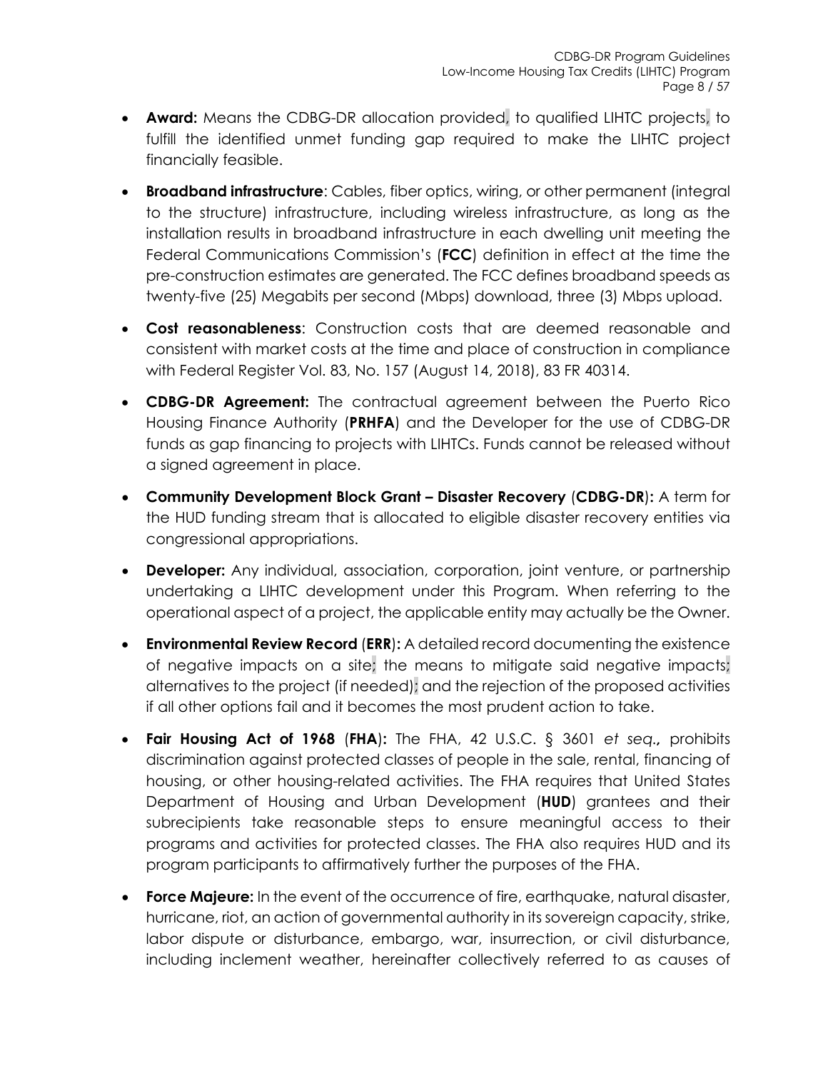- **Award:** Means the CDBG-DR allocation provided, to qualified LIHTC projects, to fulfill the identified unmet funding gap required to make the LIHTC project financially feasible.

- **Broadband infrastructure**: Cables, fiber optics, wiring, or other permanent (integral to the structure) infrastructure, including wireless infrastructure, as long as the installation results in broadband infrastructure in each dwelling unit meeting the Federal Communications Commission's (**FCC**) definition in effect at the time the pre-construction estimates are generated. The FCC defines broadband speeds as twenty-five (25) Megabits per second (Mbps) download, three (3) Mbps upload.

- **Cost reasonableness**: Construction costs that are deemed reasonable and consistent with market costs at the time and place of construction in compliance with Federal Register Vol. 83, No. 157 (August 14, 2018), 83 FR 40314.

- **CDBG-DR Agreement:** The contractual agreement between the Puerto Rico Housing Finance Authority (**PRHFA**) and the Developer for the use of CDBG-DR funds as gap financing to projects with LIHTCs. Funds cannot be released without a signed agreement in place.

- **Community Development Block Grant – Disaster Recovery** (**CDBG-DR**)**:** A term for the HUD funding stream that is allocated to eligible disaster recovery entities via congressional appropriations.

- **Developer:** Any individual, association, corporation, joint venture, or partnership undertaking a LIHTC development under this Program. When referring to the operational aspect of a project, the applicable entity may actually be the Owner.

- **Environmental Review Record** (**ERR**)**:** A detailed record documenting the existence of negative impacts on a site; the means to mitigate said negative impacts; alternatives to the project (if needed); and the rejection of the proposed activities if all other options fail and it becomes the most prudent action to take.

- **Fair Housing Act of 1968** (**FHA**)**:** The FHA, 42 U.S.C. § 3601 *et seq.***,** prohibits discrimination against protected classes of people in the sale, rental, financing of housing, or other housing-related activities. The FHA requires that United States Department of Housing and Urban Development (**HUD**) grantees and their subrecipients take reasonable steps to ensure meaningful access to their programs and activities for protected classes. The FHA also requires HUD and its program participants to affirmatively further the purposes of the FHA.

- **Force Majeure:** In the event of the occurrence of fire, earthquake, natural disaster, hurricane, riot, an action of governmental authority in its sovereign capacity, strike, labor dispute or disturbance, embargo, war, insurrection, or civil disturbance, including inclement weather, hereinafter collectively referred to as causes of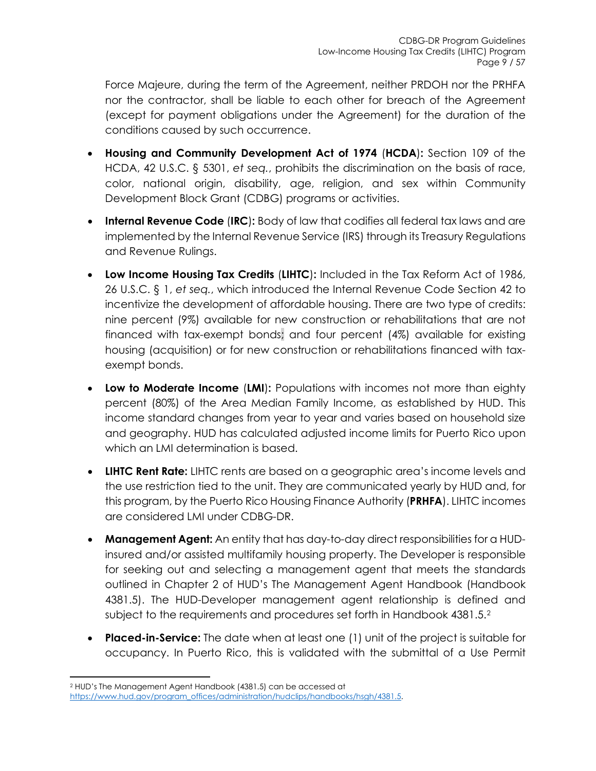Force Majeure, during the term of the Agreement, neither PRDOH nor the PRHFA nor the contractor, shall be liable to each other for breach of the Agreement (except for payment obligations under the Agreement) for the duration of the conditions caused by such occurrence.

- **Housing and Community Development Act of 1974** (**HCDA**)**:** Section 109 of the HCDA, 42 U.S.C. § 5301, *et seq.*, prohibits the discrimination on the basis of race, color, national origin, disability, age, religion, and sex within Community Development Block Grant (CDBG) programs or activities.

- **Internal Revenue Code** (**IRC**)**:** Body of law that codifies all federal tax laws and are implemented by the Internal Revenue Service (IRS) through its Treasury Regulations and Revenue Rulings.

- **Low Income Housing Tax Credits** (**LIHTC**)**:** Included in the Tax Reform Act of 1986, 26 U.S.C. § 1, *et seq.*, which introduced the Internal Revenue Code Section 42 to incentivize the development of affordable housing. There are two type of credits: nine percent (9%) available for new construction or rehabilitations that are not financed with tax-exempt bonds; and four percent (4%) available for existing housing (acquisition) or for new construction or rehabilitations financed with tax-exempt bonds.

- **Low to Moderate Income** (**LMI**)**:** Populations with incomes not more than eighty percent (80%) of the Area Median Family Income, as established by HUD. This income standard changes from year to year and varies based on household size and geography. HUD has calculated adjusted income limits for Puerto Rico upon which an LMI determination is based.

- **LIHTC Rent Rate:** LIHTC rents are based on a geographic area's income levels and the use restriction tied to the unit. They are communicated yearly by HUD and, for this program, by the Puerto Rico Housing Finance Authority (**PRHFA**). LIHTC incomes are considered LMI under CDBG-DR.

- **Management Agent:** An entity that has day-to-day direct responsibilities for a HUD-insured and/or assisted multifamily housing property. The Developer is responsible for seeking out and selecting a management agent that meets the standards outlined in Chapter 2 of HUD's The Management Agent Handbook (Handbook 4381.5). The HUD-Developer management agent relationship is defined and subject to the requirements and procedures set forth in Handbook 4381.5.[2]

- **Placed-in-Service:** The date when at least one (1) unit of the project is suitable for occupancy. In Puerto Rico, this is validated with the submittal of a Use Permit

[2] HUD's The Management Agent Handbook (4381.5) can be accessed at https://www.hud.gov/program_offices/administration/hudclips/handbooks/hsgh/4381.5.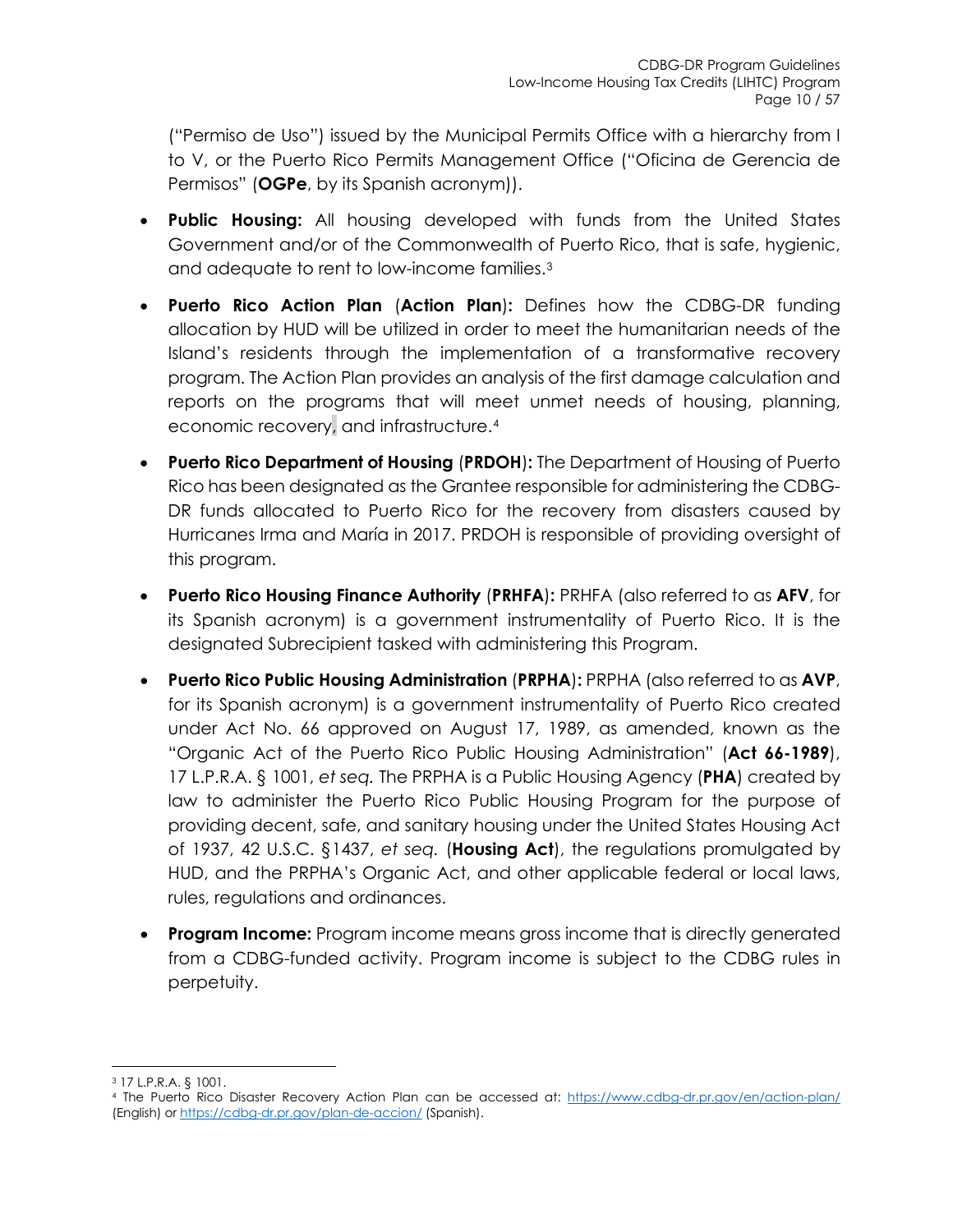("Permiso de Uso") issued by the Municipal Permits Office with a hierarchy from I to V, or the Puerto Rico Permits Management Office ("Oficina de Gerencia de Permisos" (**OGPe**, by its Spanish acronym)).

- **Public Housing:** All housing developed with funds from the United States Government and/or of the Commonwealth of Puerto Rico, that is safe, hygienic, and adequate to rent to low-income families.[3]
- **Puerto Rico Action Plan** (**Action Plan**)**:** Defines how the CDBG-DR funding allocation by HUD will be utilized in order to meet the humanitarian needs of the Island's residents through the implementation of a transformative recovery program. The Action Plan provides an analysis of the first damage calculation and reports on the programs that will meet unmet needs of housing, planning, economic recovery, and infrastructure.[4]
- **Puerto Rico Department of Housing** (**PRDOH**)**:** The Department of Housing of Puerto Rico has been designated as the Grantee responsible for administering the CDBG-DR funds allocated to Puerto Rico for the recovery from disasters caused by Hurricanes Irma and María in 2017. PRDOH is responsible of providing oversight of this program.
- **Puerto Rico Housing Finance Authority** (**PRHFA**)**:** PRHFA (also referred to as **AFV**, for its Spanish acronym) is a government instrumentality of Puerto Rico. It is the designated Subrecipient tasked with administering this Program.
- **Puerto Rico Public Housing Administration** (**PRPHA**)**:** PRPHA (also referred to as **AVP**, for its Spanish acronym) is a government instrumentality of Puerto Rico created under Act No. 66 approved on August 17, 1989, as amended, known as the "Organic Act of the Puerto Rico Public Housing Administration" (**Act 66-1989**), 17 L.P.R.A. § 1001, *et seq.* The PRPHA is a Public Housing Agency (**PHA**) created by law to administer the Puerto Rico Public Housing Program for the purpose of providing decent, safe, and sanitary housing under the United States Housing Act of 1937, 42 U.S.C. §1437, *et seq.* (**Housing Act**), the regulations promulgated by HUD, and the PRPHA's Organic Act, and other applicable federal or local laws, rules, regulations and ordinances.
- **Program Income:** Program income means gross income that is directly generated from a CDBG-funded activity. Program income is subject to the CDBG rules in perpetuity.

---

[3] 17 L.P.R.A. § 1001.

[4] The Puerto Rico Disaster Recovery Action Plan can be accessed at: https://www.cdbg-dr.pr.gov/en/action-plan/ (English) or https://cdbg-dr.pr.gov/plan-de-accion/ (Spanish).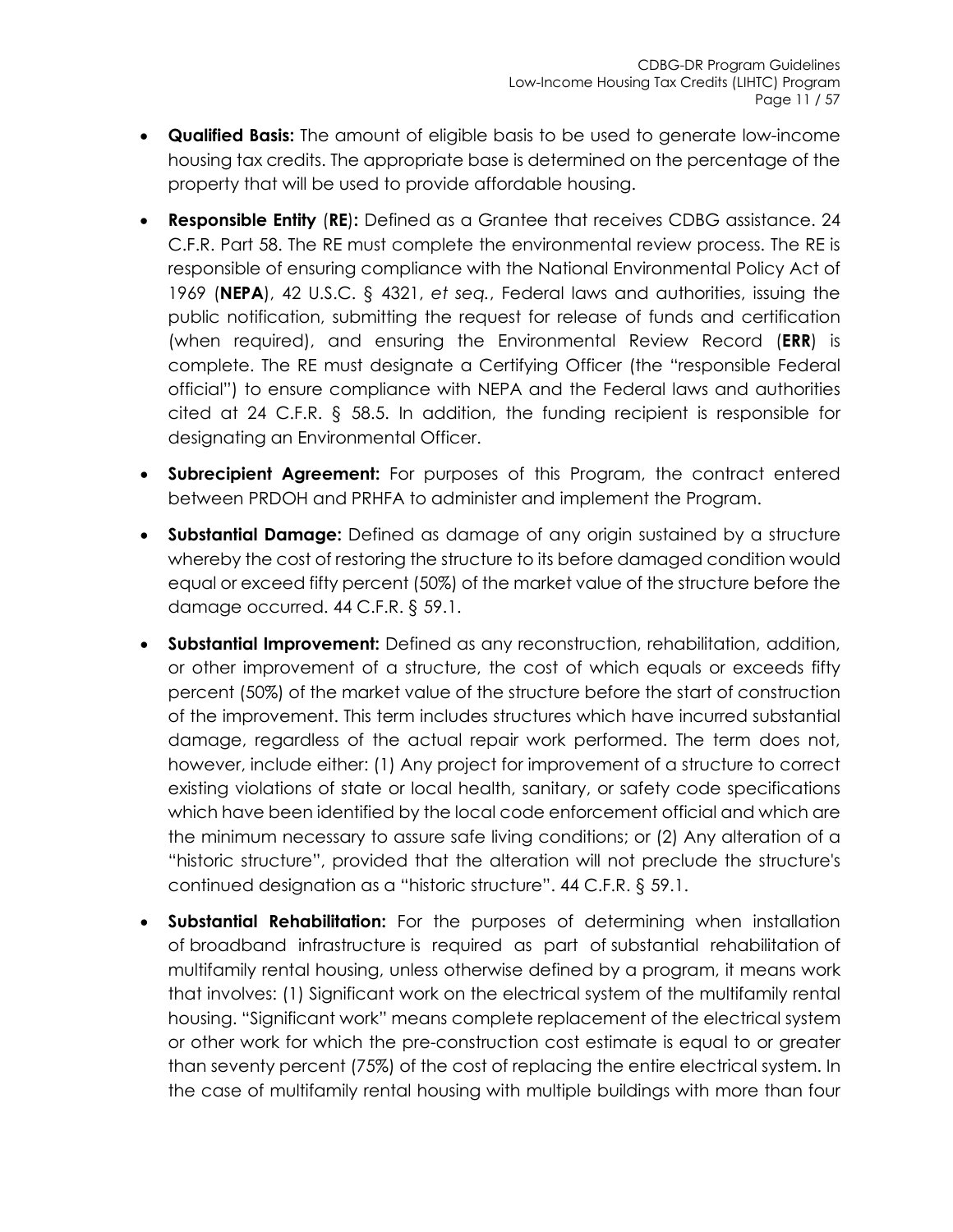- **Qualified Basis:** The amount of eligible basis to be used to generate low-income housing tax credits. The appropriate base is determined on the percentage of the property that will be used to provide affordable housing.
- **Responsible Entity** (**RE**)**:** Defined as a Grantee that receives CDBG assistance. 24 C.F.R. Part 58. The RE must complete the environmental review process. The RE is responsible of ensuring compliance with the National Environmental Policy Act of 1969 (**NEPA**), 42 U.S.C. § 4321, *et seq.*, Federal laws and authorities, issuing the public notification, submitting the request for release of funds and certification (when required), and ensuring the Environmental Review Record (**ERR**) is complete. The RE must designate a Certifying Officer (the "responsible Federal official") to ensure compliance with NEPA and the Federal laws and authorities cited at 24 C.F.R. § 58.5. In addition, the funding recipient is responsible for designating an Environmental Officer.
- **Subrecipient Agreement:** For purposes of this Program, the contract entered between PRDOH and PRHFA to administer and implement the Program.
- **Substantial Damage:** Defined as damage of any origin sustained by a structure whereby the cost of restoring the structure to its before damaged condition would equal or exceed fifty percent (50%) of the market value of the structure before the damage occurred. 44 C.F.R. § 59.1.
- **Substantial Improvement:** Defined as any reconstruction, rehabilitation, addition, or other improvement of a structure, the cost of which equals or exceeds fifty percent (50%) of the market value of the structure before the start of construction of the improvement. This term includes structures which have incurred substantial damage, regardless of the actual repair work performed. The term does not, however, include either: (1) Any project for improvement of a structure to correct existing violations of state or local health, sanitary, or safety code specifications which have been identified by the local code enforcement official and which are the minimum necessary to assure safe living conditions; or (2) Any alteration of a "historic structure", provided that the alteration will not preclude the structure's continued designation as a "historic structure". 44 C.F.R. § 59.1.
- **Substantial Rehabilitation:** For the purposes of determining when installation of broadband infrastructure is required as part of substantial rehabilitation of multifamily rental housing, unless otherwise defined by a program, it means work that involves: (1) Significant work on the electrical system of the multifamily rental housing. "Significant work" means complete replacement of the electrical system or other work for which the pre-construction cost estimate is equal to or greater than seventy percent (75%) of the cost of replacing the entire electrical system. In the case of multifamily rental housing with multiple buildings with more than four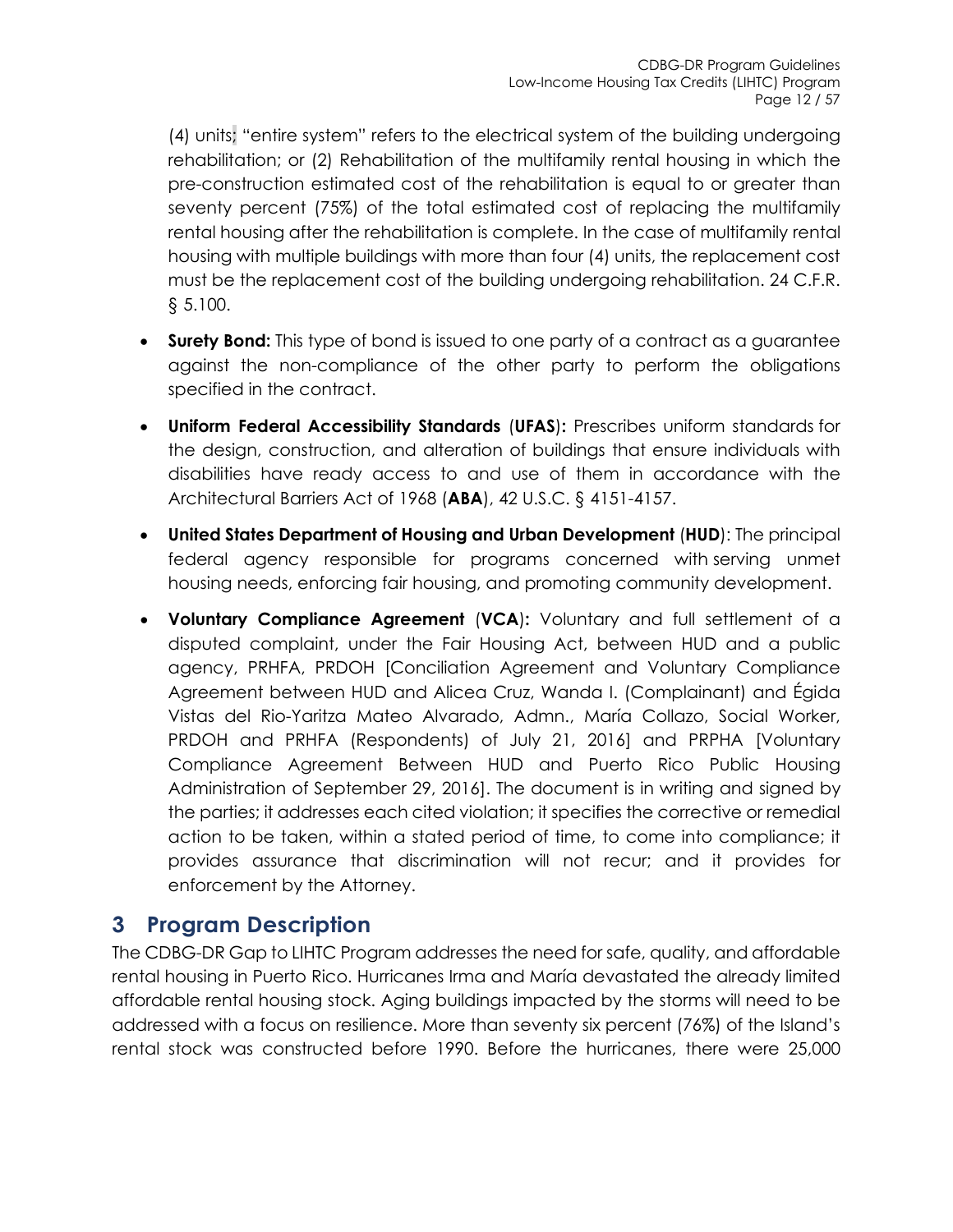(4) units; "entire system" refers to the electrical system of the building undergoing rehabilitation; or (2) Rehabilitation of the multifamily rental housing in which the pre-construction estimated cost of the rehabilitation is equal to or greater than seventy percent (75%) of the total estimated cost of replacing the multifamily rental housing after the rehabilitation is complete. In the case of multifamily rental housing with multiple buildings with more than four (4) units, the replacement cost must be the replacement cost of the building undergoing rehabilitation. 24 C.F.R. § 5.100.

- **Surety Bond:** This type of bond is issued to one party of a contract as a guarantee against the non-compliance of the other party to perform the obligations specified in the contract.
- **Uniform Federal Accessibility Standards** (**UFAS**)**:** Prescribes uniform standards for the design, construction, and alteration of buildings that ensure individuals with disabilities have ready access to and use of them in accordance with the Architectural Barriers Act of 1968 (**ABA**), 42 U.S.C. § 4151-4157.
- **United States Department of Housing and Urban Development** (**HUD**): The principal federal agency responsible for programs concerned with serving unmet housing needs, enforcing fair housing, and promoting community development.
- **Voluntary Compliance Agreement** (**VCA**)**:** Voluntary and full settlement of a disputed complaint, under the Fair Housing Act, between HUD and a public agency, PRHFA, PRDOH [Conciliation Agreement and Voluntary Compliance Agreement between HUD and Alicea Cruz, Wanda I. (Complainant) and Égida Vistas del Rio-Yaritza Mateo Alvarado, Admn., María Collazo, Social Worker, PRDOH and PRHFA (Respondents) of July 21, 2016] and PRPHA [Voluntary Compliance Agreement Between HUD and Puerto Rico Public Housing Administration of September 29, 2016]. The document is in writing and signed by the parties; it addresses each cited violation; it specifies the corrective or remedial action to be taken, within a stated period of time, to come into compliance; it provides assurance that discrimination will not recur; and it provides for enforcement by the Attorney.

# 3 Program Description

The CDBG-DR Gap to LIHTC Program addresses the need for safe, quality, and affordable rental housing in Puerto Rico. Hurricanes Irma and María devastated the already limited affordable rental housing stock. Aging buildings impacted by the storms will need to be addressed with a focus on resilience. More than seventy six percent (76%) of the Island's rental stock was constructed before 1990. Before the hurricanes, there were 25,000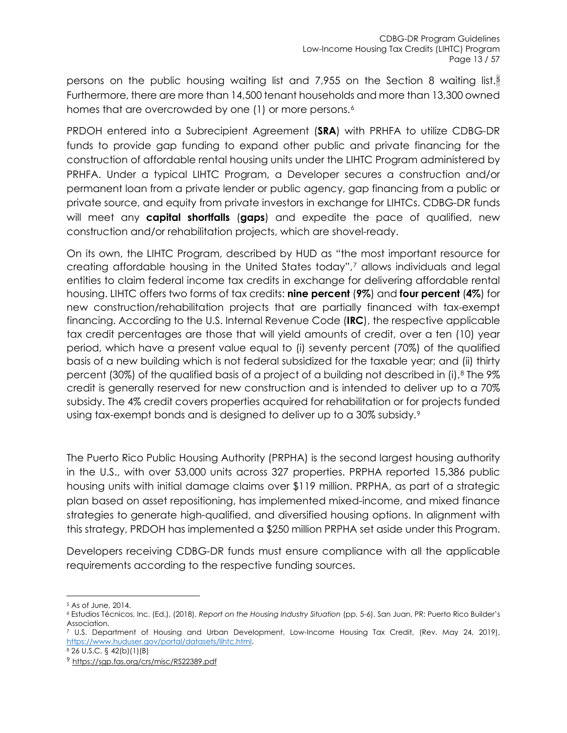persons on the public housing waiting list and 7,955 on the Section 8 waiting list.[5] Furthermore, there are more than 14,500 tenant households and more than 13,300 owned homes that are overcrowded by one (1) or more persons.[6]

PRDOH entered into a Subrecipient Agreement (**SRA**) with PRHFA to utilize CDBG-DR funds to provide gap funding to expand other public and private financing for the construction of affordable rental housing units under the LIHTC Program administered by PRHFA. Under a typical LIHTC Program, a Developer secures a construction and/or permanent loan from a private lender or public agency, gap financing from a public or private source, and equity from private investors in exchange for LIHTCs. CDBG-DR funds will meet any **capital shortfalls** (**gaps**) and expedite the pace of qualified, new construction and/or rehabilitation projects, which are shovel-ready.

On its own, the LIHTC Program, described by HUD as "the most important resource for creating affordable housing in the United States today",[7] allows individuals and legal entities to claim federal income tax credits in exchange for delivering affordable rental housing. LIHTC offers two forms of tax credits: **nine percent** (**9%**) and **four percent** (**4%**) for new construction/rehabilitation projects that are partially financed with tax-exempt financing. According to the U.S. Internal Revenue Code (**IRC**), the respective applicable tax credit percentages are those that will yield amounts of credit, over a ten (10) year period, which have a present value equal to (i) seventy percent (70%) of the qualified basis of a new building which is not federal subsidized for the taxable year; and (ii) thirty percent (30%) of the qualified basis of a project of a building not described in (i).[8] The 9% credit is generally reserved for new construction and is intended to deliver up to a 70% subsidy. The 4% credit covers properties acquired for rehabilitation or for projects funded using tax-exempt bonds and is designed to deliver up to a 30% subsidy.[9]

The Puerto Rico Public Housing Authority (PRPHA) is the second largest housing authority in the U.S., with over 53,000 units across 327 properties. PRPHA reported 15,386 public housing units with initial damage claims over $119 million. PRPHA, as part of a strategic plan based on asset repositioning, has implemented mixed-income, and mixed finance strategies to generate high-qualified, and diversified housing options. In alignment with this strategy, PRDOH has implemented a $250 million PRPHA set aside under this Program.

Developers receiving CDBG-DR funds must ensure compliance with all the applicable requirements according to the respective funding sources.

---

[5] As of June, 2014.

[6] Estudios Técnicos, Inc. (Ed.). (2018). *Report on the Housing Industry Situation* (pp. 5-6). San Juan, PR: Puerto Rico Builder's Association.

[7] U.S. Department of Housing and Urban Development, Low-Income Housing Tax Credit, (Rev. May 24, 2019), https://www.huduser.gov/portal/datasets/lihtc.html.

[8] 26 U.S.C. § 42(b)(1)(B)

[9] https://sgp.fas.org/crs/misc/RS22389.pdf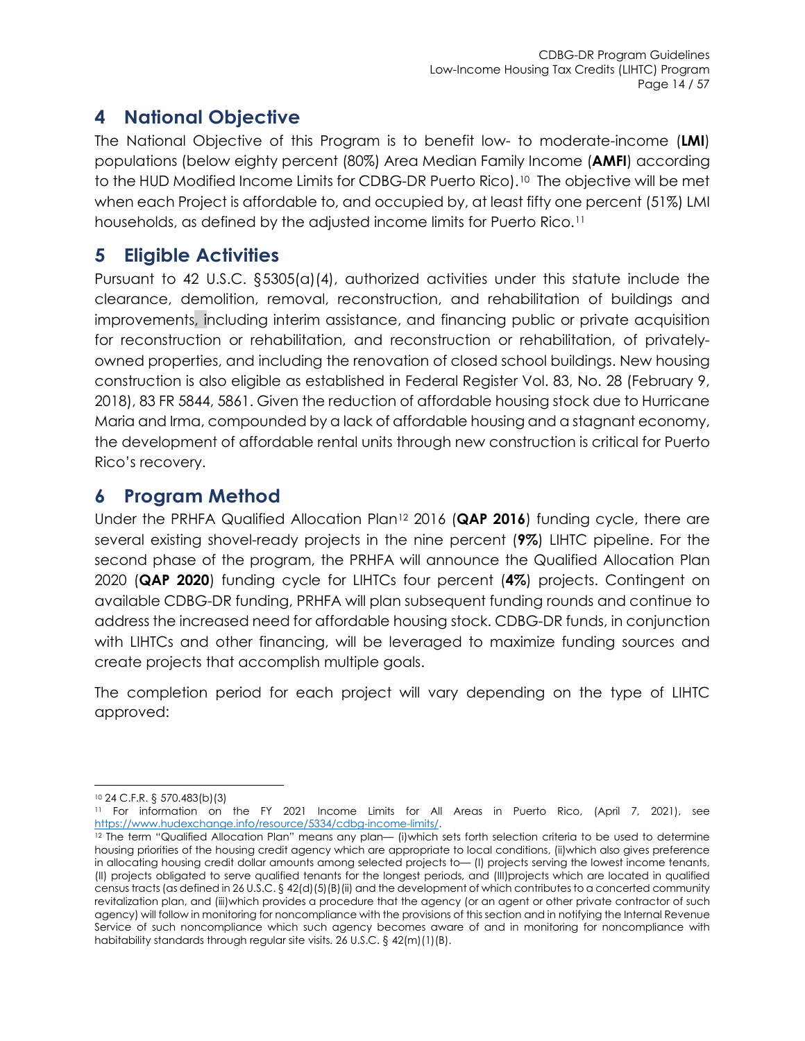# 4 National Objective

The National Objective of this Program is to benefit low- to moderate-income (**LMI**) populations (below eighty percent (80%) Area Median Family Income (**AMFI**) according to the HUD Modified Income Limits for CDBG-DR Puerto Rico).[10] The objective will be met when each Project is affordable to, and occupied by, at least fifty one percent (51%) LMI households, as defined by the adjusted income limits for Puerto Rico.[11]

# 5 Eligible Activities

Pursuant to 42 U.S.C. §5305(a)(4), authorized activities under this statute include the clearance, demolition, removal, reconstruction, and rehabilitation of buildings and improvements, including interim assistance, and financing public or private acquisition for reconstruction or rehabilitation, and reconstruction or rehabilitation, of privately-owned properties, and including the renovation of closed school buildings. New housing construction is also eligible as established in Federal Register Vol. 83, No. 28 (February 9, 2018), 83 FR 5844, 5861. Given the reduction of affordable housing stock due to Hurricane Maria and Irma, compounded by a lack of affordable housing and a stagnant economy, the development of affordable rental units through new construction is critical for Puerto Rico's recovery.

# 6 Program Method

Under the PRHFA Qualified Allocation Plan[12] 2016 (**QAP 2016**) funding cycle, there are several existing shovel-ready projects in the nine percent (**9%**) LIHTC pipeline. For the second phase of the program, the PRHFA will announce the Qualified Allocation Plan 2020 (**QAP 2020**) funding cycle for LIHTCs four percent (**4%**) projects. Contingent on available CDBG-DR funding, PRHFA will plan subsequent funding rounds and continue to address the increased need for affordable housing stock. CDBG-DR funds, in conjunction with LIHTCs and other financing, will be leveraged to maximize funding sources and create projects that accomplish multiple goals.

The completion period for each project will vary depending on the type of LIHTC approved:

---

[10] 24 C.F.R. § 570.483(b)(3)

[11] For information on the FY 2021 Income Limits for All Areas in Puerto Rico, (April 7, 2021), see https://www.hudexchange.info/resource/5334/cdbg-income-limits/.

[12] The term "Qualified Allocation Plan" means any plan— (i)which sets forth selection criteria to be used to determine housing priorities of the housing credit agency which are appropriate to local conditions, (ii)which also gives preference in allocating housing credit dollar amounts among selected projects to— (I) projects serving the lowest income tenants, (II) projects obligated to serve qualified tenants for the longest periods, and (III)projects which are located in qualified census tracts (as defined in 26 U.S.C. § 42(d)(5)(B)(ii) and the development of which contributes to a concerted community revitalization plan, and (iii)which provides a procedure that the agency (or an agent or other private contractor of such agency) will follow in monitoring for noncompliance with the provisions of this section and in notifying the Internal Revenue Service of such noncompliance which such agency becomes aware of and in monitoring for noncompliance with habitability standards through regular site visits. 26 U.S.C. § 42(m)(1)(B).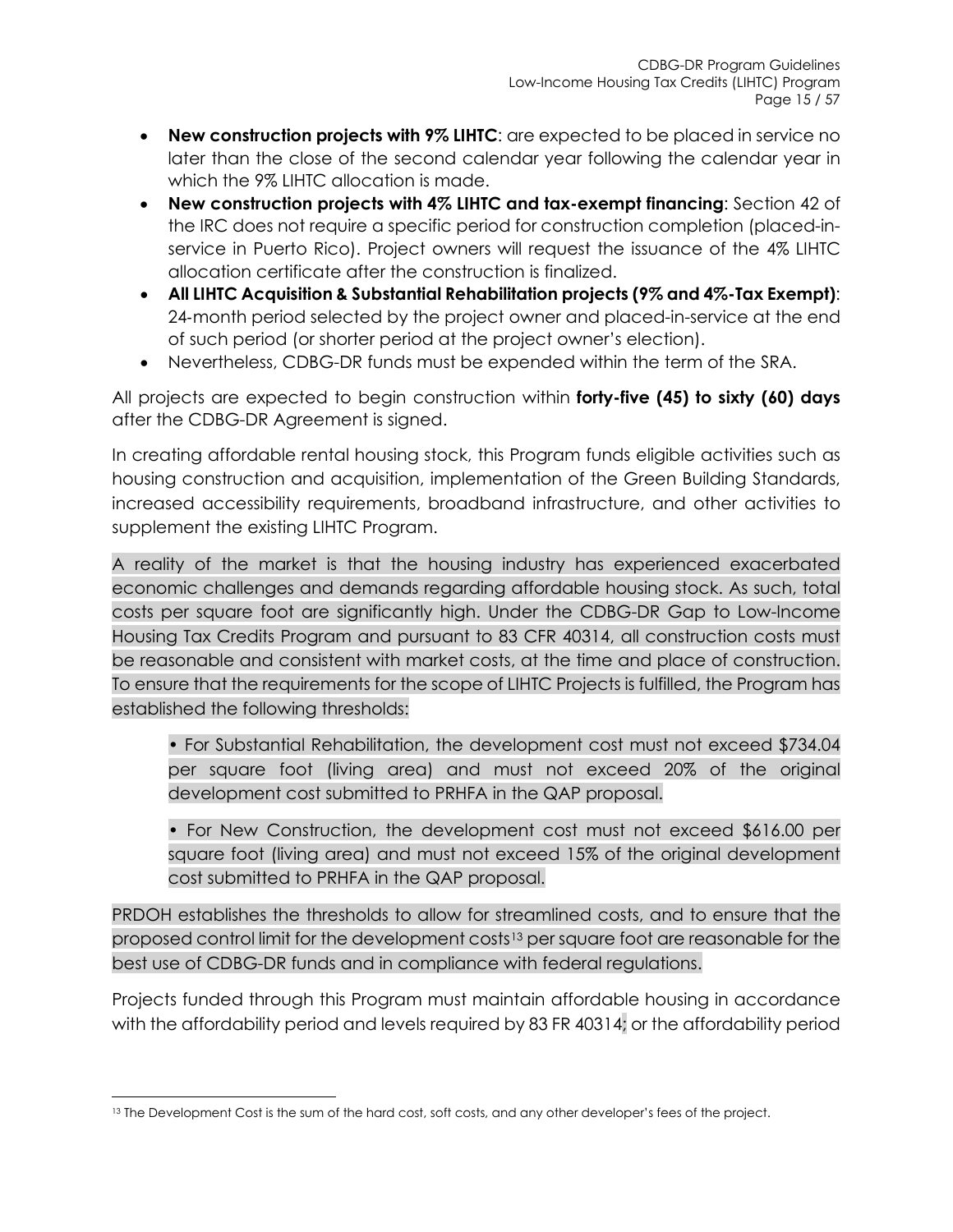- **New construction projects with 9% LIHTC**: are expected to be placed in service no later than the close of the second calendar year following the calendar year in which the 9% LIHTC allocation is made.
- **New construction projects with 4% LIHTC and tax-exempt financing**: Section 42 of the IRC does not require a specific period for construction completion (placed-in-service in Puerto Rico). Project owners will request the issuance of the 4% LIHTC allocation certificate after the construction is finalized.
- **All LIHTC Acquisition & Substantial Rehabilitation projects (9% and 4%-Tax Exempt)**: 24-month period selected by the project owner and placed-in-service at the end of such period (or shorter period at the project owner's election).
- Nevertheless, CDBG-DR funds must be expended within the term of the SRA.

All projects are expected to begin construction within **forty-five (45) to sixty (60) days** after the CDBG-DR Agreement is signed.

In creating affordable rental housing stock, this Program funds eligible activities such as housing construction and acquisition, implementation of the Green Building Standards, increased accessibility requirements, broadband infrastructure, and other activities to supplement the existing LIHTC Program.

A reality of the market is that the housing industry has experienced exacerbated economic challenges and demands regarding affordable housing stock. As such, total costs per square foot are significantly high. Under the CDBG-DR Gap to Low-Income Housing Tax Credits Program and pursuant to 83 CFR 40314, all construction costs must be reasonable and consistent with market costs, at the time and place of construction. To ensure that the requirements for the scope of LIHTC Projects is fulfilled, the Program has established the following thresholds:

> • For Substantial Rehabilitation, the development cost must not exceed $734.04 per square foot (living area) and must not exceed 20% of the original development cost submitted to PRHFA in the QAP proposal.
>
> • For New Construction, the development cost must not exceed $616.00 per square foot (living area) and must not exceed 15% of the original development cost submitted to PRHFA in the QAP proposal.

PRDOH establishes the thresholds to allow for streamlined costs, and to ensure that the proposed control limit for the development costs[13] per square foot are reasonable for the best use of CDBG-DR funds and in compliance with federal regulations.

Projects funded through this Program must maintain affordable housing in accordance with the affordability period and levels required by 83 FR 40314; or the affordability period

[13] The Development Cost is the sum of the hard cost, soft costs, and any other developer's fees of the project.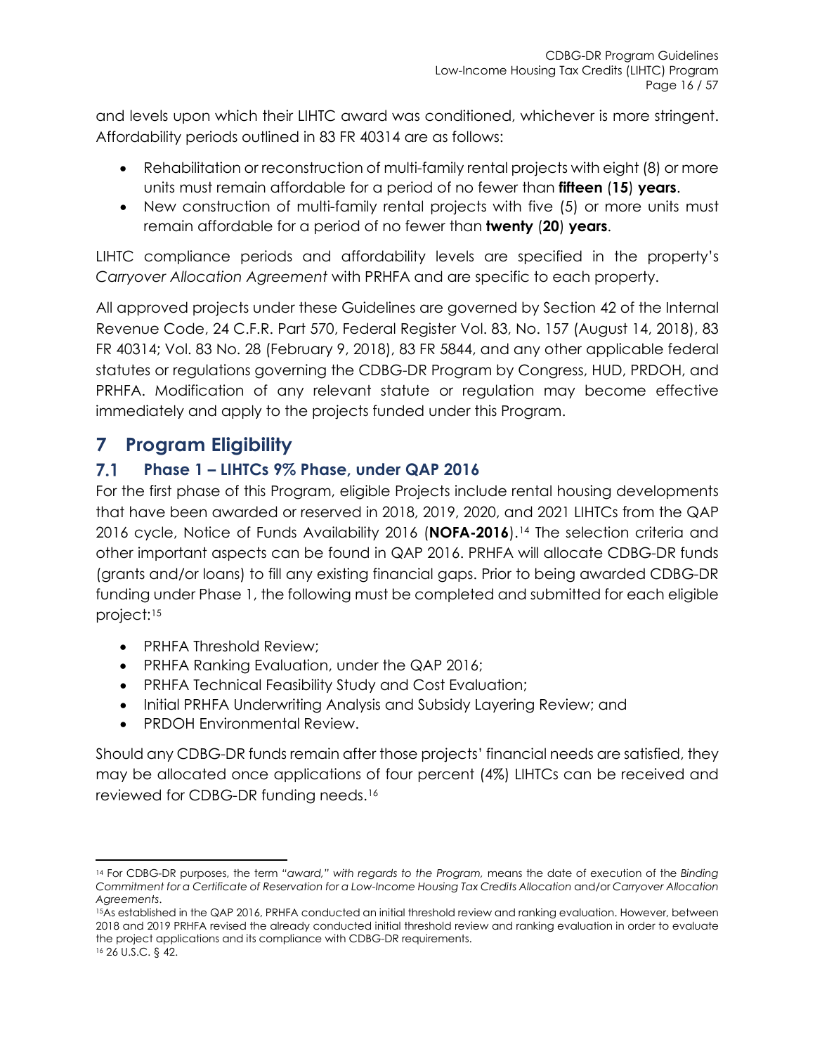and levels upon which their LIHTC award was conditioned, whichever is more stringent. Affordability periods outlined in 83 FR 40314 are as follows:

- Rehabilitation or reconstruction of multi-family rental projects with eight (8) or more units must remain affordable for a period of no fewer than **fifteen** (**15**) **years**.
- New construction of multi-family rental projects with five (5) or more units must remain affordable for a period of no fewer than **twenty** (**20**) **years**.

LIHTC compliance periods and affordability levels are specified in the property's *Carryover Allocation Agreement* with PRHFA and are specific to each property.

All approved projects under these Guidelines are governed by Section 42 of the Internal Revenue Code, 24 C.F.R. Part 570, Federal Register Vol. 83, No. 157 (August 14, 2018), 83 FR 40314; Vol. 83 No. 28 (February 9, 2018), 83 FR 5844, and any other applicable federal statutes or regulations governing the CDBG-DR Program by Congress, HUD, PRDOH, and PRHFA. Modification of any relevant statute or regulation may become effective immediately and apply to the projects funded under this Program.

# 7 Program Eligibility

## 7.1 Phase 1 – LIHTCs 9% Phase, under QAP 2016

For the first phase of this Program, eligible Projects include rental housing developments that have been awarded or reserved in 2018, 2019, 2020, and 2021 LIHTCs from the QAP 2016 cycle, Notice of Funds Availability 2016 (**NOFA-2016**).[14] The selection criteria and other important aspects can be found in QAP 2016. PRHFA will allocate CDBG-DR funds (grants and/or loans) to fill any existing financial gaps. Prior to being awarded CDBG-DR funding under Phase 1, the following must be completed and submitted for each eligible project:[15]

- PRHFA Threshold Review;
- PRHFA Ranking Evaluation, under the QAP 2016;
- PRHFA Technical Feasibility Study and Cost Evaluation;
- Initial PRHFA Underwriting Analysis and Subsidy Layering Review; and
- PRDOH Environmental Review.

Should any CDBG-DR funds remain after those projects' financial needs are satisfied, they may be allocated once applications of four percent (4%) LIHTCs can be received and reviewed for CDBG-DR funding needs.[16]

---

[14] For CDBG-DR purposes, the term *"award," with regards to the Program,* means the date of execution of the *Binding Commitment for a Certificate of Reservation for a Low-Income Housing Tax Credits Allocation* and/or *Carryover Allocation Agreements*.

[15] As established in the QAP 2016, PRHFA conducted an initial threshold review and ranking evaluation. However, between 2018 and 2019 PRHFA revised the already conducted initial threshold review and ranking evaluation in order to evaluate the project applications and its compliance with CDBG-DR requirements.

[16] 26 U.S.C. § 42.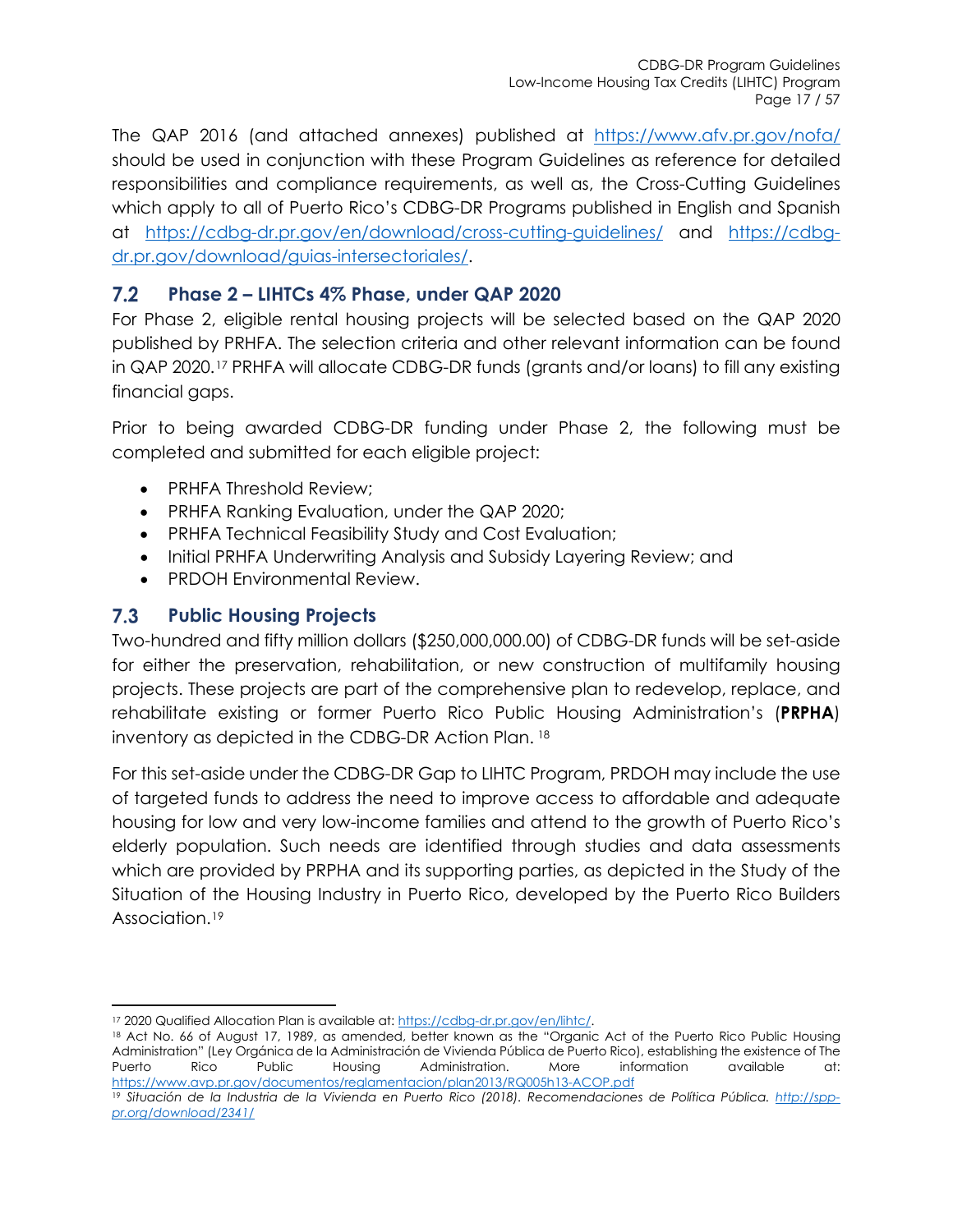The QAP 2016 (and attached annexes) published at https://www.afv.pr.gov/nofa/ should be used in conjunction with these Program Guidelines as reference for detailed responsibilities and compliance requirements, as well as, the Cross-Cutting Guidelines which apply to all of Puerto Rico's CDBG-DR Programs published in English and Spanish at https://cdbg-dr.pr.gov/en/download/cross-cutting-guidelines/ and https://cdbg-dr.pr.gov/download/guias-intersectoriales/.

## 7.2 Phase 2 – LIHTCs 4% Phase, under QAP 2020

For Phase 2, eligible rental housing projects will be selected based on the QAP 2020 published by PRHFA. The selection criteria and other relevant information can be found in QAP 2020.[17] PRHFA will allocate CDBG-DR funds (grants and/or loans) to fill any existing financial gaps.

Prior to being awarded CDBG-DR funding under Phase 2, the following must be completed and submitted for each eligible project:

- PRHFA Threshold Review;
- PRHFA Ranking Evaluation, under the QAP 2020;
- PRHFA Technical Feasibility Study and Cost Evaluation;
- Initial PRHFA Underwriting Analysis and Subsidy Layering Review; and
- PRDOH Environmental Review.

## 7.3 Public Housing Projects

Two-hundred and fifty million dollars ($250,000,000.00) of CDBG-DR funds will be set-aside for either the preservation, rehabilitation, or new construction of multifamily housing projects. These projects are part of the comprehensive plan to redevelop, replace, and rehabilitate existing or former Puerto Rico Public Housing Administration's (**PRPHA**) inventory as depicted in the CDBG-DR Action Plan. [18]

For this set-aside under the CDBG-DR Gap to LIHTC Program, PRDOH may include the use of targeted funds to address the need to improve access to affordable and adequate housing for low and very low-income families and attend to the growth of Puerto Rico's elderly population. Such needs are identified through studies and data assessments which are provided by PRPHA and its supporting parties, as depicted in the Study of the Situation of the Housing Industry in Puerto Rico, developed by the Puerto Rico Builders Association.[19]

---

[17] 2020 Qualified Allocation Plan is available at: https://cdbg-dr.pr.gov/en/lihtc/.

[18] Act No. 66 of August 17, 1989, as amended, better known as the "Organic Act of the Puerto Rico Public Housing Administration" (Ley Orgánica de la Administración de Vivienda Pública de Puerto Rico), establishing the existence of The Puerto Rico Public Housing Administration. More information available at: https://www.avp.pr.gov/documentos/reglamentacion/plan2013/RQ005h13-ACOP.pdf

[19] *Situación de la Industria de la Vivienda en Puerto Rico (2018). Recomendaciones de Política Pública.* http://spp-pr.org/download/2341/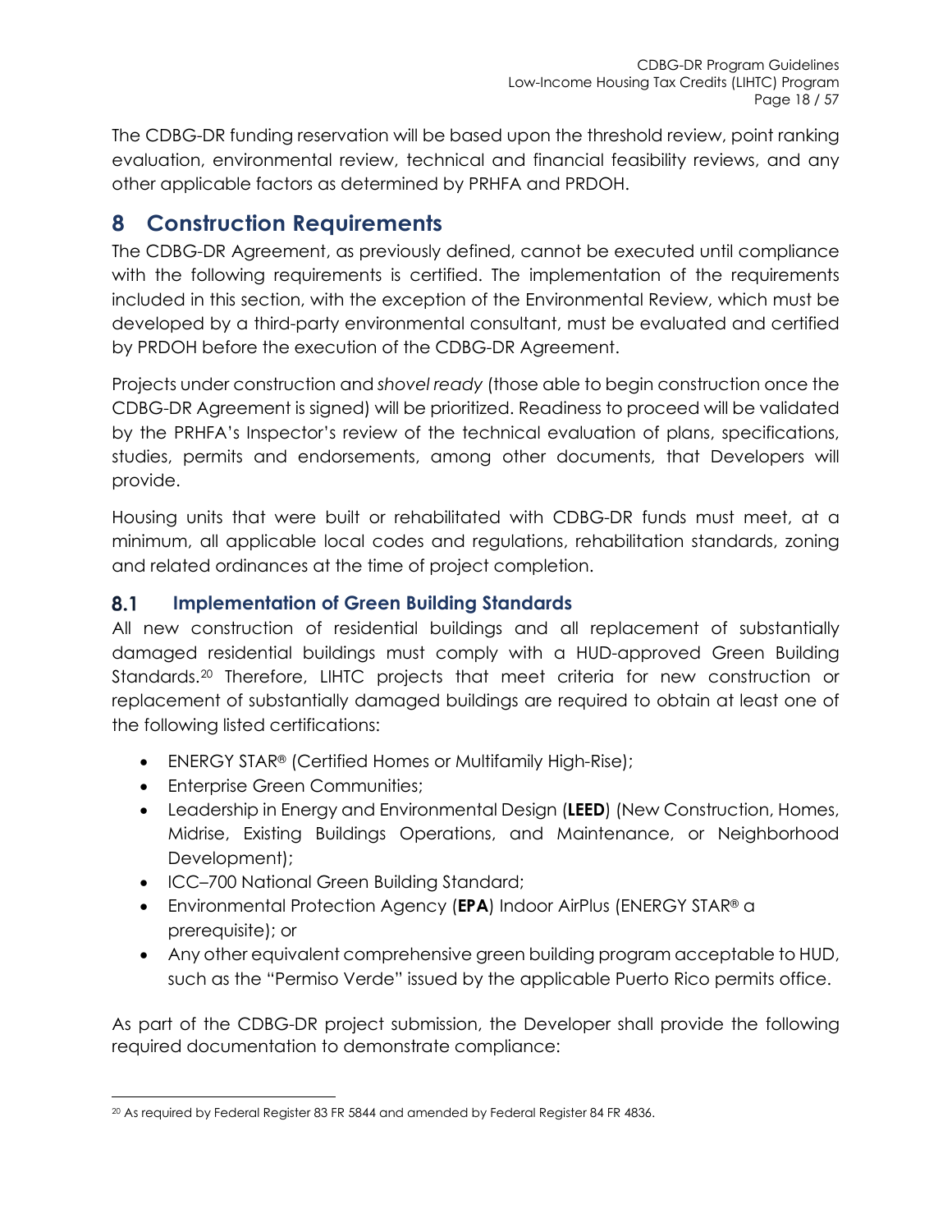The CDBG-DR funding reservation will be based upon the threshold review, point ranking evaluation, environmental review, technical and financial feasibility reviews, and any other applicable factors as determined by PRHFA and PRDOH.

# 8 Construction Requirements

The CDBG-DR Agreement, as previously defined, cannot be executed until compliance with the following requirements is certified. The implementation of the requirements included in this section, with the exception of the Environmental Review, which must be developed by a third-party environmental consultant, must be evaluated and certified by PRDOH before the execution of the CDBG-DR Agreement.

Projects under construction and *shovel ready* (those able to begin construction once the CDBG-DR Agreement is signed) will be prioritized. Readiness to proceed will be validated by the PRHFA's Inspector's review of the technical evaluation of plans, specifications, studies, permits and endorsements, among other documents, that Developers will provide.

Housing units that were built or rehabilitated with CDBG-DR funds must meet, at a minimum, all applicable local codes and regulations, rehabilitation standards, zoning and related ordinances at the time of project completion.

## 8.1 Implementation of Green Building Standards

All new construction of residential buildings and all replacement of substantially damaged residential buildings must comply with a HUD-approved Green Building Standards.[20] Therefore, LIHTC projects that meet criteria for new construction or replacement of substantially damaged buildings are required to obtain at least one of the following listed certifications:

- ENERGY STAR® (Certified Homes or Multifamily High-Rise);
- Enterprise Green Communities;
- Leadership in Energy and Environmental Design (**LEED**) (New Construction, Homes, Midrise, Existing Buildings Operations, and Maintenance, or Neighborhood Development);
- ICC–700 National Green Building Standard;
- Environmental Protection Agency (**EPA**) Indoor AirPlus (ENERGY STAR® a prerequisite); or
- Any other equivalent comprehensive green building program acceptable to HUD, such as the "Permiso Verde" issued by the applicable Puerto Rico permits office.

As part of the CDBG-DR project submission, the Developer shall provide the following required documentation to demonstrate compliance:

[20] As required by Federal Register 83 FR 5844 and amended by Federal Register 84 FR 4836.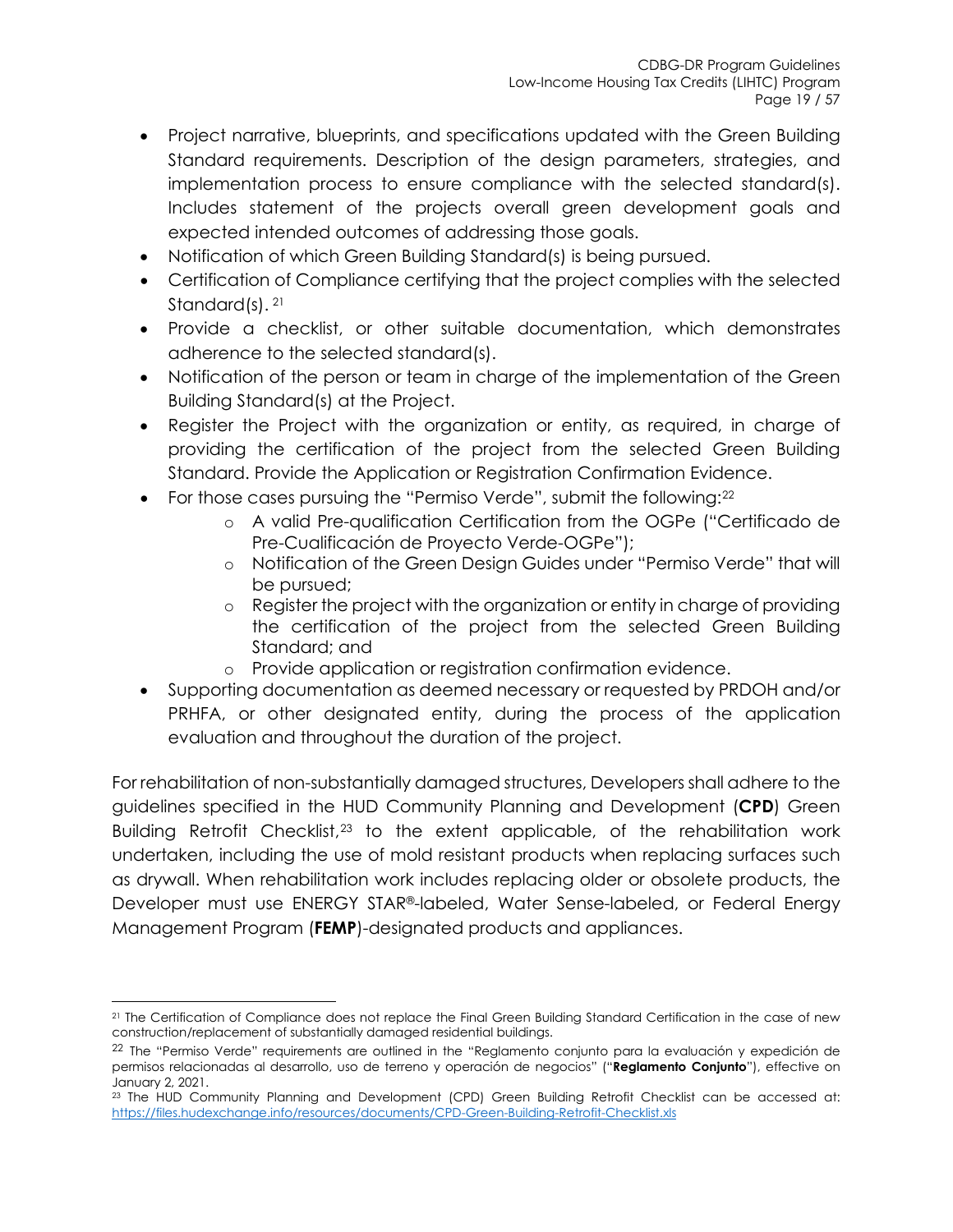- Project narrative, blueprints, and specifications updated with the Green Building Standard requirements. Description of the design parameters, strategies, and implementation process to ensure compliance with the selected standard(s). Includes statement of the projects overall green development goals and expected intended outcomes of addressing those goals.
- Notification of which Green Building Standard(s) is being pursued.
- Certification of Compliance certifying that the project complies with the selected Standard(s). [21]
- Provide a checklist, or other suitable documentation, which demonstrates adherence to the selected standard(s).
- Notification of the person or team in charge of the implementation of the Green Building Standard(s) at the Project.
- Register the Project with the organization or entity, as required, in charge of providing the certification of the project from the selected Green Building Standard. Provide the Application or Registration Confirmation Evidence.
- For those cases pursuing the "Permiso Verde", submit the following:[22]
    - A valid Pre-qualification Certification from the OGPe ("Certificado de Pre-Cualificación de Proyecto Verde-OGPe");
    - Notification of the Green Design Guides under "Permiso Verde" that will be pursued;
    - Register the project with the organization or entity in charge of providing the certification of the project from the selected Green Building Standard; and
    - Provide application or registration confirmation evidence.
- Supporting documentation as deemed necessary or requested by PRDOH and/or PRHFA, or other designated entity, during the process of the application evaluation and throughout the duration of the project.

For rehabilitation of non-substantially damaged structures, Developers shall adhere to the guidelines specified in the HUD Community Planning and Development (**CPD**) Green Building Retrofit Checklist,[23] to the extent applicable, of the rehabilitation work undertaken, including the use of mold resistant products when replacing surfaces such as drywall. When rehabilitation work includes replacing older or obsolete products, the Developer must use ENERGY STAR®-labeled, Water Sense-labeled, or Federal Energy Management Program (**FEMP**)-designated products and appliances.

---

[21] The Certification of Compliance does not replace the Final Green Building Standard Certification in the case of new construction/replacement of substantially damaged residential buildings.

[22] The "Permiso Verde" requirements are outlined in the "Reglamento conjunto para la evaluación y expedición de permisos relacionadas al desarrollo, uso de terreno y operación de negocios" ("**Reglamento Conjunto**"), effective on January 2, 2021.

[23] The HUD Community Planning and Development (CPD) Green Building Retrofit Checklist can be accessed at: https://files.hudexchange.info/resources/documents/CPD-Green-Building-Retrofit-Checklist.xls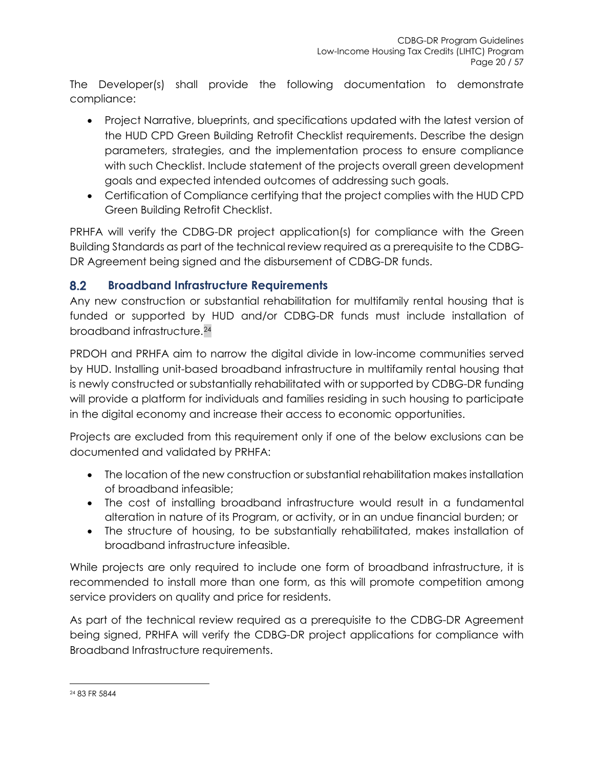The Developer(s) shall provide the following documentation to demonstrate compliance:

- Project Narrative, blueprints, and specifications updated with the latest version of the HUD CPD Green Building Retrofit Checklist requirements. Describe the design parameters, strategies, and the implementation process to ensure compliance with such Checklist. Include statement of the projects overall green development goals and expected intended outcomes of addressing such goals.
- Certification of Compliance certifying that the project complies with the HUD CPD Green Building Retrofit Checklist.

PRHFA will verify the CDBG-DR project application(s) for compliance with the Green Building Standards as part of the technical review required as a prerequisite to the CDBG-DR Agreement being signed and the disbursement of CDBG-DR funds.

## 8.2 Broadband Infrastructure Requirements

Any new construction or substantial rehabilitation for multifamily rental housing that is funded or supported by HUD and/or CDBG-DR funds must include installation of broadband infrastructure.[24]

PRDOH and PRHFA aim to narrow the digital divide in low-income communities served by HUD. Installing unit-based broadband infrastructure in multifamily rental housing that is newly constructed or substantially rehabilitated with or supported by CDBG-DR funding will provide a platform for individuals and families residing in such housing to participate in the digital economy and increase their access to economic opportunities.

Projects are excluded from this requirement only if one of the below exclusions can be documented and validated by PRHFA:

- The location of the new construction or substantial rehabilitation makes installation of broadband infeasible;
- The cost of installing broadband infrastructure would result in a fundamental alteration in nature of its Program, or activity, or in an undue financial burden; or
- The structure of housing, to be substantially rehabilitated, makes installation of broadband infrastructure infeasible.

While projects are only required to include one form of broadband infrastructure, it is recommended to install more than one form, as this will promote competition among service providers on quality and price for residents.

As part of the technical review required as a prerequisite to the CDBG-DR Agreement being signed, PRHFA will verify the CDBG-DR project applications for compliance with Broadband Infrastructure requirements.

---

[24] 83 FR 5844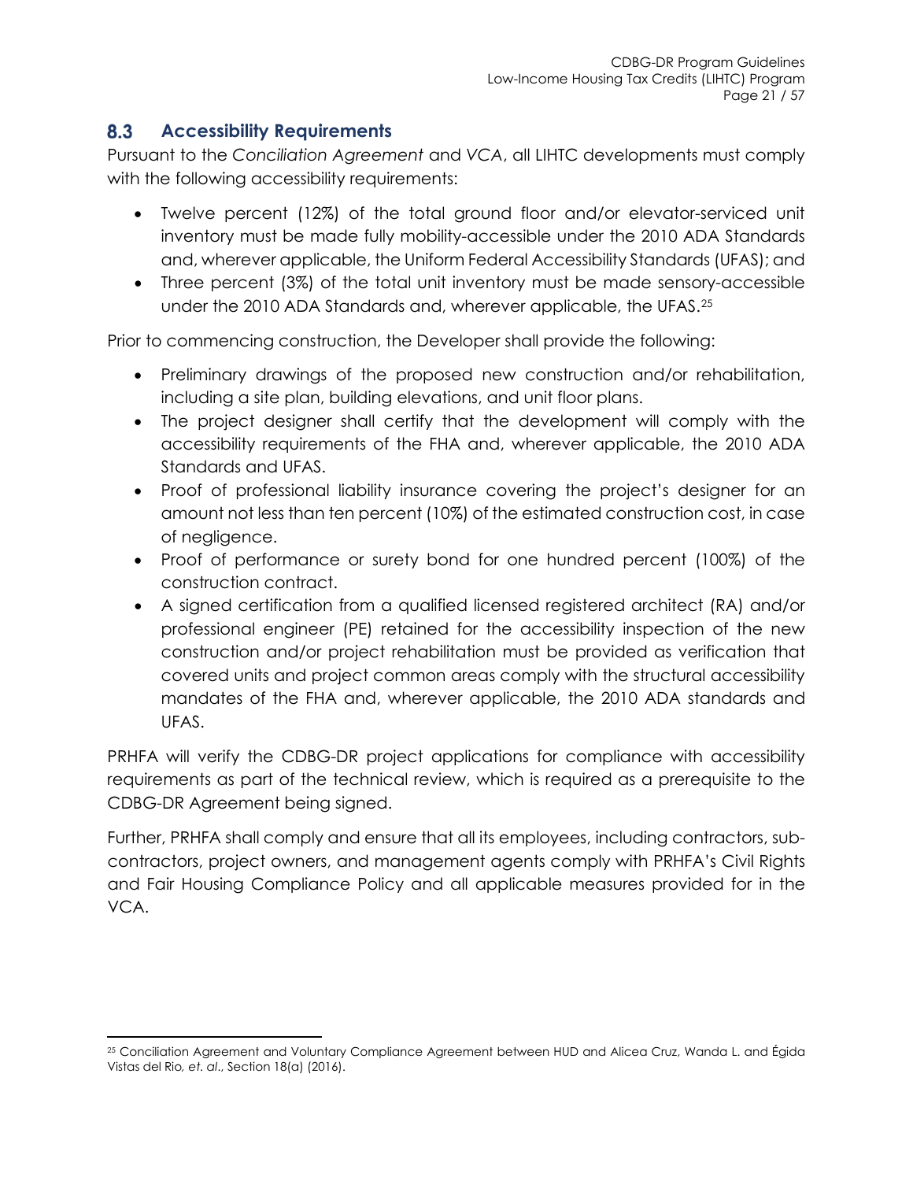## 8.3 Accessibility Requirements

Pursuant to the *Conciliation Agreement* and *VCA*, all LIHTC developments must comply with the following accessibility requirements:

- Twelve percent (12%) of the total ground floor and/or elevator-serviced unit inventory must be made fully mobility-accessible under the 2010 ADA Standards and, wherever applicable, the Uniform Federal Accessibility Standards (UFAS); and
- Three percent (3%) of the total unit inventory must be made sensory-accessible under the 2010 ADA Standards and, wherever applicable, the UFAS.[25]

Prior to commencing construction, the Developer shall provide the following:

- Preliminary drawings of the proposed new construction and/or rehabilitation, including a site plan, building elevations, and unit floor plans.
- The project designer shall certify that the development will comply with the accessibility requirements of the FHA and, wherever applicable, the 2010 ADA Standards and UFAS.
- Proof of professional liability insurance covering the project's designer for an amount not less than ten percent (10%) of the estimated construction cost, in case of negligence.
- Proof of performance or surety bond for one hundred percent (100%) of the construction contract.
- A signed certification from a qualified licensed registered architect (RA) and/or professional engineer (PE) retained for the accessibility inspection of the new construction and/or project rehabilitation must be provided as verification that covered units and project common areas comply with the structural accessibility mandates of the FHA and, wherever applicable, the 2010 ADA standards and UFAS.

PRHFA will verify the CDBG-DR project applications for compliance with accessibility requirements as part of the technical review, which is required as a prerequisite to the CDBG-DR Agreement being signed.

Further, PRHFA shall comply and ensure that all its employees, including contractors, sub-contractors, project owners, and management agents comply with PRHFA's Civil Rights and Fair Housing Compliance Policy and all applicable measures provided for in the VCA.

---

[25] Conciliation Agreement and Voluntary Compliance Agreement between HUD and Alicea Cruz, Wanda L. and Égida Vistas del Rio, *et. al*., Section 18(a) (2016).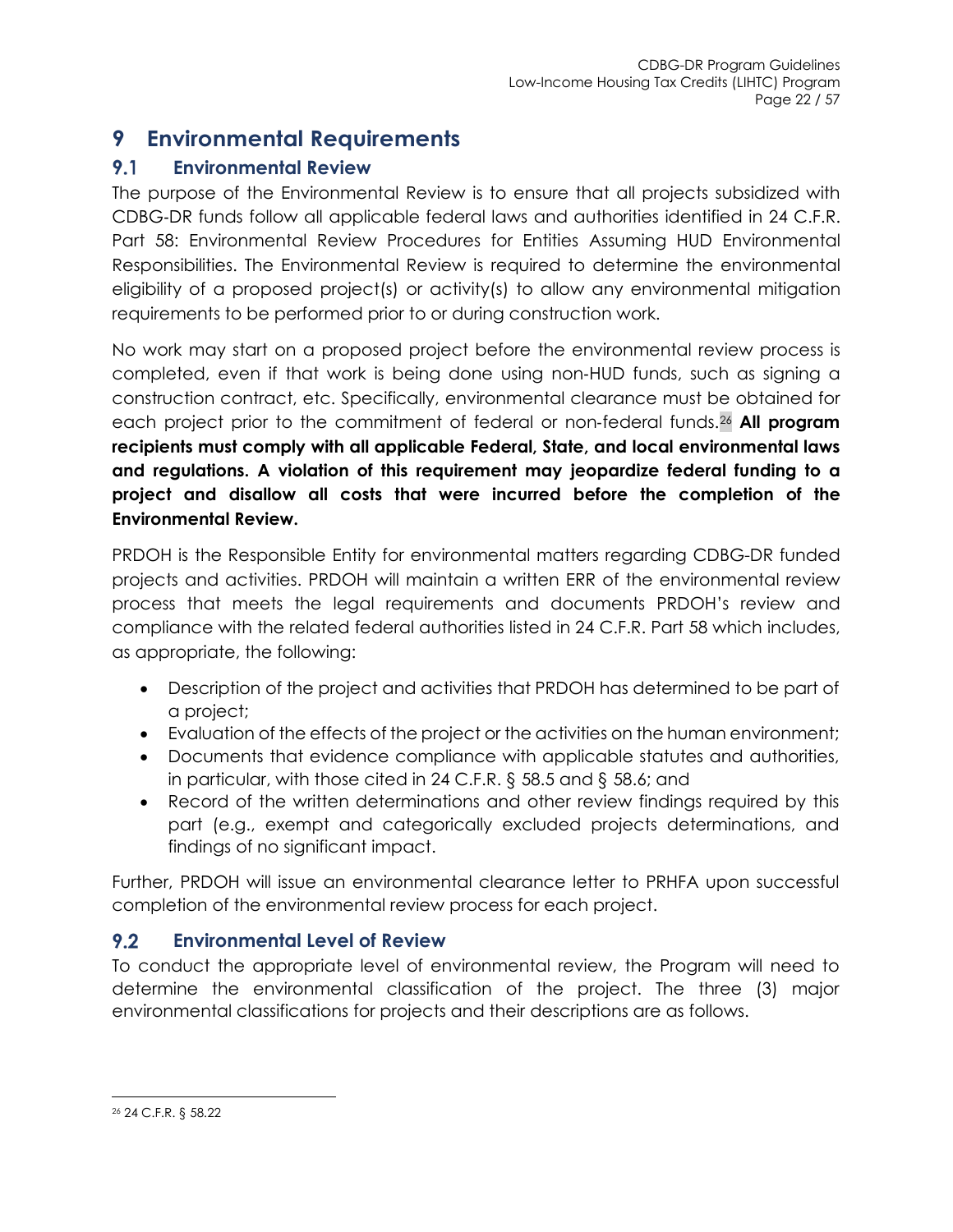# 9 Environmental Requirements

## 9.1 Environmental Review

The purpose of the Environmental Review is to ensure that all projects subsidized with CDBG-DR funds follow all applicable federal laws and authorities identified in 24 C.F.R. Part 58: Environmental Review Procedures for Entities Assuming HUD Environmental Responsibilities. The Environmental Review is required to determine the environmental eligibility of a proposed project(s) or activity(s) to allow any environmental mitigation requirements to be performed prior to or during construction work.

No work may start on a proposed project before the environmental review process is completed, even if that work is being done using non-HUD funds, such as signing a construction contract, etc. Specifically, environmental clearance must be obtained for each project prior to the commitment of federal or non-federal funds.[26] **All program recipients must comply with all applicable Federal, State, and local environmental laws and regulations. A violation of this requirement may jeopardize federal funding to a project and disallow all costs that were incurred before the completion of the Environmental Review.**

PRDOH is the Responsible Entity for environmental matters regarding CDBG-DR funded projects and activities. PRDOH will maintain a written ERR of the environmental review process that meets the legal requirements and documents PRDOH's review and compliance with the related federal authorities listed in 24 C.F.R. Part 58 which includes, as appropriate, the following:

- Description of the project and activities that PRDOH has determined to be part of a project;
- Evaluation of the effects of the project or the activities on the human environment;
- Documents that evidence compliance with applicable statutes and authorities, in particular, with those cited in 24 C.F.R. § 58.5 and § 58.6; and
- Record of the written determinations and other review findings required by this part (e.g., exempt and categorically excluded projects determinations, and findings of no significant impact.

Further, PRDOH will issue an environmental clearance letter to PRHFA upon successful completion of the environmental review process for each project.

## 9.2 Environmental Level of Review

To conduct the appropriate level of environmental review, the Program will need to determine the environmental classification of the project. The three (3) major environmental classifications for projects and their descriptions are as follows.

---

[26] 24 C.F.R. § 58.22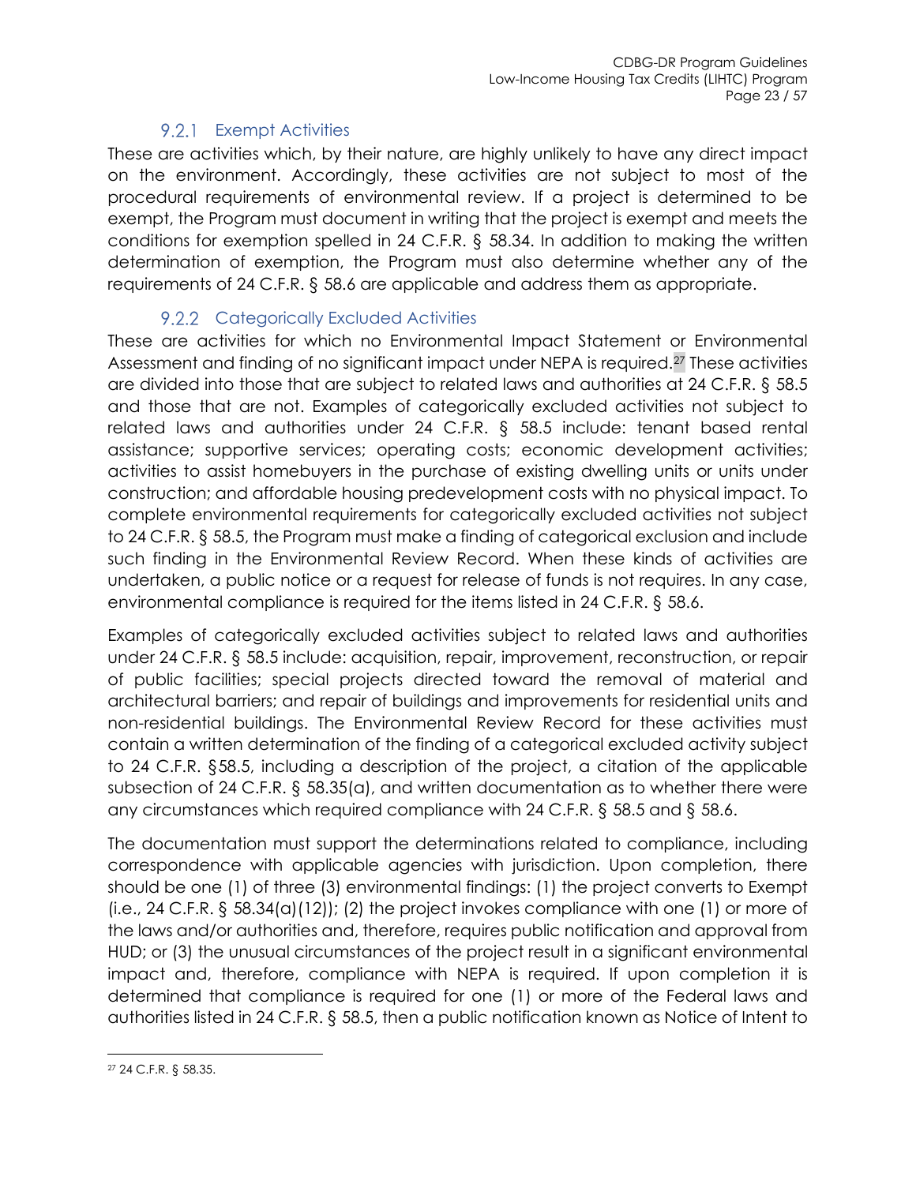### 9.2.1 Exempt Activities

These are activities which, by their nature, are highly unlikely to have any direct impact on the environment. Accordingly, these activities are not subject to most of the procedural requirements of environmental review. If a project is determined to be exempt, the Program must document in writing that the project is exempt and meets the conditions for exemption spelled in 24 C.F.R. § 58.34. In addition to making the written determination of exemption, the Program must also determine whether any of the requirements of 24 C.F.R. § 58.6 are applicable and address them as appropriate.

### 9.2.2 Categorically Excluded Activities

These are activities for which no Environmental Impact Statement or Environmental Assessment and finding of no significant impact under NEPA is required.[27] These activities are divided into those that are subject to related laws and authorities at 24 C.F.R. § 58.5 and those that are not. Examples of categorically excluded activities not subject to related laws and authorities under 24 C.F.R. § 58.5 include: tenant based rental assistance; supportive services; operating costs; economic development activities; activities to assist homebuyers in the purchase of existing dwelling units or units under construction; and affordable housing predevelopment costs with no physical impact. To complete environmental requirements for categorically excluded activities not subject to 24 C.F.R. § 58.5, the Program must make a finding of categorical exclusion and include such finding in the Environmental Review Record. When these kinds of activities are undertaken, a public notice or a request for release of funds is not requires. In any case, environmental compliance is required for the items listed in 24 C.F.R. § 58.6.

Examples of categorically excluded activities subject to related laws and authorities under 24 C.F.R. § 58.5 include: acquisition, repair, improvement, reconstruction, or repair of public facilities; special projects directed toward the removal of material and architectural barriers; and repair of buildings and improvements for residential units and non-residential buildings. The Environmental Review Record for these activities must contain a written determination of the finding of a categorical excluded activity subject to 24 C.F.R. §58.5, including a description of the project, a citation of the applicable subsection of 24 C.F.R. § 58.35(a), and written documentation as to whether there were any circumstances which required compliance with 24 C.F.R. § 58.5 and § 58.6.

The documentation must support the determinations related to compliance, including correspondence with applicable agencies with jurisdiction. Upon completion, there should be one (1) of three (3) environmental findings: (1) the project converts to Exempt (i.e., 24 C.F.R. § 58.34(a)(12)); (2) the project invokes compliance with one (1) or more of the laws and/or authorities and, therefore, requires public notification and approval from HUD; or (3) the unusual circumstances of the project result in a significant environmental impact and, therefore, compliance with NEPA is required. If upon completion it is determined that compliance is required for one (1) or more of the Federal laws and authorities listed in 24 C.F.R. § 58.5, then a public notification known as Notice of Intent to

[27] 24 C.F.R. § 58.35.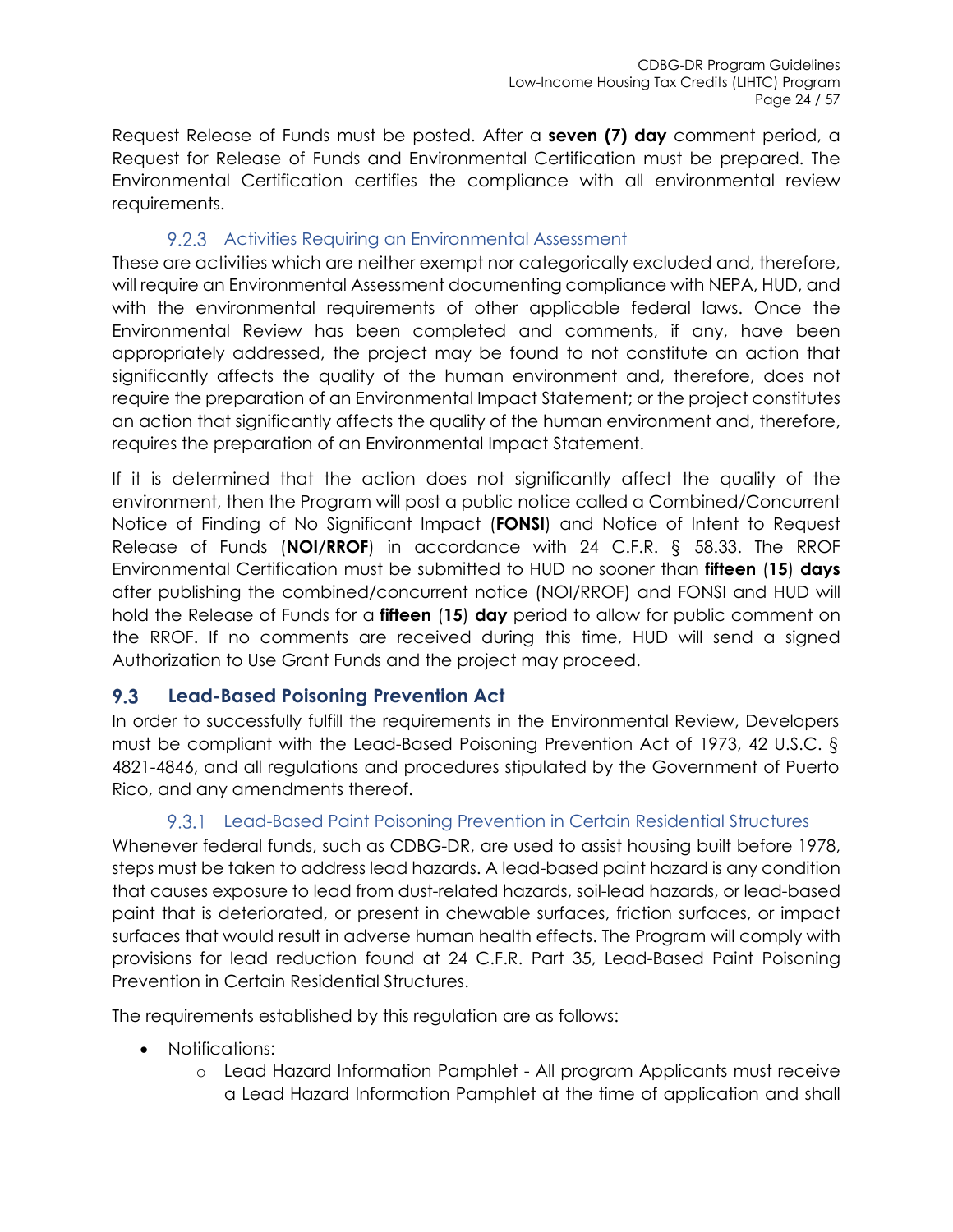Request Release of Funds must be posted. After a **seven (7) day** comment period, a Request for Release of Funds and Environmental Certification must be prepared. The Environmental Certification certifies the compliance with all environmental review requirements.

### 9.2.3 Activities Requiring an Environmental Assessment

These are activities which are neither exempt nor categorically excluded and, therefore, will require an Environmental Assessment documenting compliance with NEPA, HUD, and with the environmental requirements of other applicable federal laws. Once the Environmental Review has been completed and comments, if any, have been appropriately addressed, the project may be found to not constitute an action that significantly affects the quality of the human environment and, therefore, does not require the preparation of an Environmental Impact Statement; or the project constitutes an action that significantly affects the quality of the human environment and, therefore, requires the preparation of an Environmental Impact Statement.

If it is determined that the action does not significantly affect the quality of the environment, then the Program will post a public notice called a Combined/Concurrent Notice of Finding of No Significant Impact (**FONSI**) and Notice of Intent to Request Release of Funds (**NOI/RROF**) in accordance with 24 C.F.R. § 58.33. The RROF Environmental Certification must be submitted to HUD no sooner than **fifteen** (**15**) **days** after publishing the combined/concurrent notice (NOI/RROF) and FONSI and HUD will hold the Release of Funds for a **fifteen** (**15**) **day** period to allow for public comment on the RROF. If no comments are received during this time, HUD will send a signed Authorization to Use Grant Funds and the project may proceed.

## 9.3 Lead-Based Poisoning Prevention Act

In order to successfully fulfill the requirements in the Environmental Review, Developers must be compliant with the Lead-Based Poisoning Prevention Act of 1973, 42 U.S.C. § 4821-4846, and all regulations and procedures stipulated by the Government of Puerto Rico, and any amendments thereof.

### 9.3.1 Lead-Based Paint Poisoning Prevention in Certain Residential Structures

Whenever federal funds, such as CDBG-DR, are used to assist housing built before 1978, steps must be taken to address lead hazards. A lead-based paint hazard is any condition that causes exposure to lead from dust-related hazards, soil-lead hazards, or lead-based paint that is deteriorated, or present in chewable surfaces, friction surfaces, or impact surfaces that would result in adverse human health effects. The Program will comply with provisions for lead reduction found at 24 C.F.R. Part 35, Lead-Based Paint Poisoning Prevention in Certain Residential Structures.

The requirements established by this regulation are as follows:

- Notifications:
    - Lead Hazard Information Pamphlet - All program Applicants must receive a Lead Hazard Information Pamphlet at the time of application and shall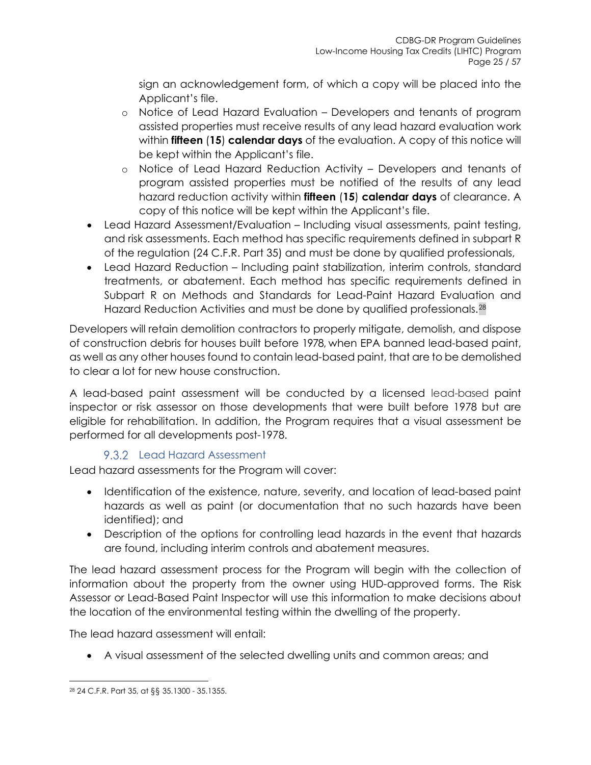sign an acknowledgement form, of which a copy will be placed into the Applicant's file.

- Notice of Lead Hazard Evaluation – Developers and tenants of program assisted properties must receive results of any lead hazard evaluation work within **fifteen** (**15**) **calendar days** of the evaluation. A copy of this notice will be kept within the Applicant's file.
- Notice of Lead Hazard Reduction Activity – Developers and tenants of program assisted properties must be notified of the results of any lead hazard reduction activity within **fifteen** (**15**) **calendar days** of clearance. A copy of this notice will be kept within the Applicant's file.

- Lead Hazard Assessment/Evaluation – Including visual assessments, paint testing, and risk assessments. Each method has specific requirements defined in subpart R of the regulation (24 C.F.R. Part 35) and must be done by qualified professionals,
- Lead Hazard Reduction – Including paint stabilization, interim controls, standard treatments, or abatement. Each method has specific requirements defined in Subpart R on Methods and Standards for Lead-Paint Hazard Evaluation and Hazard Reduction Activities and must be done by qualified professionals.[28]

Developers will retain demolition contractors to properly mitigate, demolish, and dispose of construction debris for houses built before 1978, when EPA banned lead-based paint, as well as any other houses found to contain lead-based paint, that are to be demolished to clear a lot for new house construction.

A lead-based paint assessment will be conducted by a licensed lead-based paint inspector or risk assessor on those developments that were built before 1978 but are eligible for rehabilitation. In addition, the Program requires that a visual assessment be performed for all developments post-1978.

### 9.3.2 Lead Hazard Assessment

Lead hazard assessments for the Program will cover:

- Identification of the existence, nature, severity, and location of lead-based paint hazards as well as paint (or documentation that no such hazards have been identified); and
- Description of the options for controlling lead hazards in the event that hazards are found, including interim controls and abatement measures.

The lead hazard assessment process for the Program will begin with the collection of information about the property from the owner using HUD-approved forms. The Risk Assessor or Lead-Based Paint Inspector will use this information to make decisions about the location of the environmental testing within the dwelling of the property.

The lead hazard assessment will entail:

- A visual assessment of the selected dwelling units and common areas; and

[28] 24 C.F.R. Part 35, at §§ 35.1300 - 35.1355.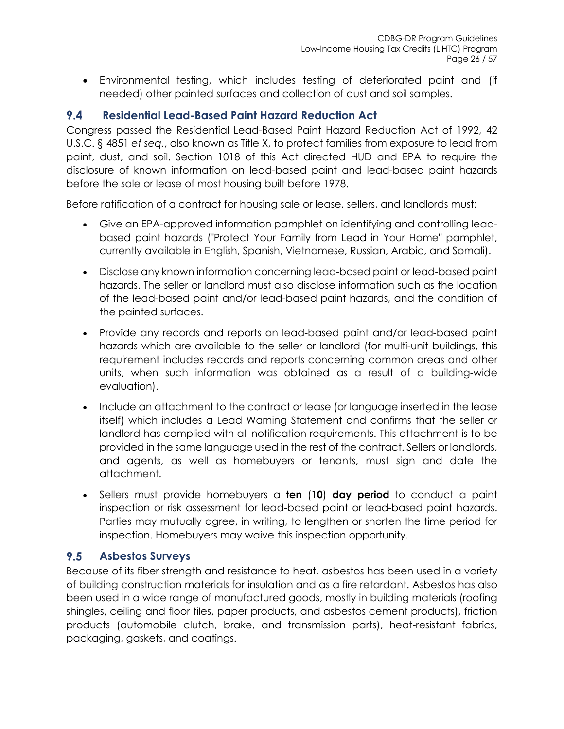- Environmental testing, which includes testing of deteriorated paint and (if needed) other painted surfaces and collection of dust and soil samples.

## 9.4 Residential Lead-Based Paint Hazard Reduction Act

Congress passed the Residential Lead-Based Paint Hazard Reduction Act of 1992, 42 U.S.C. § 4851 *et seq.*, also known as Title X, to protect families from exposure to lead from paint, dust, and soil. Section 1018 of this Act directed HUD and EPA to require the disclosure of known information on lead-based paint and lead-based paint hazards before the sale or lease of most housing built before 1978.

Before ratification of a contract for housing sale or lease, sellers, and landlords must:

- Give an EPA-approved information pamphlet on identifying and controlling lead-based paint hazards ("Protect Your Family from Lead in Your Home" pamphlet, currently available in English, Spanish, Vietnamese, Russian, Arabic, and Somali).
- Disclose any known information concerning lead-based paint or lead-based paint hazards. The seller or landlord must also disclose information such as the location of the lead-based paint and/or lead-based paint hazards, and the condition of the painted surfaces.
- Provide any records and reports on lead-based paint and/or lead-based paint hazards which are available to the seller or landlord (for multi-unit buildings, this requirement includes records and reports concerning common areas and other units, when such information was obtained as a result of a building-wide evaluation).
- Include an attachment to the contract or lease (or language inserted in the lease itself) which includes a Lead Warning Statement and confirms that the seller or landlord has complied with all notification requirements. This attachment is to be provided in the same language used in the rest of the contract. Sellers or landlords, and agents, as well as homebuyers or tenants, must sign and date the attachment.
- Sellers must provide homebuyers a **ten** (**10**) **day period** to conduct a paint inspection or risk assessment for lead-based paint or lead-based paint hazards. Parties may mutually agree, in writing, to lengthen or shorten the time period for inspection. Homebuyers may waive this inspection opportunity.

## 9.5 Asbestos Surveys

Because of its fiber strength and resistance to heat, asbestos has been used in a variety of building construction materials for insulation and as a fire retardant. Asbestos has also been used in a wide range of manufactured goods, mostly in building materials (roofing shingles, ceiling and floor tiles, paper products, and asbestos cement products), friction products (automobile clutch, brake, and transmission parts), heat-resistant fabrics, packaging, gaskets, and coatings.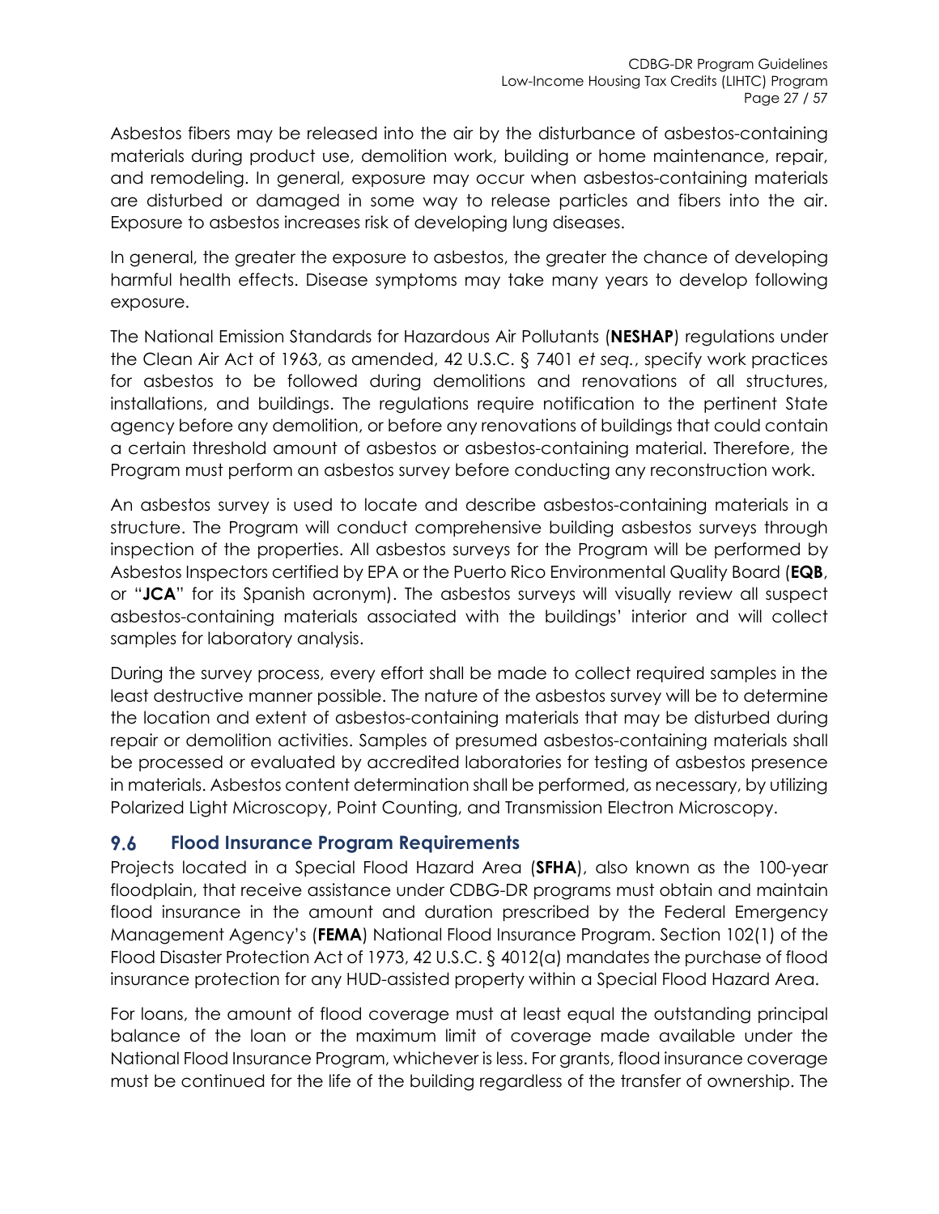Asbestos fibers may be released into the air by the disturbance of asbestos-containing materials during product use, demolition work, building or home maintenance, repair, and remodeling. In general, exposure may occur when asbestos-containing materials are disturbed or damaged in some way to release particles and fibers into the air. Exposure to asbestos increases risk of developing lung diseases.

In general, the greater the exposure to asbestos, the greater the chance of developing harmful health effects. Disease symptoms may take many years to develop following exposure.

The National Emission Standards for Hazardous Air Pollutants (**NESHAP**) regulations under the Clean Air Act of 1963, as amended, 42 U.S.C. § 7401 *et seq.*, specify work practices for asbestos to be followed during demolitions and renovations of all structures, installations, and buildings. The regulations require notification to the pertinent State agency before any demolition, or before any renovations of buildings that could contain a certain threshold amount of asbestos or asbestos-containing material. Therefore, the Program must perform an asbestos survey before conducting any reconstruction work.

An asbestos survey is used to locate and describe asbestos-containing materials in a structure. The Program will conduct comprehensive building asbestos surveys through inspection of the properties. All asbestos surveys for the Program will be performed by Asbestos Inspectors certified by EPA or the Puerto Rico Environmental Quality Board (**EQB**, or "**JCA**" for its Spanish acronym). The asbestos surveys will visually review all suspect asbestos-containing materials associated with the buildings' interior and will collect samples for laboratory analysis.

During the survey process, every effort shall be made to collect required samples in the least destructive manner possible. The nature of the asbestos survey will be to determine the location and extent of asbestos-containing materials that may be disturbed during repair or demolition activities. Samples of presumed asbestos-containing materials shall be processed or evaluated by accredited laboratories for testing of asbestos presence in materials. Asbestos content determination shall be performed, as necessary, by utilizing Polarized Light Microscopy, Point Counting, and Transmission Electron Microscopy.

## 9.6 Flood Insurance Program Requirements

Projects located in a Special Flood Hazard Area (**SFHA**), also known as the 100-year floodplain, that receive assistance under CDBG-DR programs must obtain and maintain flood insurance in the amount and duration prescribed by the Federal Emergency Management Agency's (**FEMA**) National Flood Insurance Program. Section 102(1) of the Flood Disaster Protection Act of 1973, 42 U.S.C. § 4012(a) mandates the purchase of flood insurance protection for any HUD-assisted property within a Special Flood Hazard Area.

For loans, the amount of flood coverage must at least equal the outstanding principal balance of the loan or the maximum limit of coverage made available under the National Flood Insurance Program, whichever is less. For grants, flood insurance coverage must be continued for the life of the building regardless of the transfer of ownership. The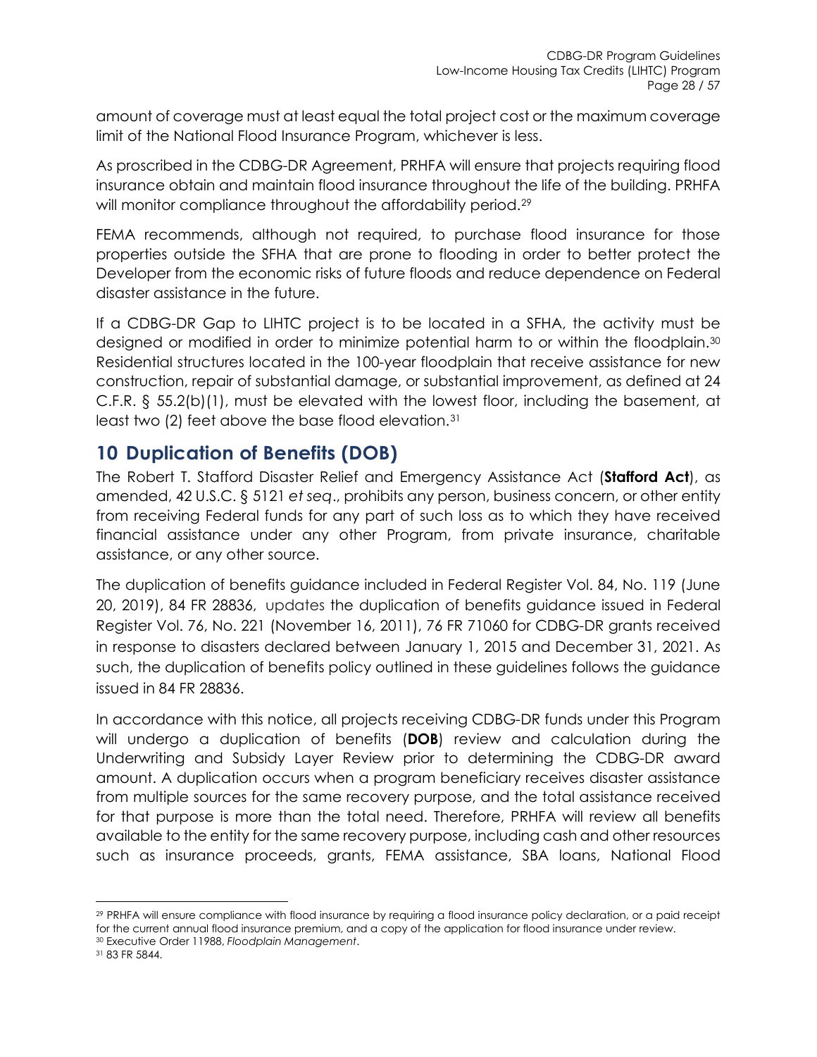amount of coverage must at least equal the total project cost or the maximum coverage limit of the National Flood Insurance Program, whichever is less.

As proscribed in the CDBG-DR Agreement, PRHFA will ensure that projects requiring flood insurance obtain and maintain flood insurance throughout the life of the building. PRHFA will monitor compliance throughout the affordability period.[29]

FEMA recommends, although not required, to purchase flood insurance for those properties outside the SFHA that are prone to flooding in order to better protect the Developer from the economic risks of future floods and reduce dependence on Federal disaster assistance in the future.

If a CDBG-DR Gap to LIHTC project is to be located in a SFHA, the activity must be designed or modified in order to minimize potential harm to or within the floodplain.[30] Residential structures located in the 100-year floodplain that receive assistance for new construction, repair of substantial damage, or substantial improvement, as defined at 24 C.F.R. § 55.2(b)(1), must be elevated with the lowest floor, including the basement, at least two (2) feet above the base flood elevation.[31]

# 10 Duplication of Benefits (DOB)

The Robert T. Stafford Disaster Relief and Emergency Assistance Act (**Stafford Act**), as amended, 42 U.S.C. § 5121 *et seq*., prohibits any person, business concern, or other entity from receiving Federal funds for any part of such loss as to which they have received financial assistance under any other Program, from private insurance, charitable assistance, or any other source.

The duplication of benefits guidance included in Federal Register Vol. 84, No. 119 (June 20, 2019), 84 FR 28836, updates the duplication of benefits guidance issued in Federal Register Vol. 76, No. 221 (November 16, 2011), 76 FR 71060 for CDBG-DR grants received in response to disasters declared between January 1, 2015 and December 31, 2021. As such, the duplication of benefits policy outlined in these guidelines follows the guidance issued in 84 FR 28836.

In accordance with this notice, all projects receiving CDBG-DR funds under this Program will undergo a duplication of benefits (**DOB**) review and calculation during the Underwriting and Subsidy Layer Review prior to determining the CDBG-DR award amount. A duplication occurs when a program beneficiary receives disaster assistance from multiple sources for the same recovery purpose, and the total assistance received for that purpose is more than the total need. Therefore, PRHFA will review all benefits available to the entity for the same recovery purpose, including cash and other resources such as insurance proceeds, grants, FEMA assistance, SBA loans, National Flood

---

[29] PRHFA will ensure compliance with flood insurance by requiring a flood insurance policy declaration, or a paid receipt for the current annual flood insurance premium, and a copy of the application for flood insurance under review.

[30] Executive Order 11988, *Floodplain Management*.

[31] 83 FR 5844.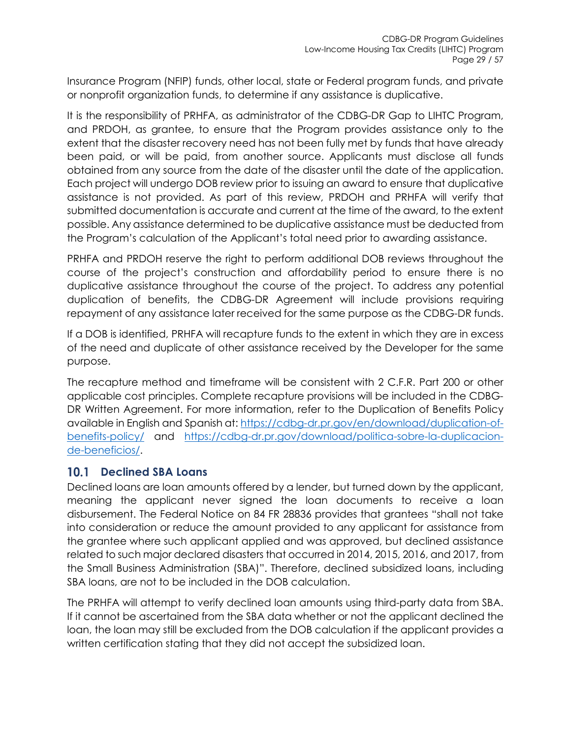Insurance Program (NFIP) funds, other local, state or Federal program funds, and private or nonprofit organization funds, to determine if any assistance is duplicative.

It is the responsibility of PRHFA, as administrator of the CDBG-DR Gap to LIHTC Program, and PRDOH, as grantee, to ensure that the Program provides assistance only to the extent that the disaster recovery need has not been fully met by funds that have already been paid, or will be paid, from another source. Applicants must disclose all funds obtained from any source from the date of the disaster until the date of the application. Each project will undergo DOB review prior to issuing an award to ensure that duplicative assistance is not provided. As part of this review, PRDOH and PRHFA will verify that submitted documentation is accurate and current at the time of the award, to the extent possible. Any assistance determined to be duplicative assistance must be deducted from the Program's calculation of the Applicant's total need prior to awarding assistance.

PRHFA and PRDOH reserve the right to perform additional DOB reviews throughout the course of the project's construction and affordability period to ensure there is no duplicative assistance throughout the course of the project. To address any potential duplication of benefits, the CDBG-DR Agreement will include provisions requiring repayment of any assistance later received for the same purpose as the CDBG-DR funds.

If a DOB is identified, PRHFA will recapture funds to the extent in which they are in excess of the need and duplicate of other assistance received by the Developer for the same purpose.

The recapture method and timeframe will be consistent with 2 C.F.R. Part 200 or other applicable cost principles. Complete recapture provisions will be included in the CDBG-DR Written Agreement. For more information, refer to the Duplication of Benefits Policy available in English and Spanish at: [https://cdbg-dr.pr.gov/en/download/duplication-of-benefits-policy/](https://cdbg-dr.pr.gov/en/download/duplication-of-benefits-policy/) and [https://cdbg-dr.pr.gov/download/politica-sobre-la-duplicacion-de-beneficios/](https://cdbg-dr.pr.gov/download/politica-sobre-la-duplicacion-de-beneficios/).

## 10.1 Declined SBA Loans

Declined loans are loan amounts offered by a lender, but turned down by the applicant, meaning the applicant never signed the loan documents to receive a loan disbursement. The Federal Notice on 84 FR 28836 provides that grantees "shall not take into consideration or reduce the amount provided to any applicant for assistance from the grantee where such applicant applied and was approved, but declined assistance related to such major declared disasters that occurred in 2014, 2015, 2016, and 2017, from the Small Business Administration (SBA)". Therefore, declined subsidized loans, including SBA loans, are not to be included in the DOB calculation.

The PRHFA will attempt to verify declined loan amounts using third-party data from SBA. If it cannot be ascertained from the SBA data whether or not the applicant declined the loan, the loan may still be excluded from the DOB calculation if the applicant provides a written certification stating that they did not accept the subsidized loan.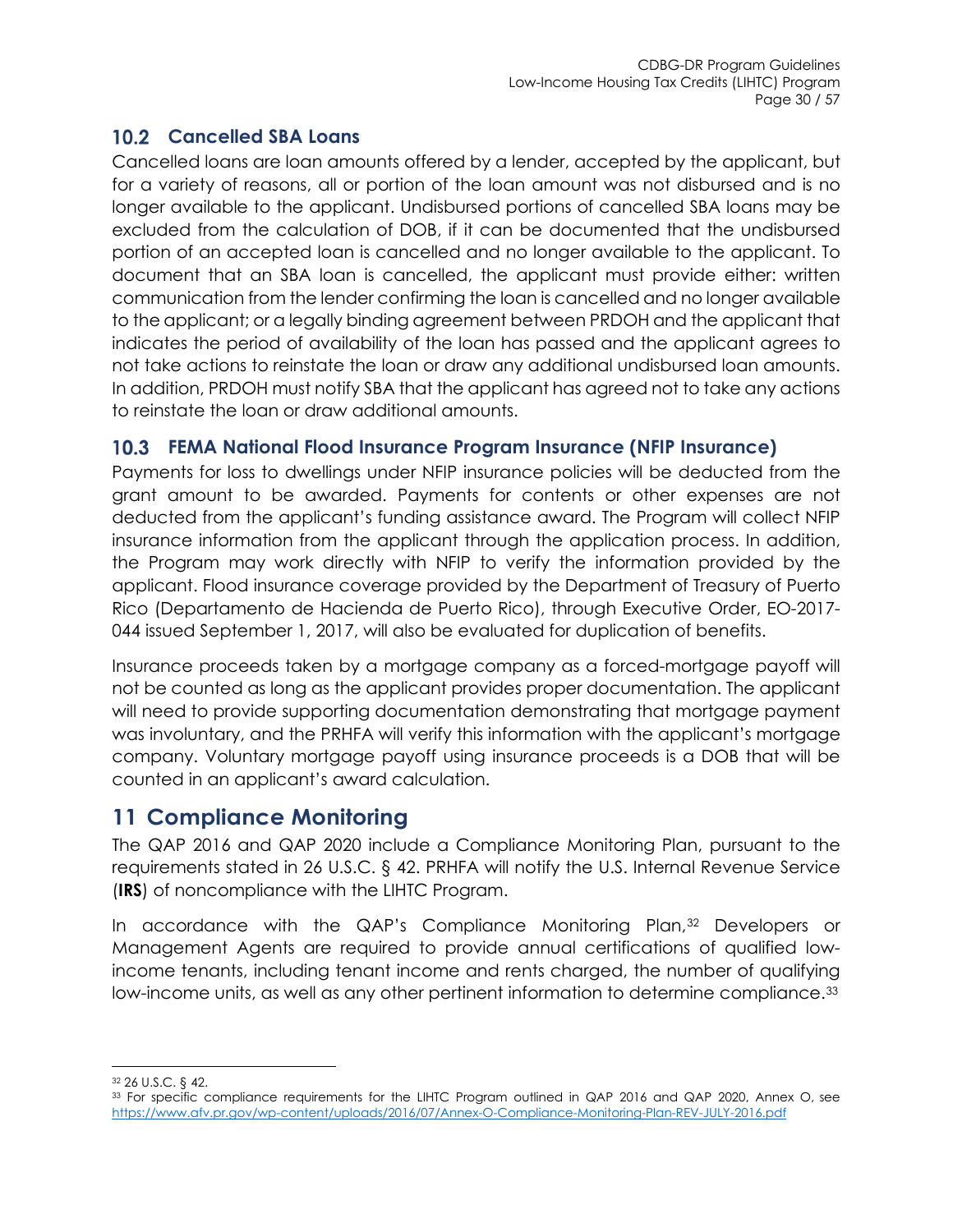## 10.2 Cancelled SBA Loans

Cancelled loans are loan amounts offered by a lender, accepted by the applicant, but for a variety of reasons, all or portion of the loan amount was not disbursed and is no longer available to the applicant. Undisbursed portions of cancelled SBA loans may be excluded from the calculation of DOB, if it can be documented that the undisbursed portion of an accepted loan is cancelled and no longer available to the applicant. To document that an SBA loan is cancelled, the applicant must provide either: written communication from the lender confirming the loan is cancelled and no longer available to the applicant; or a legally binding agreement between PRDOH and the applicant that indicates the period of availability of the loan has passed and the applicant agrees to not take actions to reinstate the loan or draw any additional undisbursed loan amounts. In addition, PRDOH must notify SBA that the applicant has agreed not to take any actions to reinstate the loan or draw additional amounts.

## 10.3 FEMA National Flood Insurance Program Insurance (NFIP Insurance)

Payments for loss to dwellings under NFIP insurance policies will be deducted from the grant amount to be awarded. Payments for contents or other expenses are not deducted from the applicant's funding assistance award. The Program will collect NFIP insurance information from the applicant through the application process. In addition, the Program may work directly with NFIP to verify the information provided by the applicant. Flood insurance coverage provided by the Department of Treasury of Puerto Rico (Departamento de Hacienda de Puerto Rico), through Executive Order, EO-2017-044 issued September 1, 2017, will also be evaluated for duplication of benefits.

Insurance proceeds taken by a mortgage company as a forced-mortgage payoff will not be counted as long as the applicant provides proper documentation. The applicant will need to provide supporting documentation demonstrating that mortgage payment was involuntary, and the PRHFA will verify this information with the applicant's mortgage company. Voluntary mortgage payoff using insurance proceeds is a DOB that will be counted in an applicant's award calculation.

# 11 Compliance Monitoring

The QAP 2016 and QAP 2020 include a Compliance Monitoring Plan, pursuant to the requirements stated in 26 U.S.C. § 42. PRHFA will notify the U.S. Internal Revenue Service (**IRS**) of noncompliance with the LIHTC Program.

In accordance with the QAP's Compliance Monitoring Plan,[32] Developers or Management Agents are required to provide annual certifications of qualified low-income tenants, including tenant income and rents charged, the number of qualifying low-income units, as well as any other pertinent information to determine compliance.[33]

---

[32] 26 U.S.C. § 42.

[33] For specific compliance requirements for the LIHTC Program outlined in QAP 2016 and QAP 2020, Annex O, see https://www.afv.pr.gov/wp-content/uploads/2016/07/Annex-O-Compliance-Monitoring-Plan-REV-JULY-2016.pdf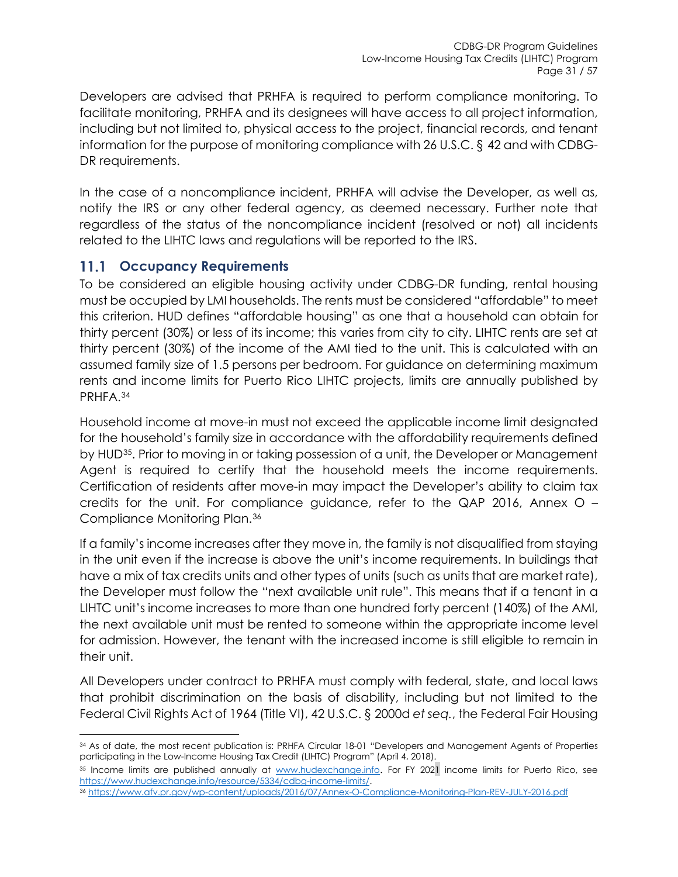Developers are advised that PRHFA is required to perform compliance monitoring. To facilitate monitoring, PRHFA and its designees will have access to all project information, including but not limited to, physical access to the project, financial records, and tenant information for the purpose of monitoring compliance with 26 U.S.C. § 42 and with CDBG-DR requirements.

In the case of a noncompliance incident, PRHFA will advise the Developer, as well as, notify the IRS or any other federal agency, as deemed necessary. Further note that regardless of the status of the noncompliance incident (resolved or not) all incidents related to the LIHTC laws and regulations will be reported to the IRS.

## 11.1 Occupancy Requirements

To be considered an eligible housing activity under CDBG-DR funding, rental housing must be occupied by LMI households. The rents must be considered "affordable" to meet this criterion. HUD defines "affordable housing" as one that a household can obtain for thirty percent (30%) or less of its income; this varies from city to city. LIHTC rents are set at thirty percent (30%) of the income of the AMI tied to the unit. This is calculated with an assumed family size of 1.5 persons per bedroom. For guidance on determining maximum rents and income limits for Puerto Rico LIHTC projects, limits are annually published by PRHFA.[34]

Household income at move-in must not exceed the applicable income limit designated for the household's family size in accordance with the affordability requirements defined by HUD[35]. Prior to moving in or taking possession of a unit, the Developer or Management Agent is required to certify that the household meets the income requirements. Certification of residents after move-in may impact the Developer's ability to claim tax credits for the unit. For compliance guidance, refer to the QAP 2016, Annex O – Compliance Monitoring Plan.[36]

If a family's income increases after they move in, the family is not disqualified from staying in the unit even if the increase is above the unit's income requirements. In buildings that have a mix of tax credits units and other types of units (such as units that are market rate), the Developer must follow the "next available unit rule". This means that if a tenant in a LIHTC unit's income increases to more than one hundred forty percent (140%) of the AMI, the next available unit must be rented to someone within the appropriate income level for admission. However, the tenant with the increased income is still eligible to remain in their unit.

All Developers under contract to PRHFA must comply with federal, state, and local laws that prohibit discrimination on the basis of disability, including but not limited to the Federal Civil Rights Act of 1964 (Title VI), 42 U.S.C. § 2000d *et seq.*, the Federal Fair Housing

---

[34] As of date, the most recent publication is: PRHFA Circular 18-01 "Developers and Management Agents of Properties participating in the Low-Income Housing Tax Credit (LIHTC) Program" (April 4, 2018).

[35] Income limits are published annually at www.hudexchange.info. For FY 2021 income limits for Puerto Rico, see https://www.hudexchange.info/resource/5334/cdbg-income-limits/.

[36] https://www.afv.pr.gov/wp-content/uploads/2016/07/Annex-O-Compliance-Monitoring-Plan-REV-JULY-2016.pdf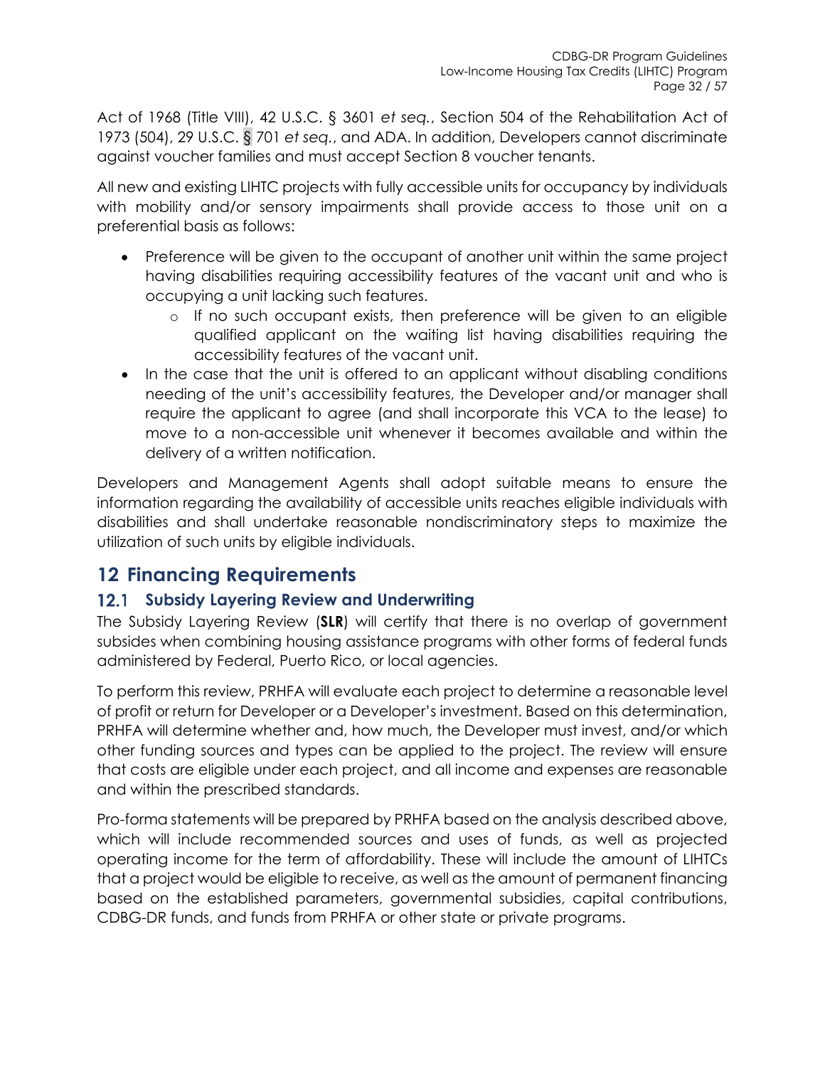Act of 1968 (Title VIII), 42 U.S.C. § 3601 *et seq.*, Section 504 of the Rehabilitation Act of 1973 (504), 29 U.S.C. § 701 *et seq.*, and ADA. In addition, Developers cannot discriminate against voucher families and must accept Section 8 voucher tenants.

All new and existing LIHTC projects with fully accessible units for occupancy by individuals with mobility and/or sensory impairments shall provide access to those unit on a preferential basis as follows:

- Preference will be given to the occupant of another unit within the same project having disabilities requiring accessibility features of the vacant unit and who is occupying a unit lacking such features.
    - If no such occupant exists, then preference will be given to an eligible qualified applicant on the waiting list having disabilities requiring the accessibility features of the vacant unit.
- In the case that the unit is offered to an applicant without disabling conditions needing of the unit's accessibility features, the Developer and/or manager shall require the applicant to agree (and shall incorporate this VCA to the lease) to move to a non-accessible unit whenever it becomes available and within the delivery of a written notification.

Developers and Management Agents shall adopt suitable means to ensure the information regarding the availability of accessible units reaches eligible individuals with disabilities and shall undertake reasonable nondiscriminatory steps to maximize the utilization of such units by eligible individuals.

# 12 Financing Requirements

## 12.1 Subsidy Layering Review and Underwriting

The Subsidy Layering Review (**SLR**) will certify that there is no overlap of government subsides when combining housing assistance programs with other forms of federal funds administered by Federal, Puerto Rico, or local agencies.

To perform this review, PRHFA will evaluate each project to determine a reasonable level of profit or return for Developer or a Developer's investment. Based on this determination, PRHFA will determine whether and, how much, the Developer must invest, and/or which other funding sources and types can be applied to the project. The review will ensure that costs are eligible under each project, and all income and expenses are reasonable and within the prescribed standards.

Pro-forma statements will be prepared by PRHFA based on the analysis described above, which will include recommended sources and uses of funds, as well as projected operating income for the term of affordability. These will include the amount of LIHTCs that a project would be eligible to receive, as well as the amount of permanent financing based on the established parameters, governmental subsidies, capital contributions, CDBG-DR funds, and funds from PRHFA or other state or private programs.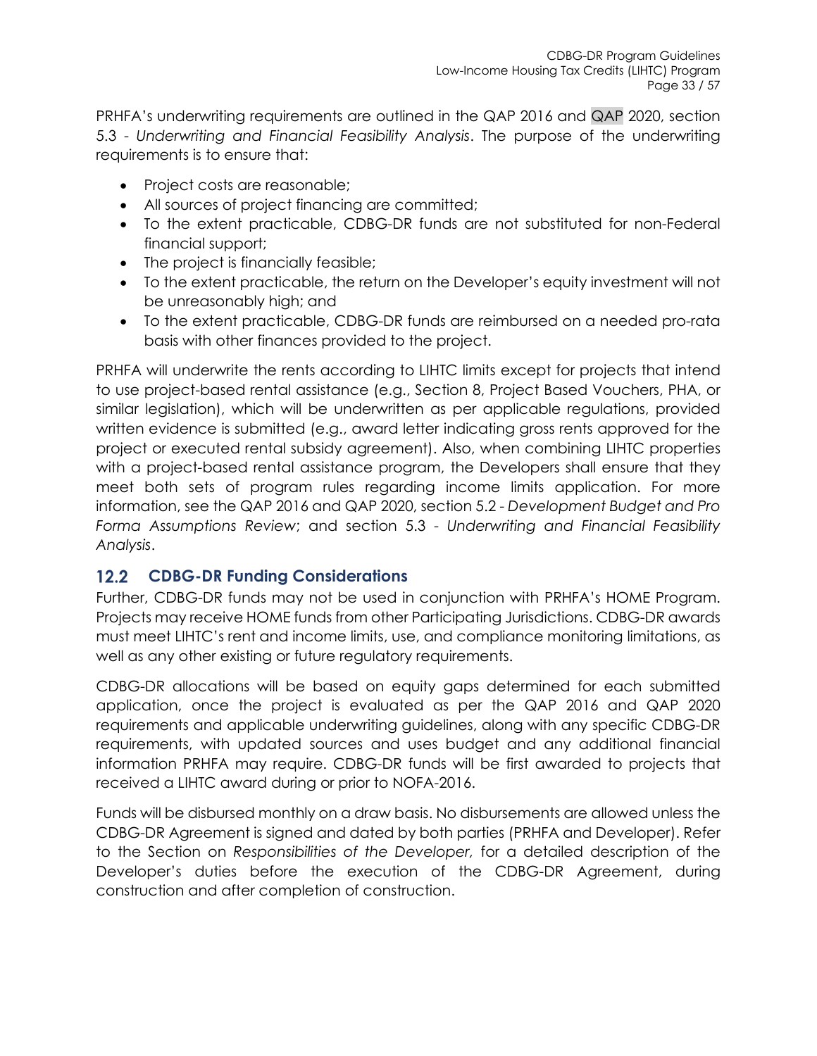PRHFA's underwriting requirements are outlined in the QAP 2016 and QAP 2020, section 5.3 - *Underwriting and Financial Feasibility Analysis*. The purpose of the underwriting requirements is to ensure that:

- Project costs are reasonable;
- All sources of project financing are committed;
- To the extent practicable, CDBG-DR funds are not substituted for non-Federal financial support;
- The project is financially feasible;
- To the extent practicable, the return on the Developer's equity investment will not be unreasonably high; and
- To the extent practicable, CDBG-DR funds are reimbursed on a needed pro-rata basis with other finances provided to the project.

PRHFA will underwrite the rents according to LIHTC limits except for projects that intend to use project-based rental assistance (e.g., Section 8, Project Based Vouchers, PHA, or similar legislation), which will be underwritten as per applicable regulations, provided written evidence is submitted (e.g., award letter indicating gross rents approved for the project or executed rental subsidy agreement). Also, when combining LIHTC properties with a project-based rental assistance program, the Developers shall ensure that they meet both sets of program rules regarding income limits application. For more information, see the QAP 2016 and QAP 2020, section 5.2 - *Development Budget and Pro Forma Assumptions Review*; and section 5.3 - *Underwriting and Financial Feasibility Analysis*.

## 12.2 CDBG-DR Funding Considerations

Further, CDBG-DR funds may not be used in conjunction with PRHFA's HOME Program. Projects may receive HOME funds from other Participating Jurisdictions. CDBG-DR awards must meet LIHTC's rent and income limits, use, and compliance monitoring limitations, as well as any other existing or future regulatory requirements.

CDBG-DR allocations will be based on equity gaps determined for each submitted application, once the project is evaluated as per the QAP 2016 and QAP 2020 requirements and applicable underwriting guidelines, along with any specific CDBG-DR requirements, with updated sources and uses budget and any additional financial information PRHFA may require. CDBG-DR funds will be first awarded to projects that received a LIHTC award during or prior to NOFA-2016.

Funds will be disbursed monthly on a draw basis. No disbursements are allowed unless the CDBG-DR Agreement is signed and dated by both parties (PRHFA and Developer). Refer to the Section on *Responsibilities of the Developer,* for a detailed description of the Developer's duties before the execution of the CDBG-DR Agreement, during construction and after completion of construction.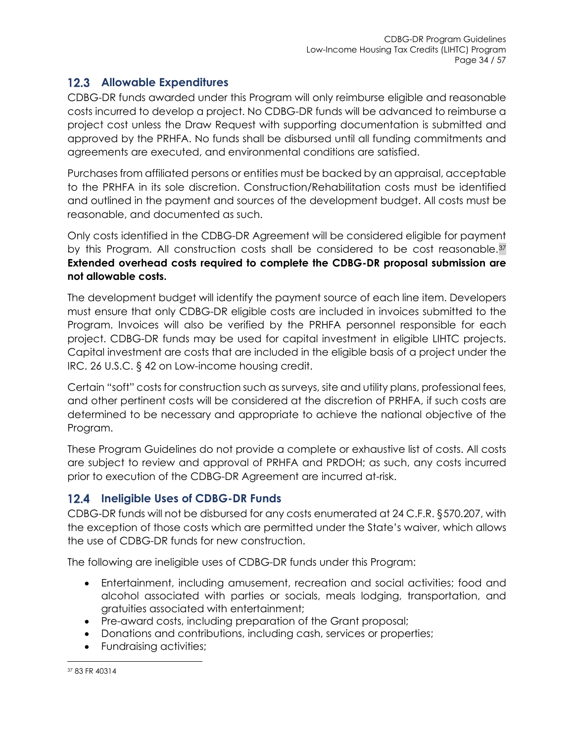## 12.3 Allowable Expenditures

CDBG-DR funds awarded under this Program will only reimburse eligible and reasonable costs incurred to develop a project. No CDBG-DR funds will be advanced to reimburse a project cost unless the Draw Request with supporting documentation is submitted and approved by the PRHFA. No funds shall be disbursed until all funding commitments and agreements are executed, and environmental conditions are satisfied.

Purchases from affiliated persons or entities must be backed by an appraisal, acceptable to the PRHFA in its sole discretion. Construction/Rehabilitation costs must be identified and outlined in the payment and sources of the development budget. All costs must be reasonable, and documented as such.

Only costs identified in the CDBG-DR Agreement will be considered eligible for payment by this Program. All construction costs shall be considered to be cost reasonable.[37] **Extended overhead costs required to complete the CDBG-DR proposal submission are not allowable costs.**

The development budget will identify the payment source of each line item. Developers must ensure that only CDBG-DR eligible costs are included in invoices submitted to the Program. Invoices will also be verified by the PRHFA personnel responsible for each project. CDBG-DR funds may be used for capital investment in eligible LIHTC projects. Capital investment are costs that are included in the eligible basis of a project under the IRC. 26 U.S.C. § 42 on Low-income housing credit.

Certain "soft" costs for construction such as surveys, site and utility plans, professional fees, and other pertinent costs will be considered at the discretion of PRHFA, if such costs are determined to be necessary and appropriate to achieve the national objective of the Program.

These Program Guidelines do not provide a complete or exhaustive list of costs. All costs are subject to review and approval of PRHFA and PRDOH; as such, any costs incurred prior to execution of the CDBG-DR Agreement are incurred at-risk.

## 12.4 Ineligible Uses of CDBG-DR Funds

CDBG-DR funds will not be disbursed for any costs enumerated at 24 C.F.R. §570.207, with the exception of those costs which are permitted under the State's waiver, which allows the use of CDBG-DR funds for new construction.

The following are ineligible uses of CDBG-DR funds under this Program:

- Entertainment, including amusement, recreation and social activities; food and alcohol associated with parties or socials, meals lodging, transportation, and gratuities associated with entertainment;
- Pre-award costs, including preparation of the Grant proposal;
- Donations and contributions, including cash, services or properties;
- Fundraising activities;

[37] 83 FR 40314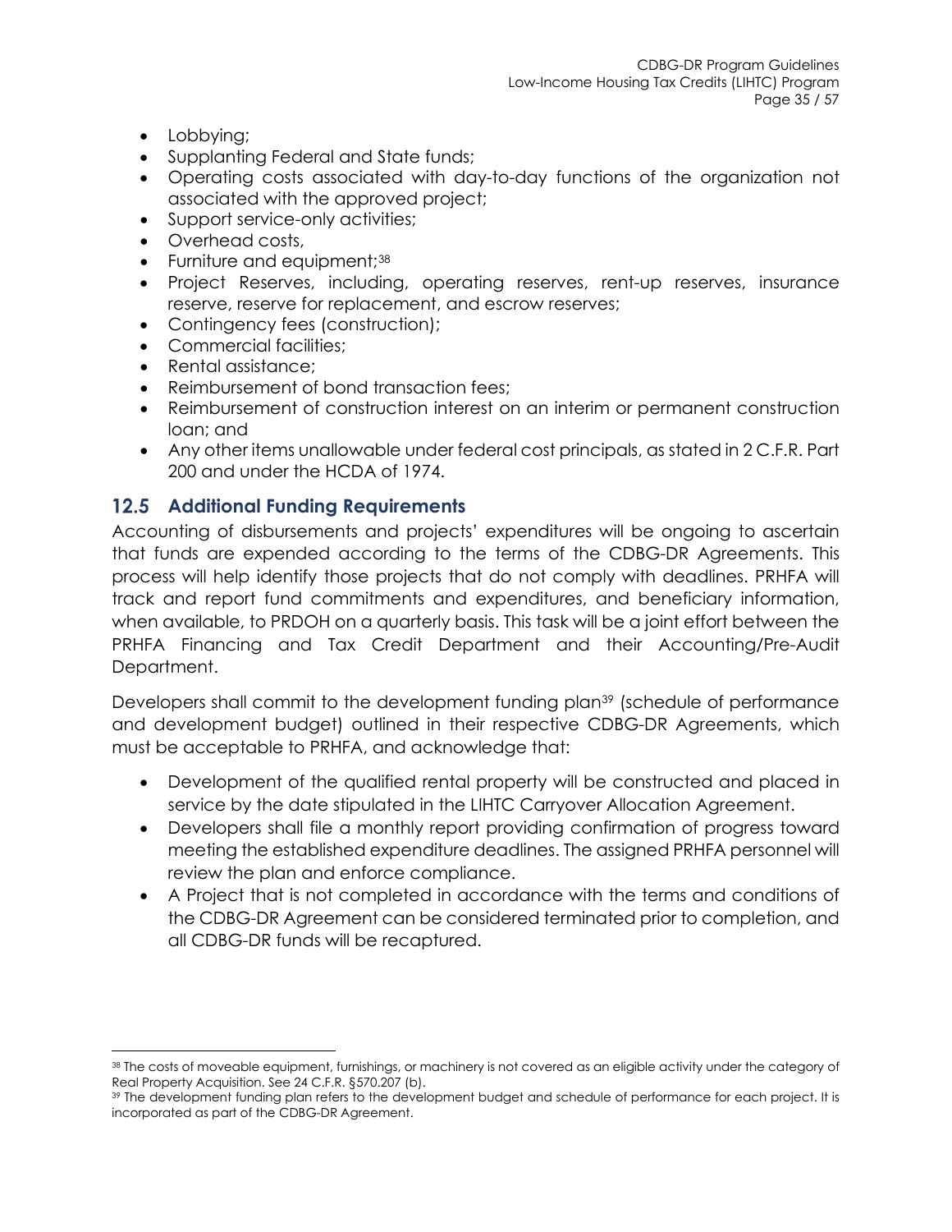- Lobbying;
- Supplanting Federal and State funds;
- Operating costs associated with day-to-day functions of the organization not associated with the approved project;
- Support service-only activities;
- Overhead costs,
- Furniture and equipment;[38]
- Project Reserves, including, operating reserves, rent-up reserves, insurance reserve, reserve for replacement, and escrow reserves;
- Contingency fees (construction);
- Commercial facilities;
- Rental assistance;
- Reimbursement of bond transaction fees;
- Reimbursement of construction interest on an interim or permanent construction loan; and
- Any other items unallowable under federal cost principals, as stated in 2 C.F.R. Part 200 and under the HCDA of 1974.

## 12.5 Additional Funding Requirements

Accounting of disbursements and projects' expenditures will be ongoing to ascertain that funds are expended according to the terms of the CDBG-DR Agreements. This process will help identify those projects that do not comply with deadlines. PRHFA will track and report fund commitments and expenditures, and beneficiary information, when available, to PRDOH on a quarterly basis. This task will be a joint effort between the PRHFA Financing and Tax Credit Department and their Accounting/Pre-Audit Department.

Developers shall commit to the development funding plan[39] (schedule of performance and development budget) outlined in their respective CDBG-DR Agreements, which must be acceptable to PRHFA, and acknowledge that:

- Development of the qualified rental property will be constructed and placed in service by the date stipulated in the LIHTC Carryover Allocation Agreement.
- Developers shall file a monthly report providing confirmation of progress toward meeting the established expenditure deadlines. The assigned PRHFA personnel will review the plan and enforce compliance.
- A Project that is not completed in accordance with the terms and conditions of the CDBG-DR Agreement can be considered terminated prior to completion, and all CDBG-DR funds will be recaptured.

---

[38] The costs of moveable equipment, furnishings, or machinery is not covered as an eligible activity under the category of Real Property Acquisition. See 24 C.F.R. §570.207 (b).

[39] The development funding plan refers to the development budget and schedule of performance for each project. It is incorporated as part of the CDBG-DR Agreement.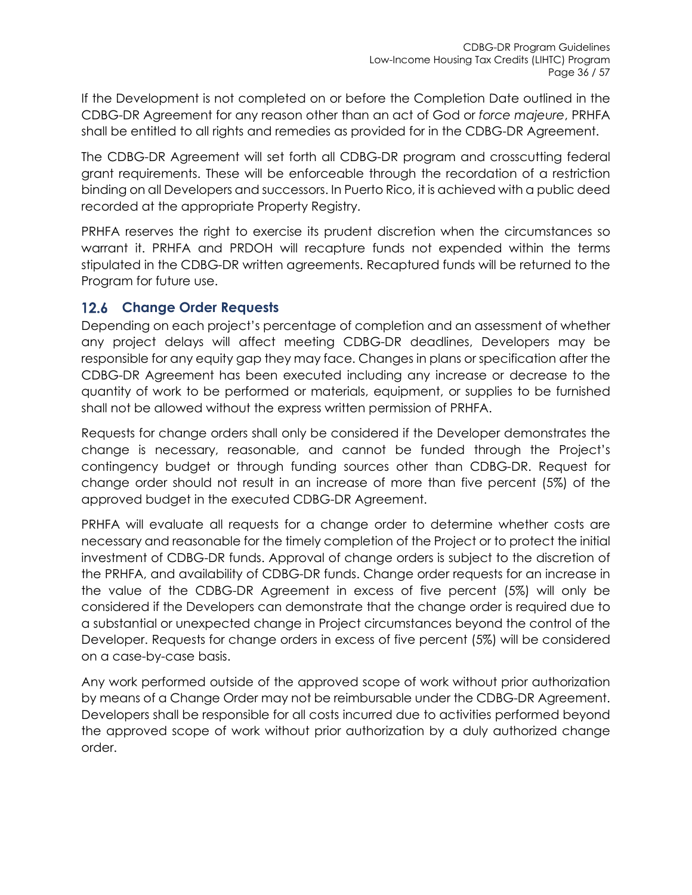If the Development is not completed on or before the Completion Date outlined in the CDBG-DR Agreement for any reason other than an act of God or *force majeure*, PRHFA shall be entitled to all rights and remedies as provided for in the CDBG-DR Agreement.

The CDBG-DR Agreement will set forth all CDBG-DR program and crosscutting federal grant requirements. These will be enforceable through the recordation of a restriction binding on all Developers and successors. In Puerto Rico, it is achieved with a public deed recorded at the appropriate Property Registry.

PRHFA reserves the right to exercise its prudent discretion when the circumstances so warrant it. PRHFA and PRDOH will recapture funds not expended within the terms stipulated in the CDBG-DR written agreements. Recaptured funds will be returned to the Program for future use.

## 12.6 Change Order Requests

Depending on each project's percentage of completion and an assessment of whether any project delays will affect meeting CDBG-DR deadlines, Developers may be responsible for any equity gap they may face. Changes in plans or specification after the CDBG-DR Agreement has been executed including any increase or decrease to the quantity of work to be performed or materials, equipment, or supplies to be furnished shall not be allowed without the express written permission of PRHFA.

Requests for change orders shall only be considered if the Developer demonstrates the change is necessary, reasonable, and cannot be funded through the Project's contingency budget or through funding sources other than CDBG-DR. Request for change order should not result in an increase of more than five percent (5%) of the approved budget in the executed CDBG-DR Agreement.

PRHFA will evaluate all requests for a change order to determine whether costs are necessary and reasonable for the timely completion of the Project or to protect the initial investment of CDBG-DR funds. Approval of change orders is subject to the discretion of the PRHFA, and availability of CDBG-DR funds. Change order requests for an increase in the value of the CDBG-DR Agreement in excess of five percent (5%) will only be considered if the Developers can demonstrate that the change order is required due to a substantial or unexpected change in Project circumstances beyond the control of the Developer. Requests for change orders in excess of five percent (5%) will be considered on a case-by-case basis.

Any work performed outside of the approved scope of work without prior authorization by means of a Change Order may not be reimbursable under the CDBG-DR Agreement. Developers shall be responsible for all costs incurred due to activities performed beyond the approved scope of work without prior authorization by a duly authorized change order.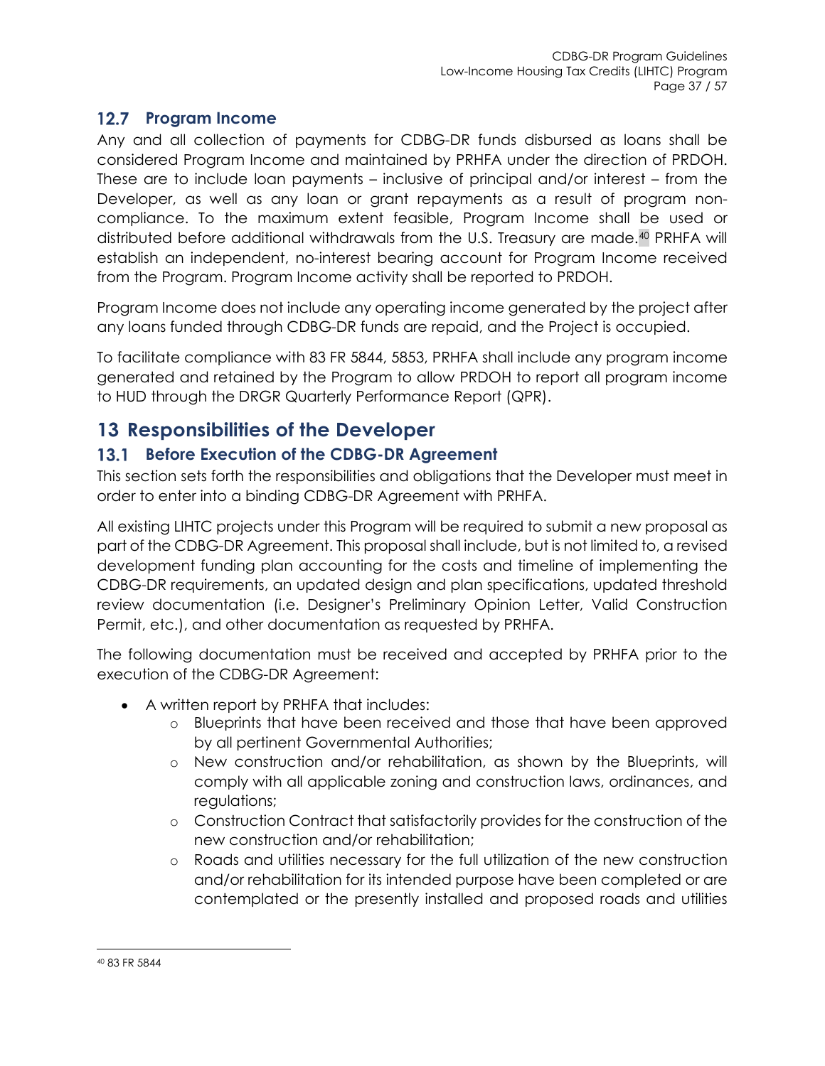## 12.7 Program Income

Any and all collection of payments for CDBG-DR funds disbursed as loans shall be considered Program Income and maintained by PRHFA under the direction of PRDOH. These are to include loan payments – inclusive of principal and/or interest – from the Developer, as well as any loan or grant repayments as a result of program non-compliance. To the maximum extent feasible, Program Income shall be used or distributed before additional withdrawals from the U.S. Treasury are made.[40] PRHFA will establish an independent, no-interest bearing account for Program Income received from the Program. Program Income activity shall be reported to PRDOH.

Program Income does not include any operating income generated by the project after any loans funded through CDBG-DR funds are repaid, and the Project is occupied.

To facilitate compliance with 83 FR 5844, 5853, PRHFA shall include any program income generated and retained by the Program to allow PRDOH to report all program income to HUD through the DRGR Quarterly Performance Report (QPR).

# 13 Responsibilities of the Developer

## 13.1 Before Execution of the CDBG-DR Agreement

This section sets forth the responsibilities and obligations that the Developer must meet in order to enter into a binding CDBG-DR Agreement with PRHFA.

All existing LIHTC projects under this Program will be required to submit a new proposal as part of the CDBG-DR Agreement. This proposal shall include, but is not limited to, a revised development funding plan accounting for the costs and timeline of implementing the CDBG-DR requirements, an updated design and plan specifications, updated threshold review documentation (i.e. Designer's Preliminary Opinion Letter, Valid Construction Permit, etc.), and other documentation as requested by PRHFA.

The following documentation must be received and accepted by PRHFA prior to the execution of the CDBG-DR Agreement:

- A written report by PRHFA that includes:
    - Blueprints that have been received and those that have been approved by all pertinent Governmental Authorities;
    - New construction and/or rehabilitation, as shown by the Blueprints, will comply with all applicable zoning and construction laws, ordinances, and regulations;
    - Construction Contract that satisfactorily provides for the construction of the new construction and/or rehabilitation;
    - Roads and utilities necessary for the full utilization of the new construction and/or rehabilitation for its intended purpose have been completed or are contemplated or the presently installed and proposed roads and utilities

[40] 83 FR 5844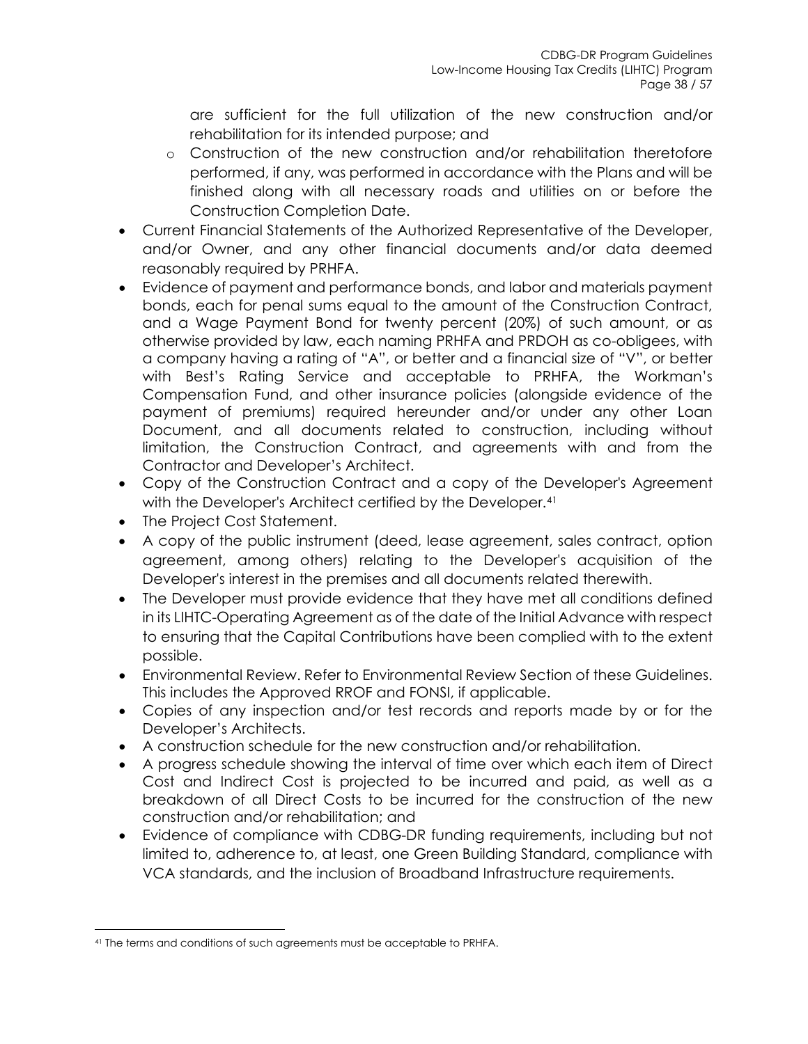are sufficient for the full utilization of the new construction and/or rehabilitation for its intended purpose; and

  - Construction of the new construction and/or rehabilitation theretofore performed, if any, was performed in accordance with the Plans and will be finished along with all necessary roads and utilities on or before the Construction Completion Date.

- Current Financial Statements of the Authorized Representative of the Developer, and/or Owner, and any other financial documents and/or data deemed reasonably required by PRHFA.
- Evidence of payment and performance bonds, and labor and materials payment bonds, each for penal sums equal to the amount of the Construction Contract, and a Wage Payment Bond for twenty percent (20%) of such amount, or as otherwise provided by law, each naming PRHFA and PRDOH as co-obligees, with a company having a rating of "A", or better and a financial size of "V", or better with Best's Rating Service and acceptable to PRHFA, the Workman's Compensation Fund, and other insurance policies (alongside evidence of the payment of premiums) required hereunder and/or under any other Loan Document, and all documents related to construction, including without limitation, the Construction Contract, and agreements with and from the Contractor and Developer's Architect.
- Copy of the Construction Contract and a copy of the Developer's Agreement with the Developer's Architect certified by the Developer.[41]
- The Project Cost Statement.
- A copy of the public instrument (deed, lease agreement, sales contract, option agreement, among others) relating to the Developer's acquisition of the Developer's interest in the premises and all documents related therewith.
- The Developer must provide evidence that they have met all conditions defined in its LIHTC-Operating Agreement as of the date of the Initial Advance with respect to ensuring that the Capital Contributions have been complied with to the extent possible.
- Environmental Review. Refer to Environmental Review Section of these Guidelines. This includes the Approved RROF and FONSI, if applicable.
- Copies of any inspection and/or test records and reports made by or for the Developer's Architects.
- A construction schedule for the new construction and/or rehabilitation.
- A progress schedule showing the interval of time over which each item of Direct Cost and Indirect Cost is projected to be incurred and paid, as well as a breakdown of all Direct Costs to be incurred for the construction of the new construction and/or rehabilitation; and
- Evidence of compliance with CDBG-DR funding requirements, including but not limited to, adherence to, at least, one Green Building Standard, compliance with VCA standards, and the inclusion of Broadband Infrastructure requirements.

[41] The terms and conditions of such agreements must be acceptable to PRHFA.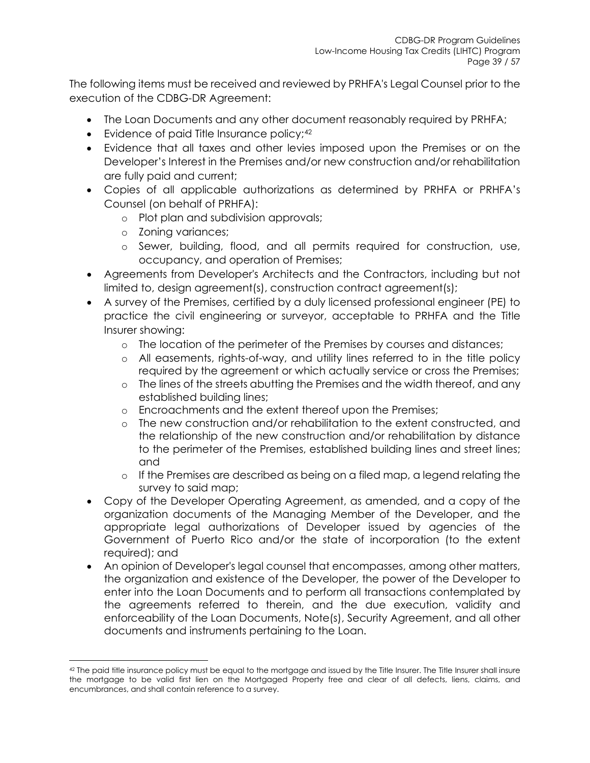The following items must be received and reviewed by PRHFA's Legal Counsel prior to the execution of the CDBG-DR Agreement:

- The Loan Documents and any other document reasonably required by PRHFA;
- Evidence of paid Title Insurance policy;[42]
- Evidence that all taxes and other levies imposed upon the Premises or on the Developer's Interest in the Premises and/or new construction and/or rehabilitation are fully paid and current;
- Copies of all applicable authorizations as determined by PRHFA or PRHFA's Counsel (on behalf of PRHFA):
  - Plot plan and subdivision approvals;
  - Zoning variances;
  - Sewer, building, flood, and all permits required for construction, use, occupancy, and operation of Premises;
- Agreements from Developer's Architects and the Contractors, including but not limited to, design agreement(s), construction contract agreement(s);
- A survey of the Premises, certified by a duly licensed professional engineer (PE) to practice the civil engineering or surveyor, acceptable to PRHFA and the Title Insurer showing:
  - The location of the perimeter of the Premises by courses and distances;
  - All easements, rights-of-way, and utility lines referred to in the title policy required by the agreement or which actually service or cross the Premises;
  - The lines of the streets abutting the Premises and the width thereof, and any established building lines;
  - Encroachments and the extent thereof upon the Premises;
  - The new construction and/or rehabilitation to the extent constructed, and the relationship of the new construction and/or rehabilitation by distance to the perimeter of the Premises, established building lines and street lines; and
  - If the Premises are described as being on a filed map, a legend relating the survey to said map;
- Copy of the Developer Operating Agreement, as amended, and a copy of the organization documents of the Managing Member of the Developer, and the appropriate legal authorizations of Developer issued by agencies of the Government of Puerto Rico and/or the state of incorporation (to the extent required); and
- An opinion of Developer's legal counsel that encompasses, among other matters, the organization and existence of the Developer, the power of the Developer to enter into the Loan Documents and to perform all transactions contemplated by the agreements referred to therein, and the due execution, validity and enforceability of the Loan Documents, Note(s), Security Agreement, and all other documents and instruments pertaining to the Loan.

---

[42] The paid title insurance policy must be equal to the mortgage and issued by the Title Insurer. The Title Insurer shall insure the mortgage to be valid first lien on the Mortgaged Property free and clear of all defects, liens, claims, and encumbrances, and shall contain reference to a survey.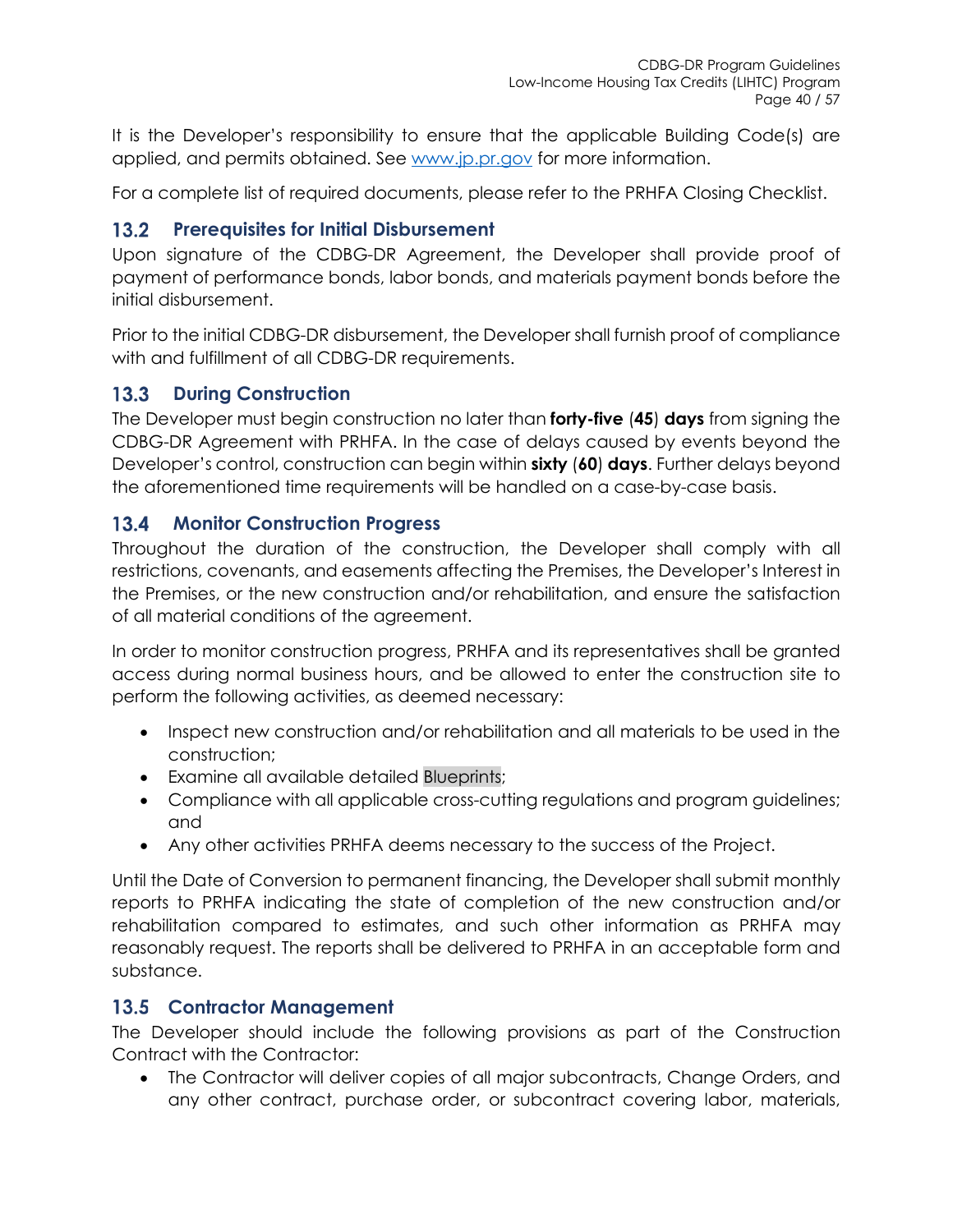It is the Developer's responsibility to ensure that the applicable Building Code(s) are applied, and permits obtained. See [www.jp.pr.gov](www.jp.pr.gov) for more information.

For a complete list of required documents, please refer to the PRHFA Closing Checklist.

## 13.2 Prerequisites for Initial Disbursement

Upon signature of the CDBG-DR Agreement, the Developer shall provide proof of payment of performance bonds, labor bonds, and materials payment bonds before the initial disbursement.

Prior to the initial CDBG-DR disbursement, the Developer shall furnish proof of compliance with and fulfillment of all CDBG-DR requirements.

## 13.3 During Construction

The Developer must begin construction no later than **forty-five** (**45**) **days** from signing the CDBG-DR Agreement with PRHFA. In the case of delays caused by events beyond the Developer's control, construction can begin within **sixty** (**60**) **days**. Further delays beyond the aforementioned time requirements will be handled on a case-by-case basis.

## 13.4 Monitor Construction Progress

Throughout the duration of the construction, the Developer shall comply with all restrictions, covenants, and easements affecting the Premises, the Developer's Interest in the Premises, or the new construction and/or rehabilitation, and ensure the satisfaction of all material conditions of the agreement.

In order to monitor construction progress, PRHFA and its representatives shall be granted access during normal business hours, and be allowed to enter the construction site to perform the following activities, as deemed necessary:

- Inspect new construction and/or rehabilitation and all materials to be used in the construction;
- Examine all available detailed Blueprints;
- Compliance with all applicable cross-cutting regulations and program guidelines; and
- Any other activities PRHFA deems necessary to the success of the Project.

Until the Date of Conversion to permanent financing, the Developer shall submit monthly reports to PRHFA indicating the state of completion of the new construction and/or rehabilitation compared to estimates, and such other information as PRHFA may reasonably request. The reports shall be delivered to PRHFA in an acceptable form and substance.

## 13.5 Contractor Management

The Developer should include the following provisions as part of the Construction Contract with the Contractor:

- The Contractor will deliver copies of all major subcontracts, Change Orders, and any other contract, purchase order, or subcontract covering labor, materials,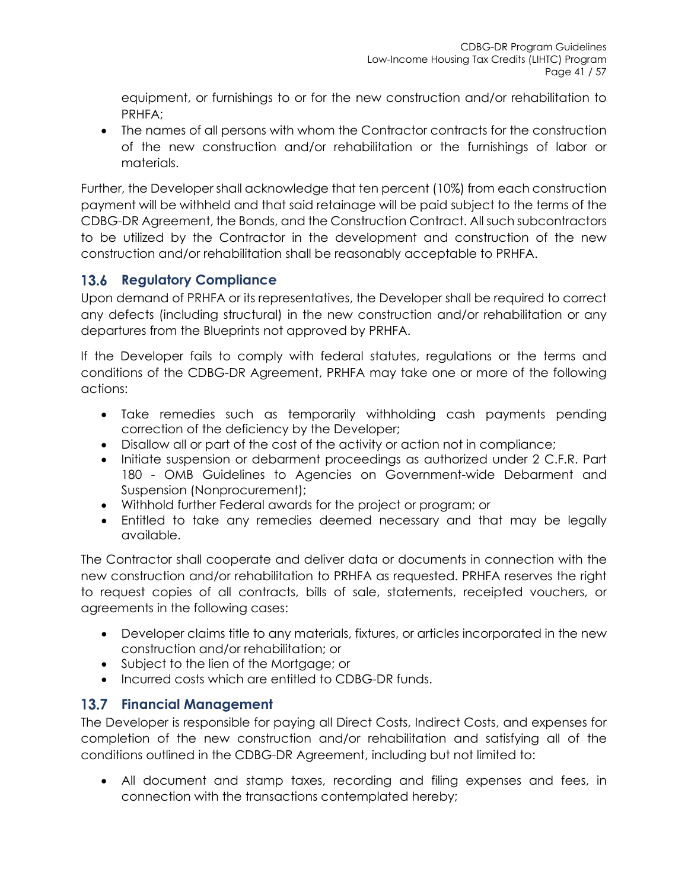equipment, or furnishings to or for the new construction and/or rehabilitation to PRHFA;

- The names of all persons with whom the Contractor contracts for the construction of the new construction and/or rehabilitation or the furnishings of labor or materials.

Further, the Developer shall acknowledge that ten percent (10%) from each construction payment will be withheld and that said retainage will be paid subject to the terms of the CDBG-DR Agreement, the Bonds, and the Construction Contract. All such subcontractors to be utilized by the Contractor in the development and construction of the new construction and/or rehabilitation shall be reasonably acceptable to PRHFA.

## 13.6 Regulatory Compliance

Upon demand of PRHFA or its representatives, the Developer shall be required to correct any defects (including structural) in the new construction and/or rehabilitation or any departures from the Blueprints not approved by PRHFA.

If the Developer fails to comply with federal statutes, regulations or the terms and conditions of the CDBG-DR Agreement, PRHFA may take one or more of the following actions:

- Take remedies such as temporarily withholding cash payments pending correction of the deficiency by the Developer;
- Disallow all or part of the cost of the activity or action not in compliance;
- Initiate suspension or debarment proceedings as authorized under 2 C.F.R. Part 180 - OMB Guidelines to Agencies on Government-wide Debarment and Suspension (Nonprocurement);
- Withhold further Federal awards for the project or program; or
- Entitled to take any remedies deemed necessary and that may be legally available.

The Contractor shall cooperate and deliver data or documents in connection with the new construction and/or rehabilitation to PRHFA as requested. PRHFA reserves the right to request copies of all contracts, bills of sale, statements, receipted vouchers, or agreements in the following cases:

- Developer claims title to any materials, fixtures, or articles incorporated in the new construction and/or rehabilitation; or
- Subject to the lien of the Mortgage; or
- Incurred costs which are entitled to CDBG-DR funds.

## 13.7 Financial Management

The Developer is responsible for paying all Direct Costs, Indirect Costs, and expenses for completion of the new construction and/or rehabilitation and satisfying all of the conditions outlined in the CDBG-DR Agreement, including but not limited to:

- All document and stamp taxes, recording and filing expenses and fees, in connection with the transactions contemplated hereby;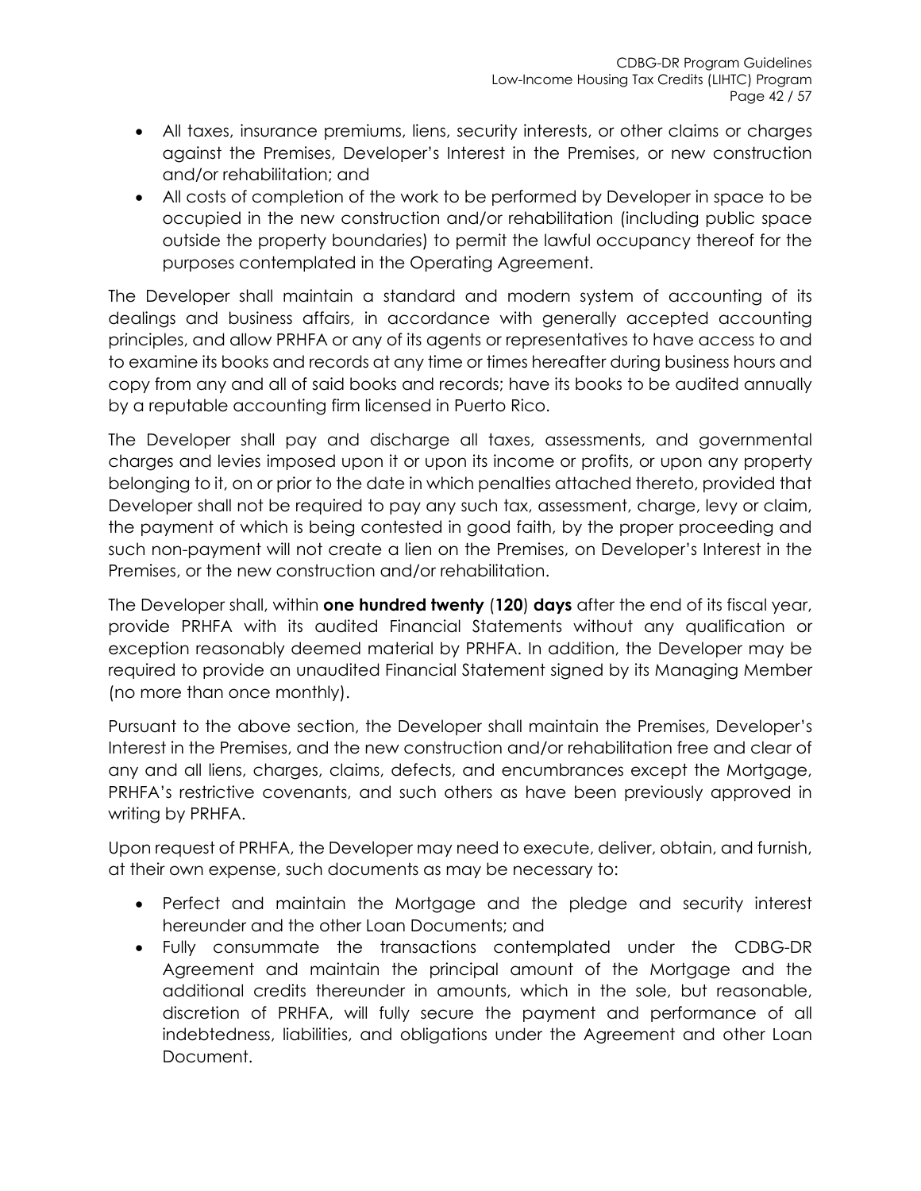- All taxes, insurance premiums, liens, security interests, or other claims or charges against the Premises, Developer's Interest in the Premises, or new construction and/or rehabilitation; and
- All costs of completion of the work to be performed by Developer in space to be occupied in the new construction and/or rehabilitation (including public space outside the property boundaries) to permit the lawful occupancy thereof for the purposes contemplated in the Operating Agreement.

The Developer shall maintain a standard and modern system of accounting of its dealings and business affairs, in accordance with generally accepted accounting principles, and allow PRHFA or any of its agents or representatives to have access to and to examine its books and records at any time or times hereafter during business hours and copy from any and all of said books and records; have its books to be audited annually by a reputable accounting firm licensed in Puerto Rico.

The Developer shall pay and discharge all taxes, assessments, and governmental charges and levies imposed upon it or upon its income or profits, or upon any property belonging to it, on or prior to the date in which penalties attached thereto, provided that Developer shall not be required to pay any such tax, assessment, charge, levy or claim, the payment of which is being contested in good faith, by the proper proceeding and such non-payment will not create a lien on the Premises, on Developer's Interest in the Premises, or the new construction and/or rehabilitation.

The Developer shall, within **one hundred twenty** (**120**) **days** after the end of its fiscal year, provide PRHFA with its audited Financial Statements without any qualification or exception reasonably deemed material by PRHFA. In addition, the Developer may be required to provide an unaudited Financial Statement signed by its Managing Member (no more than once monthly).

Pursuant to the above section, the Developer shall maintain the Premises, Developer's Interest in the Premises, and the new construction and/or rehabilitation free and clear of any and all liens, charges, claims, defects, and encumbrances except the Mortgage, PRHFA's restrictive covenants, and such others as have been previously approved in writing by PRHFA.

Upon request of PRHFA, the Developer may need to execute, deliver, obtain, and furnish, at their own expense, such documents as may be necessary to:

- Perfect and maintain the Mortgage and the pledge and security interest hereunder and the other Loan Documents; and
- Fully consummate the transactions contemplated under the CDBG-DR Agreement and maintain the principal amount of the Mortgage and the additional credits thereunder in amounts, which in the sole, but reasonable, discretion of PRHFA, will fully secure the payment and performance of all indebtedness, liabilities, and obligations under the Agreement and other Loan Document.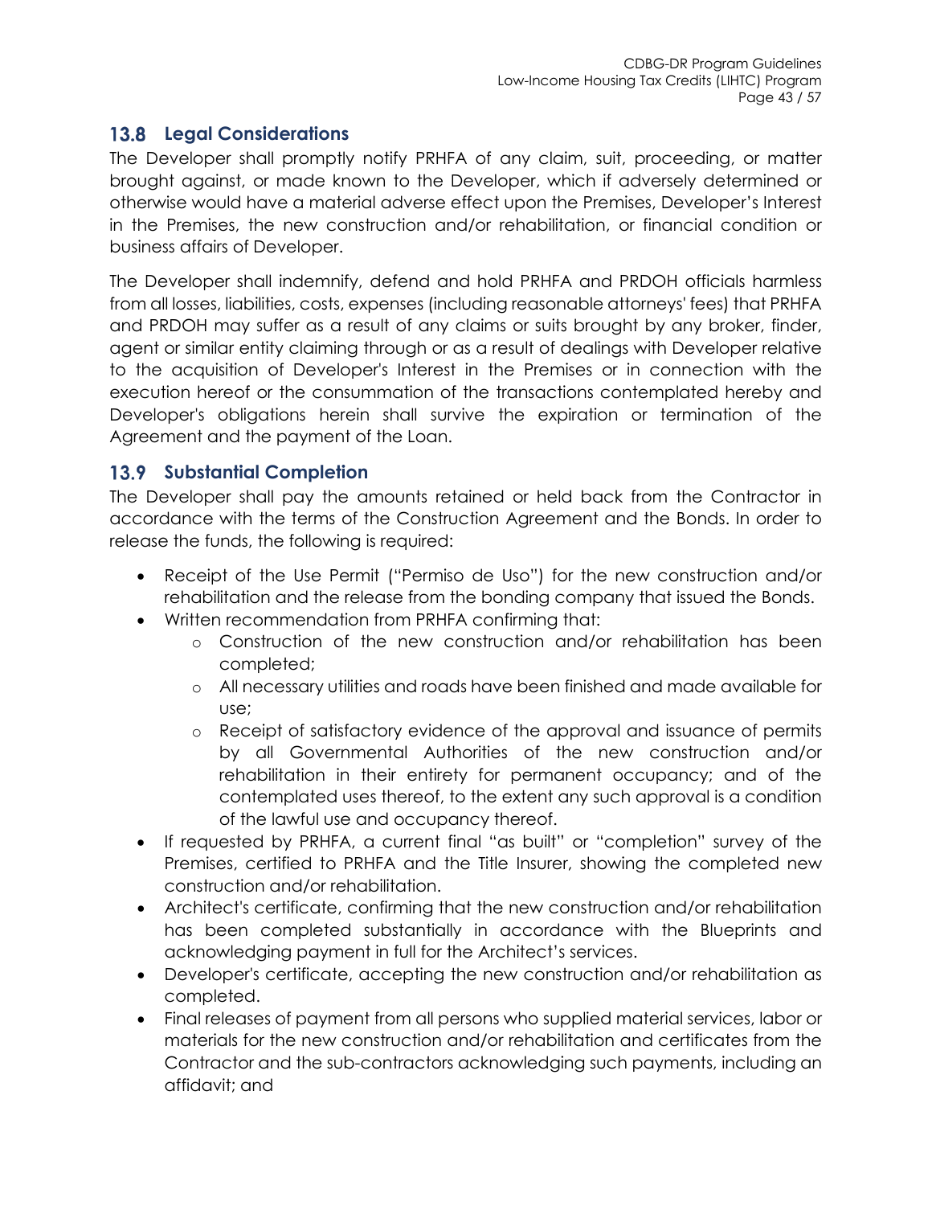## 13.8 Legal Considerations

The Developer shall promptly notify PRHFA of any claim, suit, proceeding, or matter brought against, or made known to the Developer, which if adversely determined or otherwise would have a material adverse effect upon the Premises, Developer's Interest in the Premises, the new construction and/or rehabilitation, or financial condition or business affairs of Developer.

The Developer shall indemnify, defend and hold PRHFA and PRDOH officials harmless from all losses, liabilities, costs, expenses (including reasonable attorneys' fees) that PRHFA and PRDOH may suffer as a result of any claims or suits brought by any broker, finder, agent or similar entity claiming through or as a result of dealings with Developer relative to the acquisition of Developer's Interest in the Premises or in connection with the execution hereof or the consummation of the transactions contemplated hereby and Developer's obligations herein shall survive the expiration or termination of the Agreement and the payment of the Loan.

## 13.9 Substantial Completion

The Developer shall pay the amounts retained or held back from the Contractor in accordance with the terms of the Construction Agreement and the Bonds. In order to release the funds, the following is required:

- Receipt of the Use Permit ("Permiso de Uso") for the new construction and/or rehabilitation and the release from the bonding company that issued the Bonds.
- Written recommendation from PRHFA confirming that:
  - Construction of the new construction and/or rehabilitation has been completed;
  - All necessary utilities and roads have been finished and made available for use;
  - Receipt of satisfactory evidence of the approval and issuance of permits by all Governmental Authorities of the new construction and/or rehabilitation in their entirety for permanent occupancy; and of the contemplated uses thereof, to the extent any such approval is a condition of the lawful use and occupancy thereof.
- If requested by PRHFA, a current final "as built" or "completion" survey of the Premises, certified to PRHFA and the Title Insurer, showing the completed new construction and/or rehabilitation.
- Architect's certificate, confirming that the new construction and/or rehabilitation has been completed substantially in accordance with the Blueprints and acknowledging payment in full for the Architect's services.
- Developer's certificate, accepting the new construction and/or rehabilitation as completed.
- Final releases of payment from all persons who supplied material services, labor or materials for the new construction and/or rehabilitation and certificates from the Contractor and the sub-contractors acknowledging such payments, including an affidavit; and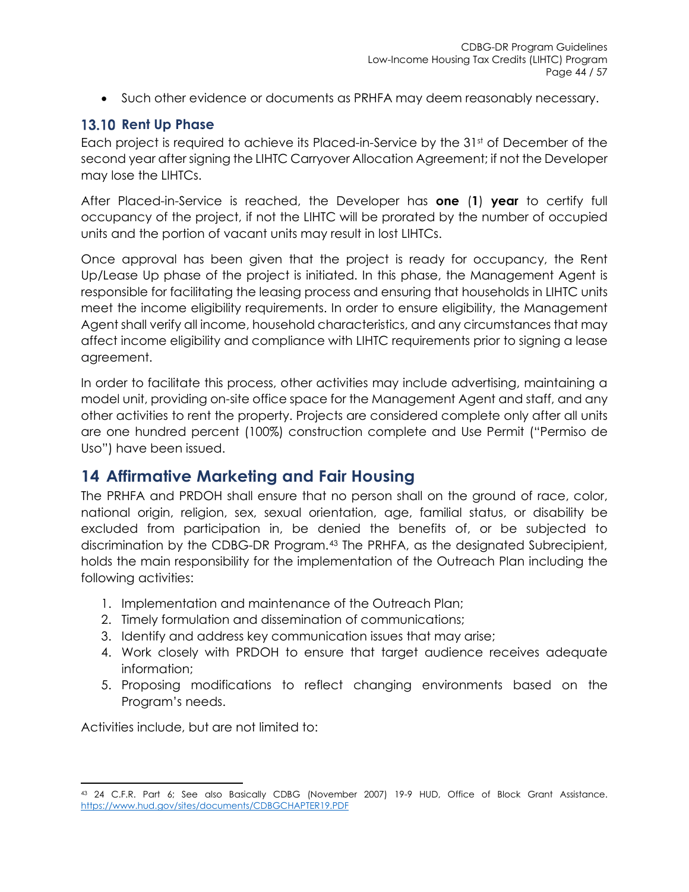- Such other evidence or documents as PRHFA may deem reasonably necessary.

### 13.10 Rent Up Phase

Each project is required to achieve its Placed-in-Service by the 31st of December of the second year after signing the LIHTC Carryover Allocation Agreement; if not the Developer may lose the LIHTCs.

After Placed-in-Service is reached, the Developer has **one** (**1**) **year** to certify full occupancy of the project, if not the LIHTC will be prorated by the number of occupied units and the portion of vacant units may result in lost LIHTCs.

Once approval has been given that the project is ready for occupancy, the Rent Up/Lease Up phase of the project is initiated. In this phase, the Management Agent is responsible for facilitating the leasing process and ensuring that households in LIHTC units meet the income eligibility requirements. In order to ensure eligibility, the Management Agent shall verify all income, household characteristics, and any circumstances that may affect income eligibility and compliance with LIHTC requirements prior to signing a lease agreement.

In order to facilitate this process, other activities may include advertising, maintaining a model unit, providing on-site office space for the Management Agent and staff, and any other activities to rent the property. Projects are considered complete only after all units are one hundred percent (100%) construction complete and Use Permit ("Permiso de Uso") have been issued.

## 14 Affirmative Marketing and Fair Housing

The PRHFA and PRDOH shall ensure that no person shall on the ground of race, color, national origin, religion, sex, sexual orientation, age, familial status, or disability be excluded from participation in, be denied the benefits of, or be subjected to discrimination by the CDBG-DR Program.[43] The PRHFA, as the designated Subrecipient, holds the main responsibility for the implementation of the Outreach Plan including the following activities:

1. Implementation and maintenance of the Outreach Plan;
2. Timely formulation and dissemination of communications;
3. Identify and address key communication issues that may arise;
4. Work closely with PRDOH to ensure that target audience receives adequate information;
5. Proposing modifications to reflect changing environments based on the Program's needs.

Activities include, but are not limited to:

---

[43] 24 C.F.R. Part 6; See also Basically CDBG (November 2007) 19-9 HUD, Office of Block Grant Assistance. https://www.hud.gov/sites/documents/CDBGCHAPTER19.PDF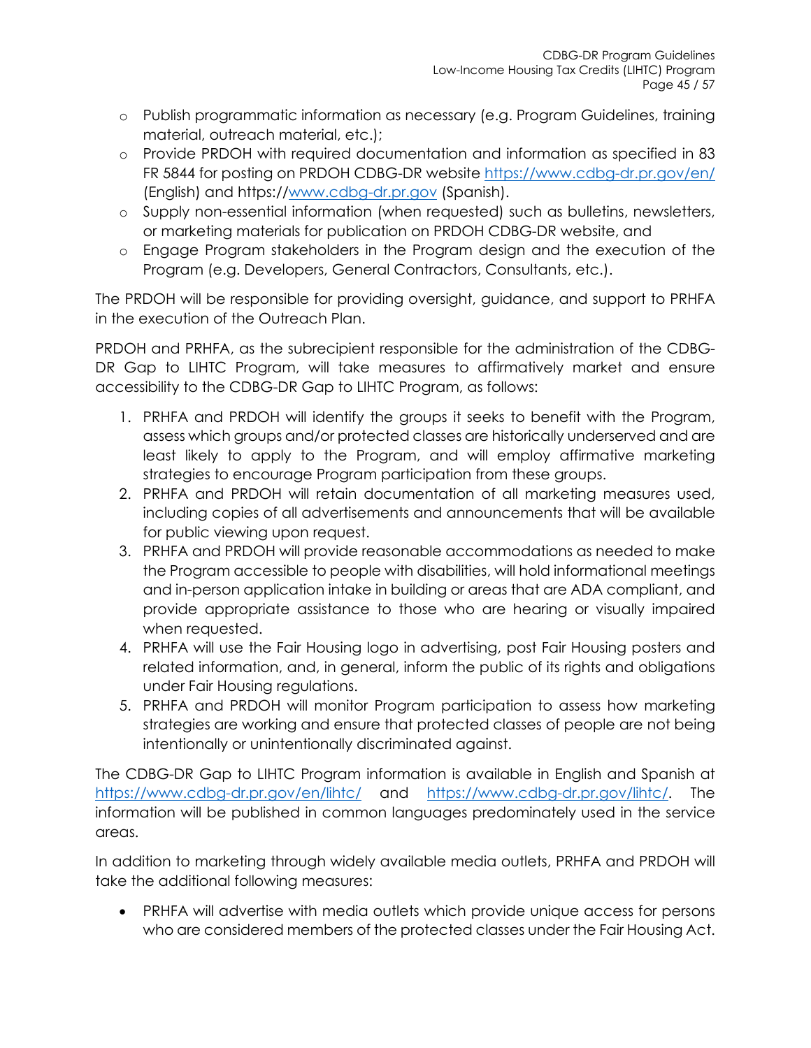- Publish programmatic information as necessary (e.g. Program Guidelines, training material, outreach material, etc.);
- Provide PRDOH with required documentation and information as specified in 83 FR 5844 for posting on PRDOH CDBG-DR website https://www.cdbg-dr.pr.gov/en/ (English) and https://www.cdbg-dr.pr.gov (Spanish).
- Supply non-essential information (when requested) such as bulletins, newsletters, or marketing materials for publication on PRDOH CDBG-DR website, and
- Engage Program stakeholders in the Program design and the execution of the Program (e.g. Developers, General Contractors, Consultants, etc.).

The PRDOH will be responsible for providing oversight, guidance, and support to PRHFA in the execution of the Outreach Plan.

PRDOH and PRHFA, as the subrecipient responsible for the administration of the CDBG-DR Gap to LIHTC Program, will take measures to affirmatively market and ensure accessibility to the CDBG-DR Gap to LIHTC Program, as follows:

1. PRHFA and PRDOH will identify the groups it seeks to benefit with the Program, assess which groups and/or protected classes are historically underserved and are least likely to apply to the Program, and will employ affirmative marketing strategies to encourage Program participation from these groups.
2. PRHFA and PRDOH will retain documentation of all marketing measures used, including copies of all advertisements and announcements that will be available for public viewing upon request.
3. PRHFA and PRDOH will provide reasonable accommodations as needed to make the Program accessible to people with disabilities, will hold informational meetings and in-person application intake in building or areas that are ADA compliant, and provide appropriate assistance to those who are hearing or visually impaired when requested.
4. PRHFA will use the Fair Housing logo in advertising, post Fair Housing posters and related information, and, in general, inform the public of its rights and obligations under Fair Housing regulations.
5. PRHFA and PRDOH will monitor Program participation to assess how marketing strategies are working and ensure that protected classes of people are not being intentionally or unintentionally discriminated against.

The CDBG-DR Gap to LIHTC Program information is available in English and Spanish at https://www.cdbg-dr.pr.gov/en/lihtc/ and https://www.cdbg-dr.pr.gov/lihtc/. The information will be published in common languages predominately used in the service areas.

In addition to marketing through widely available media outlets, PRHFA and PRDOH will take the additional following measures:

- PRHFA will advertise with media outlets which provide unique access for persons who are considered members of the protected classes under the Fair Housing Act.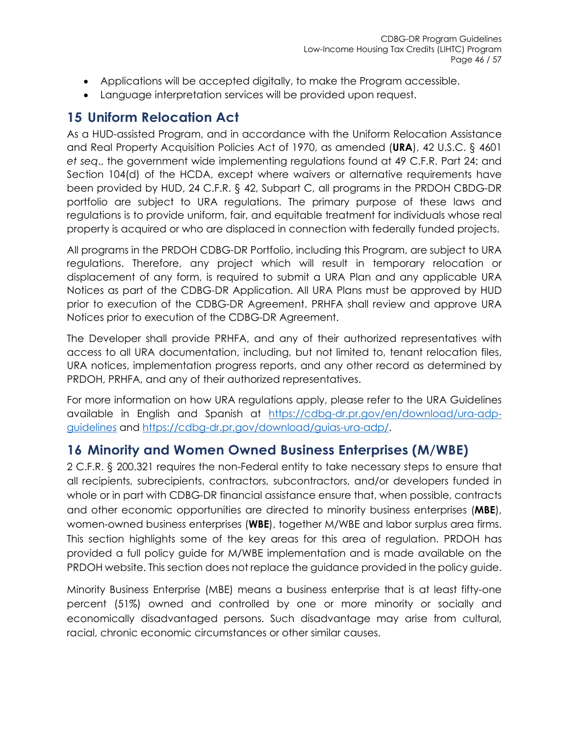- Applications will be accepted digitally, to make the Program accessible.
- Language interpretation services will be provided upon request.

## 15 Uniform Relocation Act

As a HUD-assisted Program, and in accordance with the Uniform Relocation Assistance and Real Property Acquisition Policies Act of 1970, as amended (**URA**), 42 U.S.C. § 4601 *et seq*., the government wide implementing regulations found at 49 C.F.R. Part 24; and Section 104(d) of the HCDA, except where waivers or alternative requirements have been provided by HUD, 24 C.F.R. § 42, Subpart C, all programs in the PRDOH CBDG-DR portfolio are subject to URA regulations. The primary purpose of these laws and regulations is to provide uniform, fair, and equitable treatment for individuals whose real property is acquired or who are displaced in connection with federally funded projects.

All programs in the PRDOH CDBG-DR Portfolio, including this Program, are subject to URA regulations. Therefore, any project which will result in temporary relocation or displacement of any form, is required to submit a URA Plan and any applicable URA Notices as part of the CDBG-DR Application. All URA Plans must be approved by HUD prior to execution of the CDBG-DR Agreement. PRHFA shall review and approve URA Notices prior to execution of the CDBG-DR Agreement.

The Developer shall provide PRHFA, and any of their authorized representatives with access to all URA documentation, including, but not limited to, tenant relocation files, URA notices, implementation progress reports, and any other record as determined by PRDOH, PRHFA, and any of their authorized representatives.

For more information on how URA regulations apply, please refer to the URA Guidelines available in English and Spanish at [https://cdbg-dr.pr.gov/en/download/ura-adp-guidelines](https://cdbg-dr.pr.gov/en/download/ura-adp-guidelines) and [https://cdbg-dr.pr.gov/download/guias-ura-adp/](https://cdbg-dr.pr.gov/download/guias-ura-adp/).

## 16 Minority and Women Owned Business Enterprises (M/WBE)

2 C.F.R. § 200.321 requires the non-Federal entity to take necessary steps to ensure that all recipients, subrecipients, contractors, subcontractors, and/or developers funded in whole or in part with CDBG-DR financial assistance ensure that, when possible, contracts and other economic opportunities are directed to minority business enterprises (**MBE**), women-owned business enterprises (**WBE**), together M/WBE and labor surplus area firms. This section highlights some of the key areas for this area of regulation. PRDOH has provided a full policy guide for M/WBE implementation and is made available on the PRDOH website. This section does not replace the guidance provided in the policy guide.

Minority Business Enterprise (MBE) means a business enterprise that is at least fifty-one percent (51%) owned and controlled by one or more minority or socially and economically disadvantaged persons. Such disadvantage may arise from cultural, racial, chronic economic circumstances or other similar causes.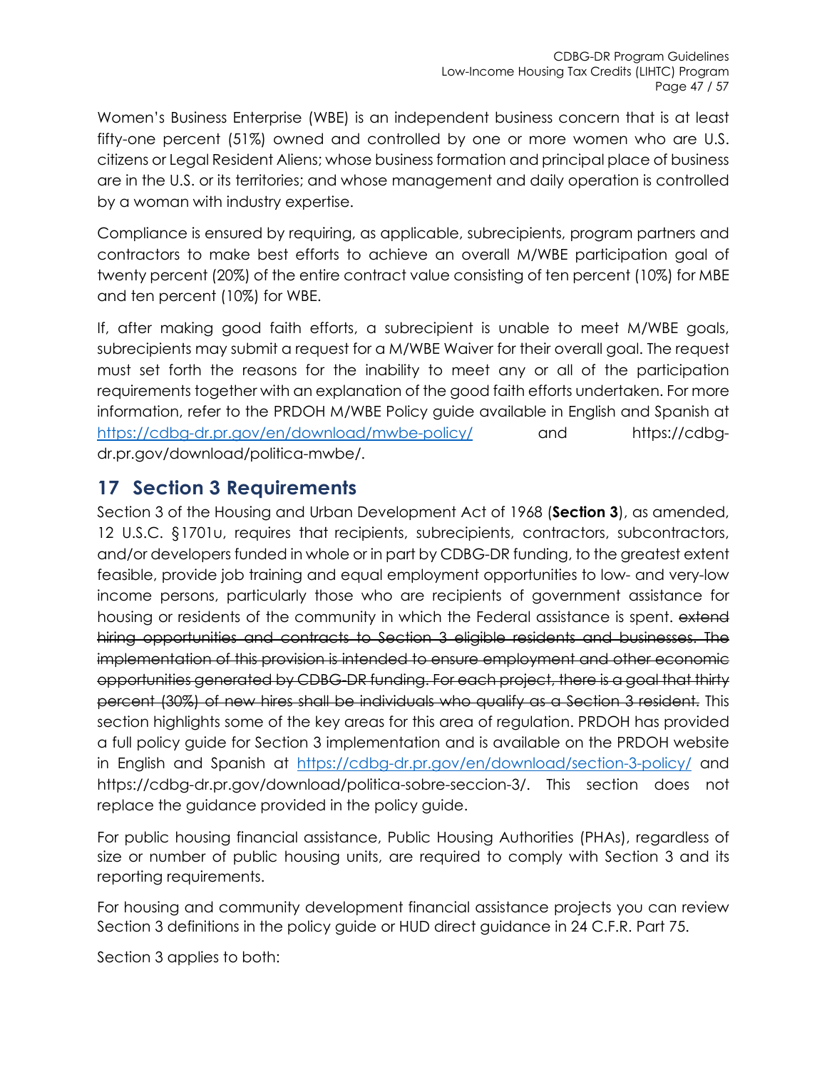Women's Business Enterprise (WBE) is an independent business concern that is at least fifty-one percent (51%) owned and controlled by one or more women who are U.S. citizens or Legal Resident Aliens; whose business formation and principal place of business are in the U.S. or its territories; and whose management and daily operation is controlled by a woman with industry expertise.

Compliance is ensured by requiring, as applicable, subrecipients, program partners and contractors to make best efforts to achieve an overall M/WBE participation goal of twenty percent (20%) of the entire contract value consisting of ten percent (10%) for MBE and ten percent (10%) for WBE.

If, after making good faith efforts, a subrecipient is unable to meet M/WBE goals, subrecipients may submit a request for a M/WBE Waiver for their overall goal. The request must set forth the reasons for the inability to meet any or all of the participation requirements together with an explanation of the good faith efforts undertaken. For more information, refer to the PRDOH M/WBE Policy guide available in English and Spanish at https://cdbg-dr.pr.gov/en/download/mwbe-policy/ and https://cdbg-dr.pr.gov/download/politica-mwbe/.

## 17 Section 3 Requirements

Section 3 of the Housing and Urban Development Act of 1968 (**Section 3**), as amended, 12 U.S.C. §1701u, requires that recipients, subrecipients, contractors, subcontractors, and/or developers funded in whole or in part by CDBG-DR funding, to the greatest extent feasible, provide job training and equal employment opportunities to low- and very-low income persons, particularly those who are recipients of government assistance for housing or residents of the community in which the Federal assistance is spent. ~~extend hiring opportunities and contracts to Section 3 eligible residents and businesses. The implementation of this provision is intended to ensure employment and other economic opportunities generated by CDBG-DR funding. For each project, there is a goal that thirty percent (30%) of new hires shall be individuals who qualify as a Section 3 resident.~~ This section highlights some of the key areas for this area of regulation. PRDOH has provided a full policy guide for Section 3 implementation and is available on the PRDOH website in English and Spanish at https://cdbg-dr.pr.gov/en/download/section-3-policy/ and https://cdbg-dr.pr.gov/download/politica-sobre-seccion-3/. This section does not replace the guidance provided in the policy guide.

For public housing financial assistance, Public Housing Authorities (PHAs), regardless of size or number of public housing units, are required to comply with Section 3 and its reporting requirements.

For housing and community development financial assistance projects you can review Section 3 definitions in the policy guide or HUD direct guidance in 24 C.F.R. Part 75.

Section 3 applies to both: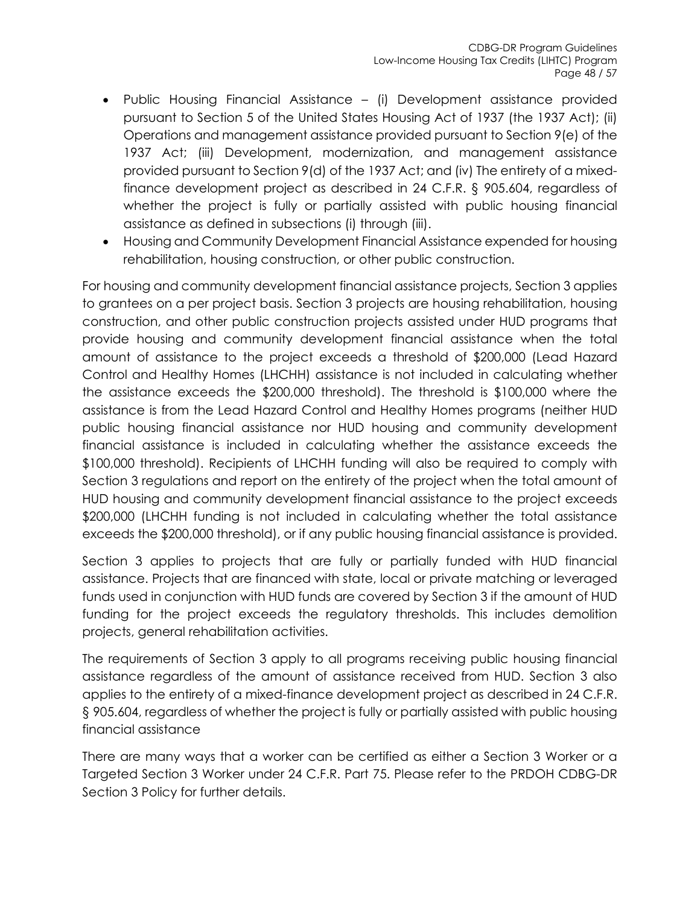- Public Housing Financial Assistance – (i) Development assistance provided pursuant to Section 5 of the United States Housing Act of 1937 (the 1937 Act); (ii) Operations and management assistance provided pursuant to Section 9(e) of the 1937 Act; (iii) Development, modernization, and management assistance provided pursuant to Section 9(d) of the 1937 Act; and (iv) The entirety of a mixed-finance development project as described in 24 C.F.R. § 905.604, regardless of whether the project is fully or partially assisted with public housing financial assistance as defined in subsections (i) through (iii).
- Housing and Community Development Financial Assistance expended for housing rehabilitation, housing construction, or other public construction.

For housing and community development financial assistance projects, Section 3 applies to grantees on a per project basis. Section 3 projects are housing rehabilitation, housing construction, and other public construction projects assisted under HUD programs that provide housing and community development financial assistance when the total amount of assistance to the project exceeds a threshold of $200,000 (Lead Hazard Control and Healthy Homes (LHCHH) assistance is not included in calculating whether the assistance exceeds the $200,000 threshold). The threshold is $100,000 where the assistance is from the Lead Hazard Control and Healthy Homes programs (neither HUD public housing financial assistance nor HUD housing and community development financial assistance is included in calculating whether the assistance exceeds the $100,000 threshold). Recipients of LHCHH funding will also be required to comply with Section 3 regulations and report on the entirety of the project when the total amount of HUD housing and community development financial assistance to the project exceeds $200,000 (LHCHH funding is not included in calculating whether the total assistance exceeds the $200,000 threshold), or if any public housing financial assistance is provided.

Section 3 applies to projects that are fully or partially funded with HUD financial assistance. Projects that are financed with state, local or private matching or leveraged funds used in conjunction with HUD funds are covered by Section 3 if the amount of HUD funding for the project exceeds the regulatory thresholds. This includes demolition projects, general rehabilitation activities.

The requirements of Section 3 apply to all programs receiving public housing financial assistance regardless of the amount of assistance received from HUD. Section 3 also applies to the entirety of a mixed-finance development project as described in 24 C.F.R. § 905.604, regardless of whether the project is fully or partially assisted with public housing financial assistance

There are many ways that a worker can be certified as either a Section 3 Worker or a Targeted Section 3 Worker under 24 C.F.R. Part 75. Please refer to the PRDOH CDBG-DR Section 3 Policy for further details.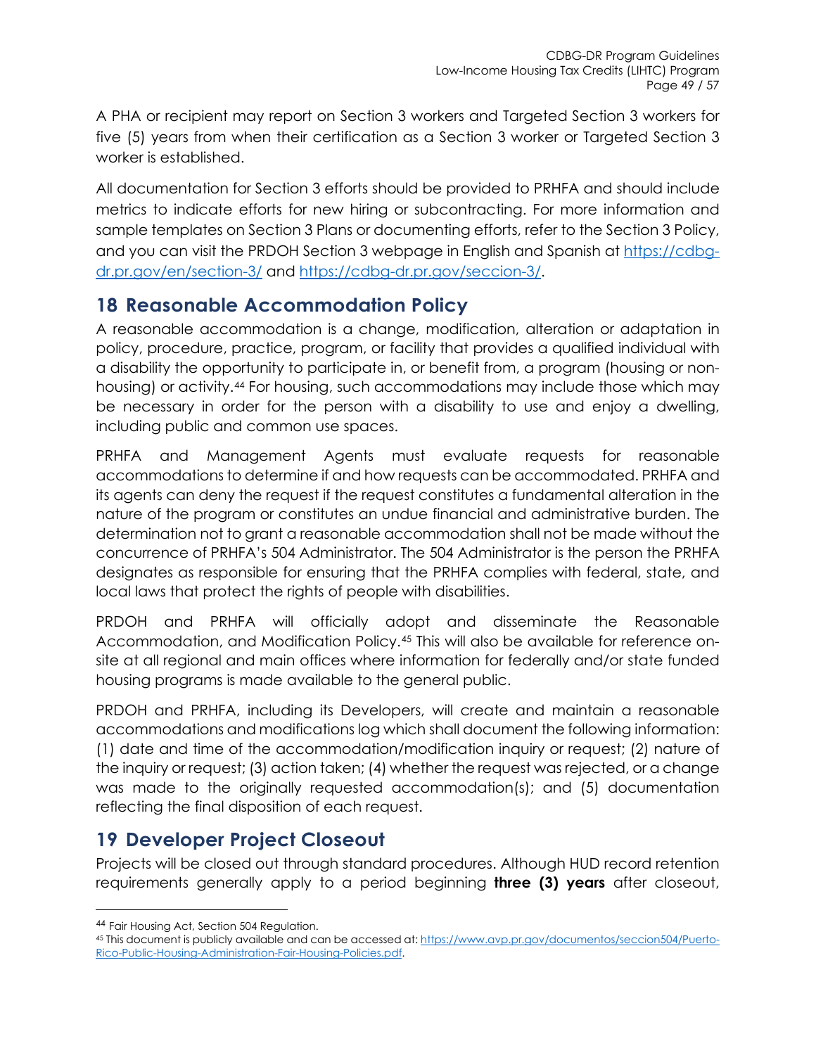A PHA or recipient may report on Section 3 workers and Targeted Section 3 workers for five (5) years from when their certification as a Section 3 worker or Targeted Section 3 worker is established.

All documentation for Section 3 efforts should be provided to PRHFA and should include metrics to indicate efforts for new hiring or subcontracting. For more information and sample templates on Section 3 Plans or documenting efforts, refer to the Section 3 Policy, and you can visit the PRDOH Section 3 webpage in English and Spanish at [https://cdbg-dr.pr.gov/en/section-3/](https://cdbg-dr.pr.gov/en/section-3/) and [https://cdbg-dr.pr.gov/seccion-3/](https://cdbg-dr.pr.gov/seccion-3/).

# 18 Reasonable Accommodation Policy

A reasonable accommodation is a change, modification, alteration or adaptation in policy, procedure, practice, program, or facility that provides a qualified individual with a disability the opportunity to participate in, or benefit from, a program (housing or non-housing) or activity.[44] For housing, such accommodations may include those which may be necessary in order for the person with a disability to use and enjoy a dwelling, including public and common use spaces.

PRHFA and Management Agents must evaluate requests for reasonable accommodations to determine if and how requests can be accommodated. PRHFA and its agents can deny the request if the request constitutes a fundamental alteration in the nature of the program or constitutes an undue financial and administrative burden. The determination not to grant a reasonable accommodation shall not be made without the concurrence of PRHFA's 504 Administrator. The 504 Administrator is the person the PRHFA designates as responsible for ensuring that the PRHFA complies with federal, state, and local laws that protect the rights of people with disabilities.

PRDOH and PRHFA will officially adopt and disseminate the Reasonable Accommodation, and Modification Policy.[45] This will also be available for reference on-site at all regional and main offices where information for federally and/or state funded housing programs is made available to the general public.

PRDOH and PRHFA, including its Developers, will create and maintain a reasonable accommodations and modifications log which shall document the following information: (1) date and time of the accommodation/modification inquiry or request; (2) nature of the inquiry or request; (3) action taken; (4) whether the request was rejected, or a change was made to the originally requested accommodation(s); and (5) documentation reflecting the final disposition of each request.

# 19 Developer Project Closeout

Projects will be closed out through standard procedures. Although HUD record retention requirements generally apply to a period beginning **three (3) years** after closeout,

---

[44] Fair Housing Act, Section 504 Regulation.

[45] This document is publicly available and can be accessed at: [https://www.avp.pr.gov/documentos/seccion504/Puerto-Rico-Public-Housing-Administration-Fair-Housing-Policies.pdf](https://www.avp.pr.gov/documentos/seccion504/Puerto-Rico-Public-Housing-Administration-Fair-Housing-Policies.pdf).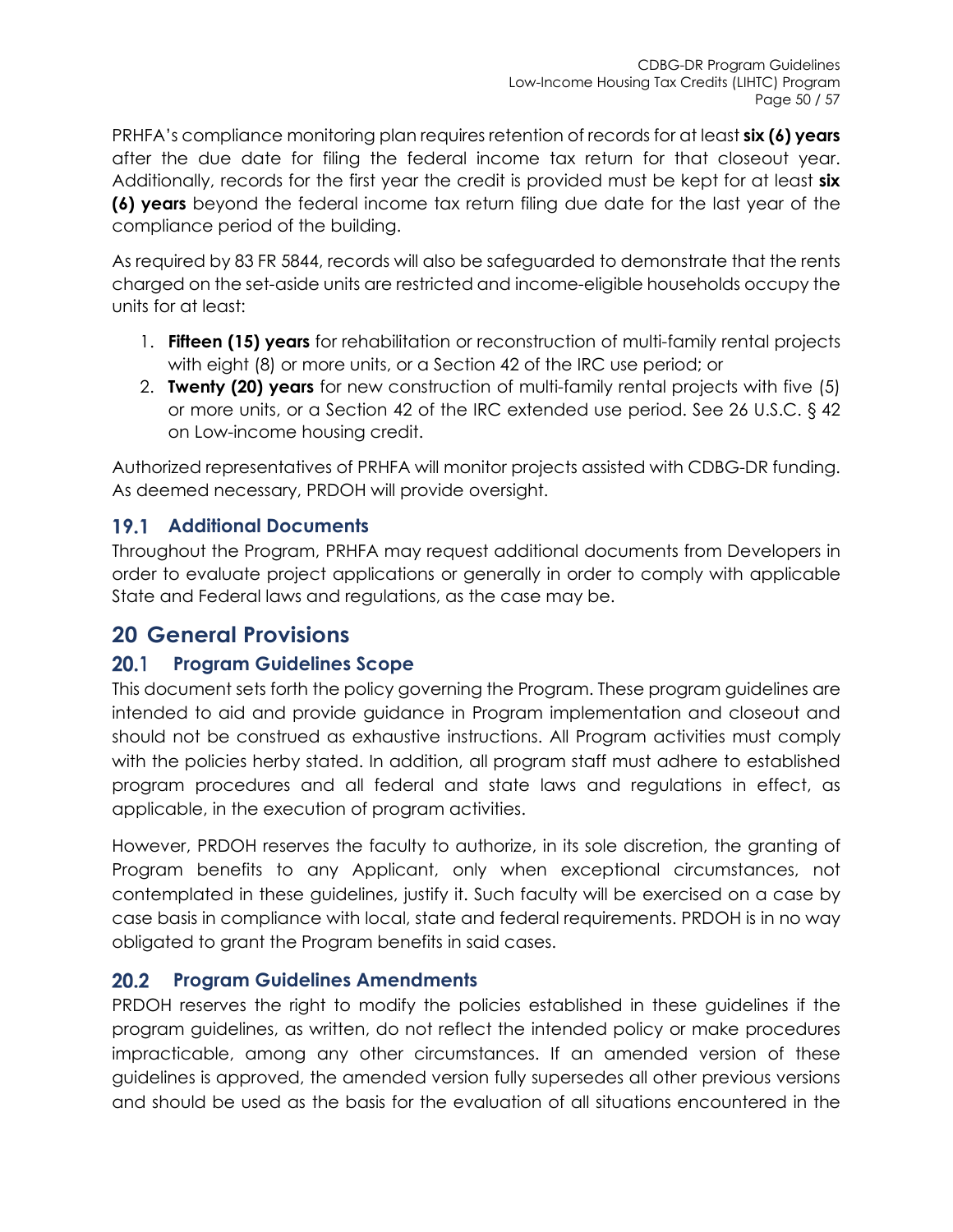PRHFA's compliance monitoring plan requires retention of records for at least **six (6) years** after the due date for filing the federal income tax return for that closeout year. Additionally, records for the first year the credit is provided must be kept for at least **six (6) years** beyond the federal income tax return filing due date for the last year of the compliance period of the building.

As required by 83 FR 5844, records will also be safeguarded to demonstrate that the rents charged on the set-aside units are restricted and income-eligible households occupy the units for at least:

1. **Fifteen (15) years** for rehabilitation or reconstruction of multi-family rental projects with eight (8) or more units, or a Section 42 of the IRC use period; or
2. **Twenty (20) years** for new construction of multi-family rental projects with five (5) or more units, or a Section 42 of the IRC extended use period. See 26 U.S.C. § 42 on Low-income housing credit.

Authorized representatives of PRHFA will monitor projects assisted with CDBG-DR funding. As deemed necessary, PRDOH will provide oversight.

### 19.1 Additional Documents

Throughout the Program, PRHFA may request additional documents from Developers in order to evaluate project applications or generally in order to comply with applicable State and Federal laws and regulations, as the case may be.

## 20 General Provisions

### 20.1 Program Guidelines Scope

This document sets forth the policy governing the Program. These program guidelines are intended to aid and provide guidance in Program implementation and closeout and should not be construed as exhaustive instructions. All Program activities must comply with the policies herby stated. In addition, all program staff must adhere to established program procedures and all federal and state laws and regulations in effect, as applicable, in the execution of program activities.

However, PRDOH reserves the faculty to authorize, in its sole discretion, the granting of Program benefits to any Applicant, only when exceptional circumstances, not contemplated in these guidelines, justify it. Such faculty will be exercised on a case by case basis in compliance with local, state and federal requirements. PRDOH is in no way obligated to grant the Program benefits in said cases.

### 20.2 Program Guidelines Amendments

PRDOH reserves the right to modify the policies established in these guidelines if the program guidelines, as written, do not reflect the intended policy or make procedures impracticable, among any other circumstances. If an amended version of these guidelines is approved, the amended version fully supersedes all other previous versions and should be used as the basis for the evaluation of all situations encountered in the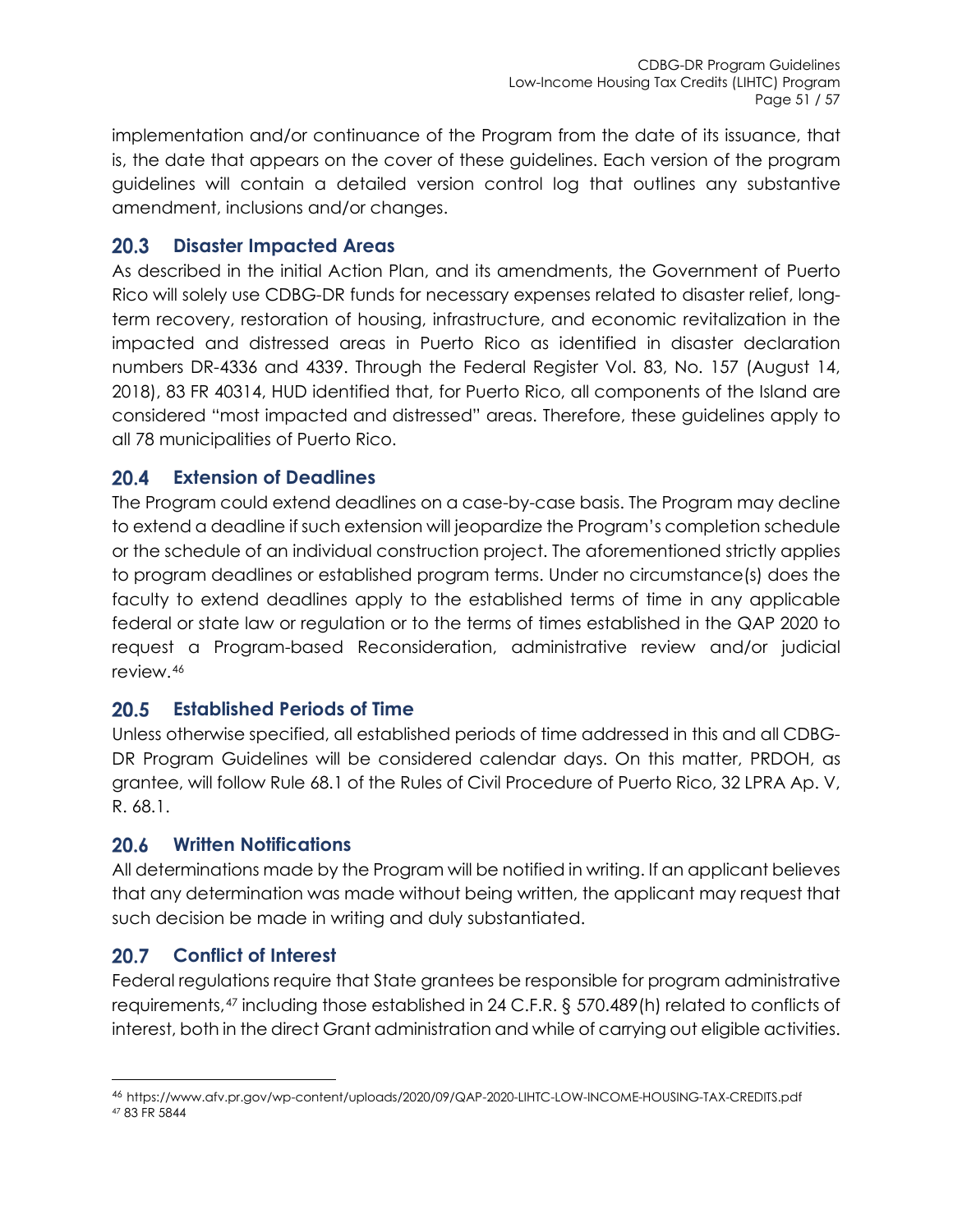implementation and/or continuance of the Program from the date of its issuance, that is, the date that appears on the cover of these guidelines. Each version of the program guidelines will contain a detailed version control log that outlines any substantive amendment, inclusions and/or changes.

## 20.3 Disaster Impacted Areas

As described in the initial Action Plan, and its amendments, the Government of Puerto Rico will solely use CDBG-DR funds for necessary expenses related to disaster relief, long-term recovery, restoration of housing, infrastructure, and economic revitalization in the impacted and distressed areas in Puerto Rico as identified in disaster declaration numbers DR-4336 and 4339. Through the Federal Register Vol. 83, No. 157 (August 14, 2018), 83 FR 40314, HUD identified that, for Puerto Rico, all components of the Island are considered "most impacted and distressed" areas. Therefore, these guidelines apply to all 78 municipalities of Puerto Rico.

## 20.4 Extension of Deadlines

The Program could extend deadlines on a case-by-case basis. The Program may decline to extend a deadline if such extension will jeopardize the Program's completion schedule or the schedule of an individual construction project. The aforementioned strictly applies to program deadlines or established program terms. Under no circumstance(s) does the faculty to extend deadlines apply to the established terms of time in any applicable federal or state law or regulation or to the terms of times established in the QAP 2020 to request a Program-based Reconsideration, administrative review and/or judicial review.[46]

## 20.5 Established Periods of Time

Unless otherwise specified, all established periods of time addressed in this and all CDBG-DR Program Guidelines will be considered calendar days. On this matter, PRDOH, as grantee, will follow Rule 68.1 of the Rules of Civil Procedure of Puerto Rico, 32 LPRA Ap. V, R. 68.1.

## 20.6 Written Notifications

All determinations made by the Program will be notified in writing. If an applicant believes that any determination was made without being written, the applicant may request that such decision be made in writing and duly substantiated.

## 20.7 Conflict of Interest

Federal regulations require that State grantees be responsible for program administrative requirements,[47] including those established in 24 C.F.R. § 570.489(h) related to conflicts of interest, both in the direct Grant administration and while of carrying out eligible activities.

---

[46] https://www.afv.pr.gov/wp-content/uploads/2020/09/QAP-2020-LIHTC-LOW-INCOME-HOUSING-TAX-CREDITS.pdf

[47] 83 FR 5844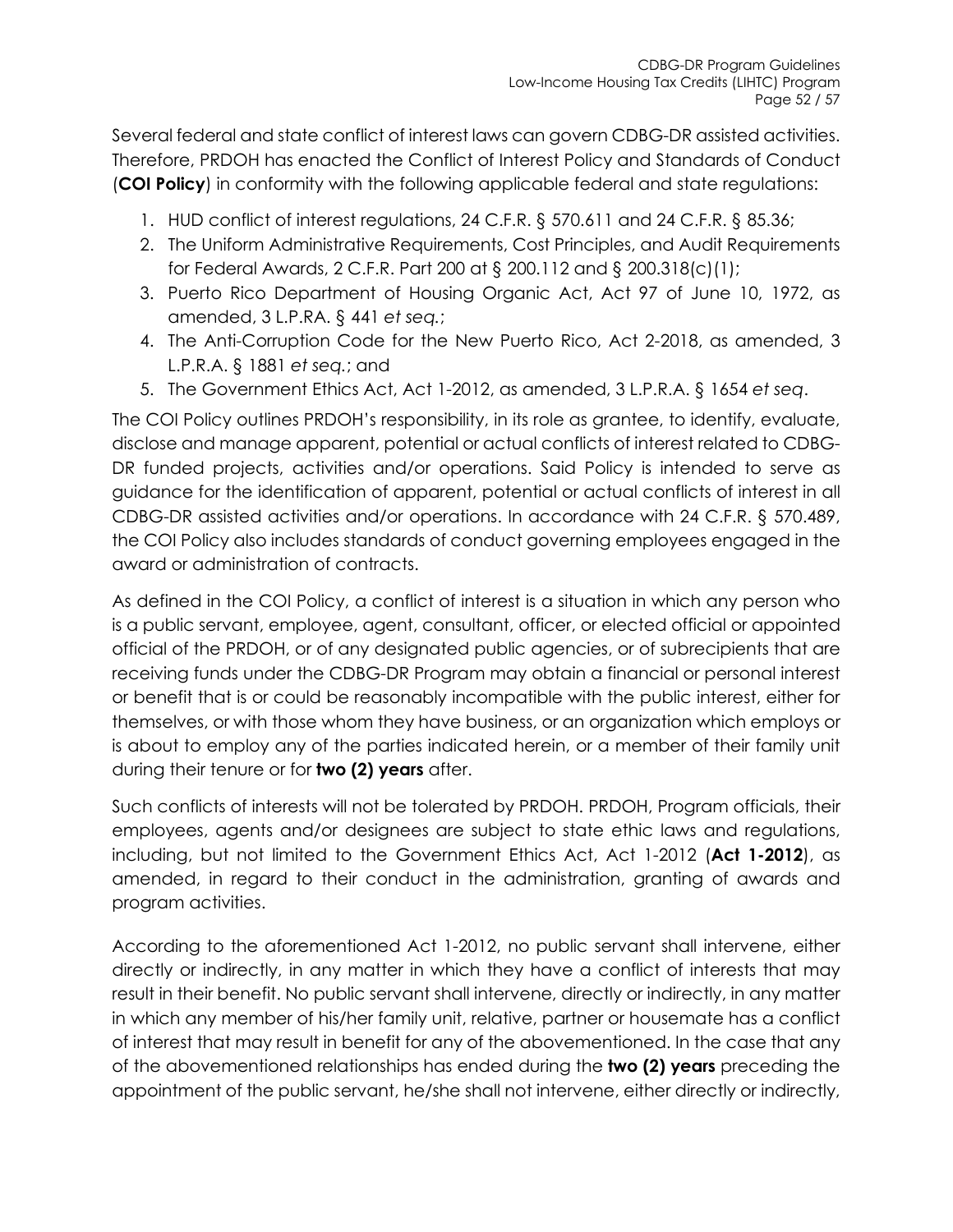Several federal and state conflict of interest laws can govern CDBG-DR assisted activities. Therefore, PRDOH has enacted the Conflict of Interest Policy and Standards of Conduct (**COI Policy**) in conformity with the following applicable federal and state regulations:

1. HUD conflict of interest regulations, 24 C.F.R. § 570.611 and 24 C.F.R. § 85.36;
2. The Uniform Administrative Requirements, Cost Principles, and Audit Requirements for Federal Awards, 2 C.F.R. Part 200 at § 200.112 and § 200.318(c)(1);
3. Puerto Rico Department of Housing Organic Act, Act 97 of June 10, 1972, as amended, 3 L.P.RA. § 441 *et seq.*;
4. The Anti-Corruption Code for the New Puerto Rico, Act 2-2018, as amended, 3 L.P.R.A. § 1881 *et seq.*; and
5. The Government Ethics Act, Act 1-2012, as amended, 3 L.P.R.A. § 1654 *et seq*.

The COI Policy outlines PRDOH's responsibility, in its role as grantee, to identify, evaluate, disclose and manage apparent, potential or actual conflicts of interest related to CDBG-DR funded projects, activities and/or operations. Said Policy is intended to serve as guidance for the identification of apparent, potential or actual conflicts of interest in all CDBG-DR assisted activities and/or operations. In accordance with 24 C.F.R. § 570.489, the COI Policy also includes standards of conduct governing employees engaged in the award or administration of contracts.

As defined in the COI Policy, a conflict of interest is a situation in which any person who is a public servant, employee, agent, consultant, officer, or elected official or appointed official of the PRDOH, or of any designated public agencies, or of subrecipients that are receiving funds under the CDBG-DR Program may obtain a financial or personal interest or benefit that is or could be reasonably incompatible with the public interest, either for themselves, or with those whom they have business, or an organization which employs or is about to employ any of the parties indicated herein, or a member of their family unit during their tenure or for **two (2) years** after.

Such conflicts of interests will not be tolerated by PRDOH. PRDOH, Program officials, their employees, agents and/or designees are subject to state ethic laws and regulations, including, but not limited to the Government Ethics Act, Act 1-2012 (**Act 1-2012**), as amended, in regard to their conduct in the administration, granting of awards and program activities.

According to the aforementioned Act 1-2012, no public servant shall intervene, either directly or indirectly, in any matter in which they have a conflict of interests that may result in their benefit. No public servant shall intervene, directly or indirectly, in any matter in which any member of his/her family unit, relative, partner or housemate has a conflict of interest that may result in benefit for any of the abovementioned. In the case that any of the abovementioned relationships has ended during the **two (2) years** preceding the appointment of the public servant, he/she shall not intervene, either directly or indirectly,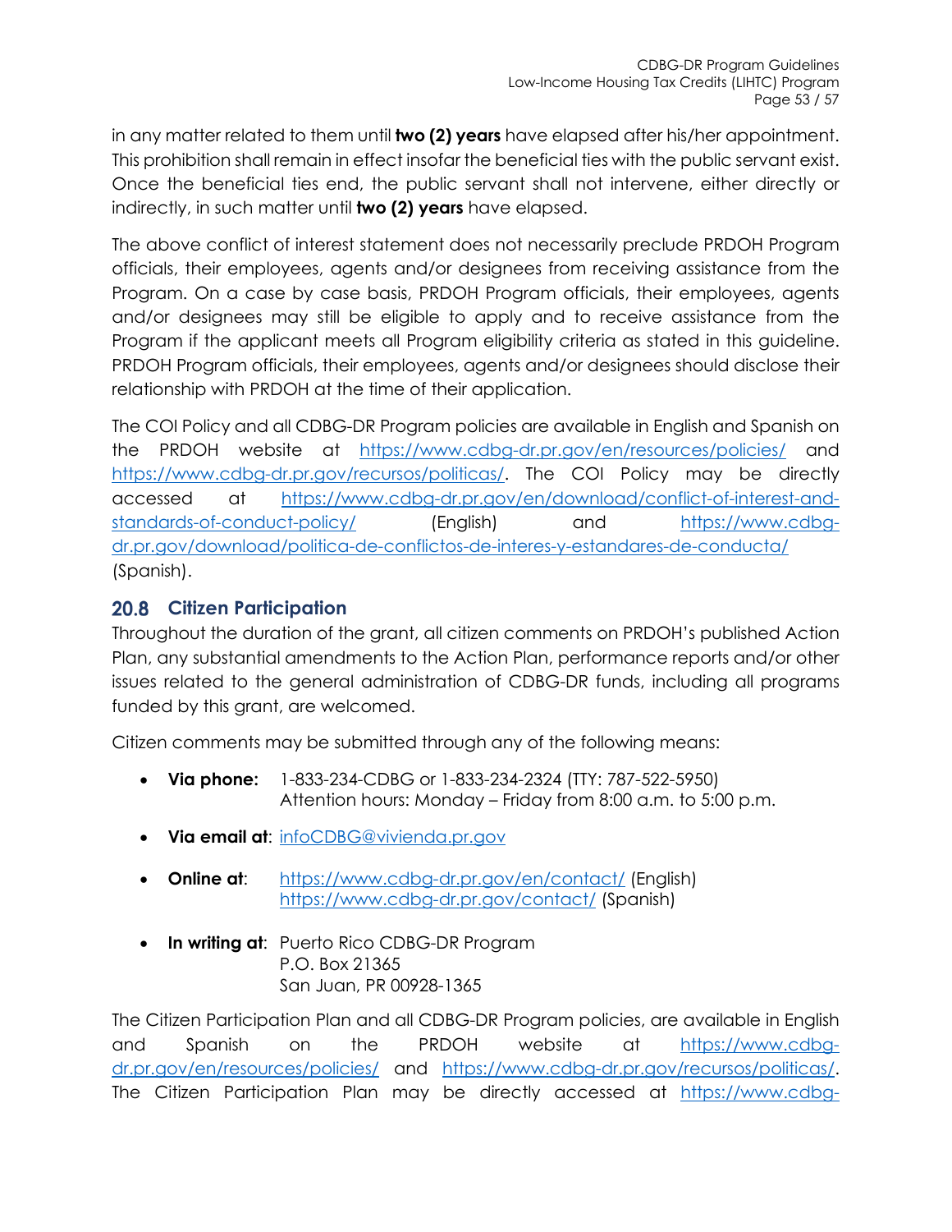in any matter related to them until **two (2) years** have elapsed after his/her appointment. This prohibition shall remain in effect insofar the beneficial ties with the public servant exist. Once the beneficial ties end, the public servant shall not intervene, either directly or indirectly, in such matter until **two (2) years** have elapsed.

The above conflict of interest statement does not necessarily preclude PRDOH Program officials, their employees, agents and/or designees from receiving assistance from the Program. On a case by case basis, PRDOH Program officials, their employees, agents and/or designees may still be eligible to apply and to receive assistance from the Program if the applicant meets all Program eligibility criteria as stated in this guideline. PRDOH Program officials, their employees, agents and/or designees should disclose their relationship with PRDOH at the time of their application.

The COI Policy and all CDBG-DR Program policies are available in English and Spanish on the PRDOH website at https://www.cdbg-dr.pr.gov/en/resources/policies/ and https://www.cdbg-dr.pr.gov/recursos/politicas/. The COI Policy may be directly accessed at https://www.cdbg-dr.pr.gov/en/download/conflict-of-interest-and-standards-of-conduct-policy/ (English) and https://www.cdbg-dr.pr.gov/download/politica-de-conflictos-de-interes-y-estandares-de-conducta/ (Spanish).

## 20.8 Citizen Participation

Throughout the duration of the grant, all citizen comments on PRDOH's published Action Plan, any substantial amendments to the Action Plan, performance reports and/or other issues related to the general administration of CDBG-DR funds, including all programs funded by this grant, are welcomed.

Citizen comments may be submitted through any of the following means:

- **Via phone:** 1-833-234-CDBG or 1-833-234-2324 (TTY: 787-522-5950)
  Attention hours: Monday – Friday from 8:00 a.m. to 5:00 p.m.
- **Via email at**: infoCDBG@vivienda.pr.gov
- **Online at**: https://www.cdbg-dr.pr.gov/en/contact/ (English)
  https://www.cdbg-dr.pr.gov/contact/ (Spanish)
- **In writing at**: Puerto Rico CDBG-DR Program
  P.O. Box 21365
  San Juan, PR 00928-1365

The Citizen Participation Plan and all CDBG-DR Program policies, are available in English and Spanish on the PRDOH website at https://www.cdbg-dr.pr.gov/en/resources/policies/ and https://www.cdbg-dr.pr.gov/recursos/politicas/. The Citizen Participation Plan may be directly accessed at https://www.cdbg-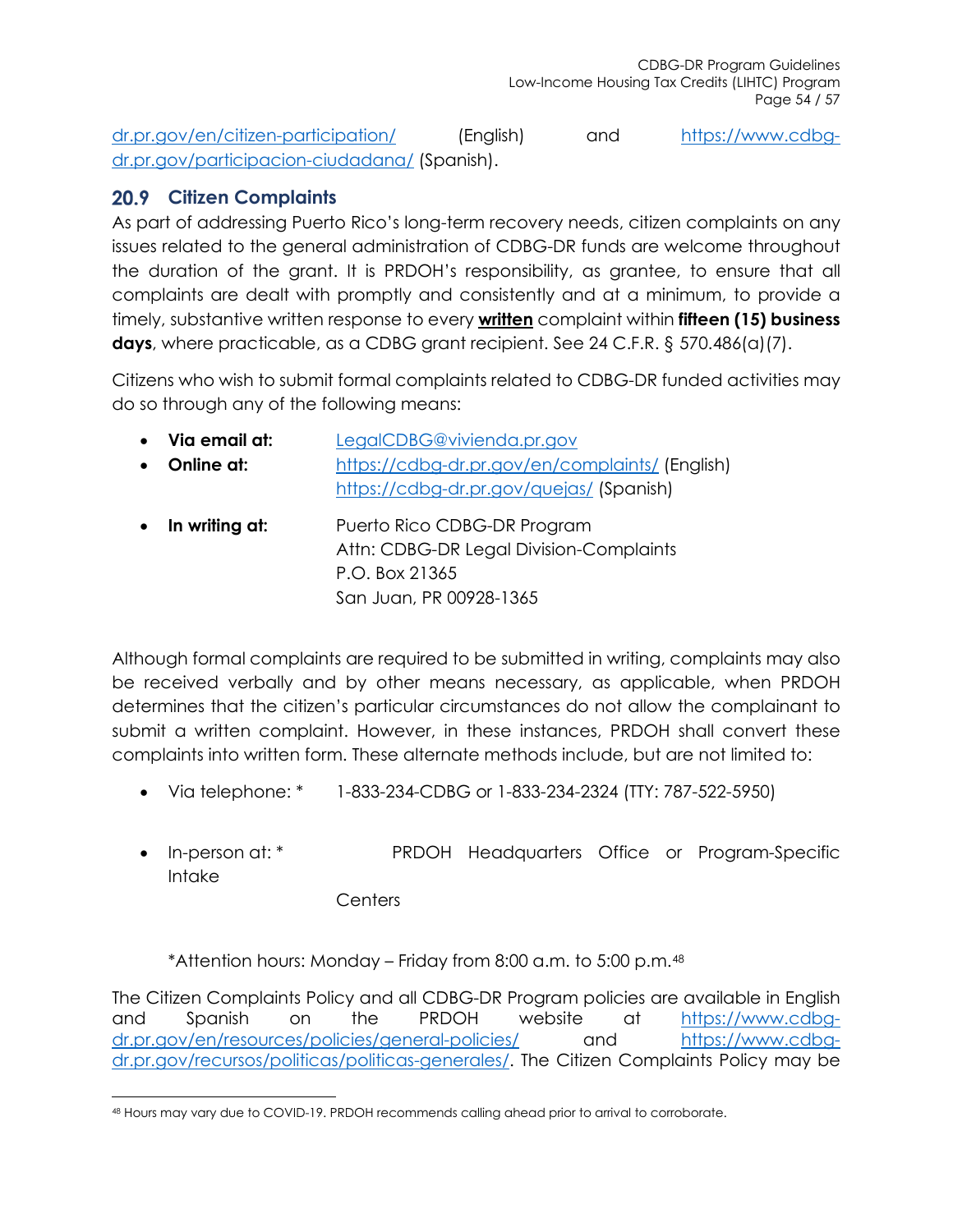dr.pr.gov/en/citizen-participation/ (English) and https://www.cdbg-dr.pr.gov/participacion-ciudadana/ (Spanish).

## 20.9 Citizen Complaints

As part of addressing Puerto Rico's long-term recovery needs, citizen complaints on any issues related to the general administration of CDBG-DR funds are welcome throughout the duration of the grant. It is PRDOH's responsibility, as grantee, to ensure that all complaints are dealt with promptly and consistently and at a minimum, to provide a timely, substantive written response to every **written** complaint within **fifteen (15) business days**, where practicable, as a CDBG grant recipient. See 24 C.F.R. § 570.486(a)(7).

Citizens who wish to submit formal complaints related to CDBG-DR funded activities may do so through any of the following means:

- **Via email at:** LegalCDBG@vivienda.pr.gov
- **Online at:** https://cdbg-dr.pr.gov/en/complaints/ (English)
  https://cdbg-dr.pr.gov/quejas/ (Spanish)
- **In writing at:** Puerto Rico CDBG-DR Program
  Attn: CDBG-DR Legal Division-Complaints
  P.O. Box 21365
  San Juan, PR 00928-1365

Although formal complaints are required to be submitted in writing, complaints may also be received verbally and by other means necessary, as applicable, when PRDOH determines that the citizen's particular circumstances do not allow the complainant to submit a written complaint. However, in these instances, PRDOH shall convert these complaints into written form. These alternate methods include, but are not limited to:

- Via telephone: * 1-833-234-CDBG or 1-833-234-2324 (TTY: 787-522-5950)
- In-person at: * PRDOH Headquarters Office or Program-Specific Intake Centers

*Attention hours: Monday – Friday from 8:00 a.m. to 5:00 p.m.[48]

The Citizen Complaints Policy and all CDBG-DR Program policies are available in English and Spanish on the PRDOH website at https://www.cdbg-dr.pr.gov/en/resources/policies/general-policies/ and https://www.cdbg-dr.pr.gov/recursos/politicas/politicas-generales/. The Citizen Complaints Policy may be

[48] Hours may vary due to COVID-19. PRDOH recommends calling ahead prior to arrival to corroborate.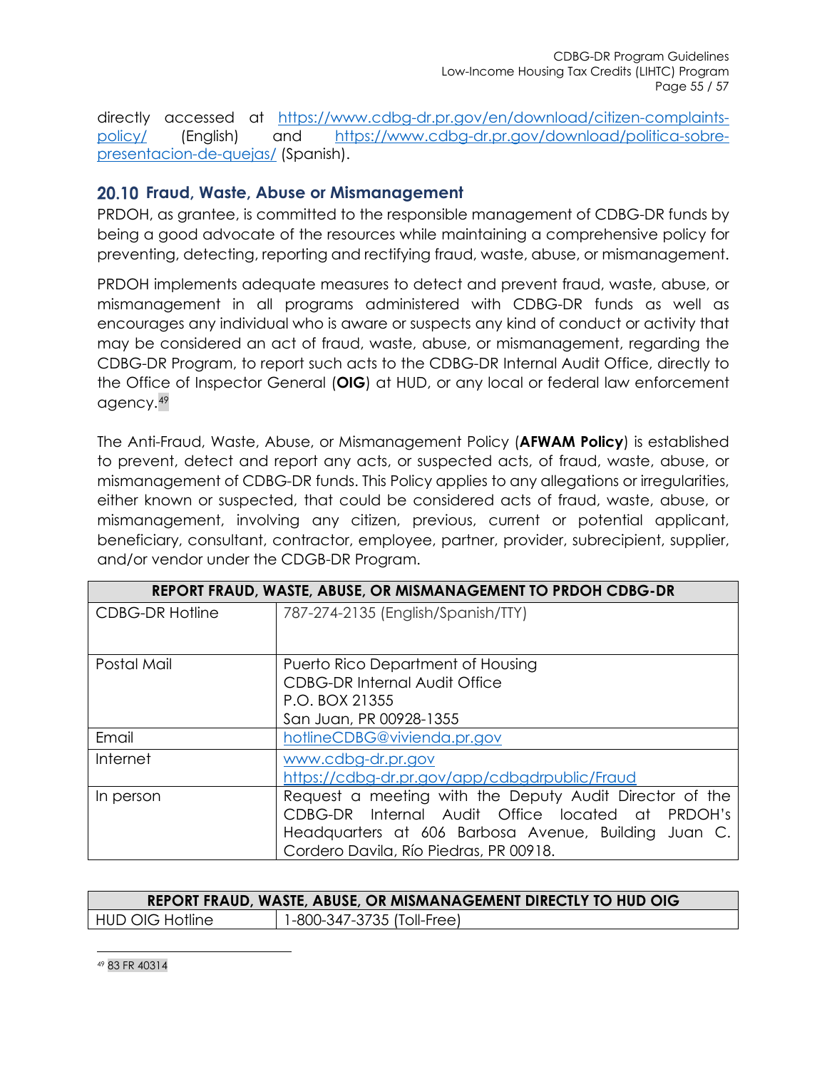directly accessed at [https://www.cdbg-dr.pr.gov/en/download/citizen-complaints-policy/](https://www.cdbg-dr.pr.gov/en/download/citizen-complaints-policy/) (English) and [https://www.cdbg-dr.pr.gov/download/politica-sobre-presentacion-de-quejas/](https://www.cdbg-dr.pr.gov/download/politica-sobre-presentacion-de-quejas/) (Spanish).

## 20.10 Fraud, Waste, Abuse or Mismanagement

PRDOH, as grantee, is committed to the responsible management of CDBG-DR funds by being a good advocate of the resources while maintaining a comprehensive policy for preventing, detecting, reporting and rectifying fraud, waste, abuse, or mismanagement.

PRDOH implements adequate measures to detect and prevent fraud, waste, abuse, or mismanagement in all programs administered with CDBG-DR funds as well as encourages any individual who is aware or suspects any kind of conduct or activity that may be considered an act of fraud, waste, abuse, or mismanagement, regarding the CDBG-DR Program, to report such acts to the CDBG-DR Internal Audit Office, directly to the Office of Inspector General (**OIG**) at HUD, or any local or federal law enforcement agency.[49]

The Anti-Fraud, Waste, Abuse, or Mismanagement Policy (**AFWAM Policy**) is established to prevent, detect and report any acts, or suspected acts, of fraud, waste, abuse, or mismanagement of CDBG-DR funds. This Policy applies to any allegations or irregularities, either known or suspected, that could be considered acts of fraud, waste, abuse, or mismanagement, involving any citizen, previous, current or potential applicant, beneficiary, consultant, contractor, employee, partner, provider, subrecipient, supplier, and/or vendor under the CDGB-DR Program.

| REPORT FRAUD, WASTE, ABUSE, OR MISMANAGEMENT TO PRDOH CDBG-DR | |
|---|---|
| CDBG-DR Hotline | 787-274-2135 (English/Spanish/TTY) |
| Postal Mail | Puerto Rico Department of Housing<br>CDBG-DR Internal Audit Office<br>P.O. BOX 21355<br>San Juan, PR 00928-1355 |
| Email | [hotlineCDBG@vivienda.pr.gov](mailto:hotlineCDBG@vivienda.pr.gov) |
| Internet | [www.cdbg-dr.pr.gov](http://www.cdbg-dr.pr.gov)<br>[https://cdbg-dr.pr.gov/app/cdbgdrpublic/Fraud](https://cdbg-dr.pr.gov/app/cdbgdrpublic/Fraud) |
| In person | Request a meeting with the Deputy Audit Director of the CDBG-DR Internal Audit Office located at PRDOH's Headquarters at 606 Barbosa Avenue, Building Juan C. Cordero Davila, Río Piedras, PR 00918. |

| REPORT FRAUD, WASTE, ABUSE, OR MISMANAGEMENT DIRECTLY TO HUD OIG | |
|---|---|
| HUD OIG Hotline | 1-800-347-3735 (Toll-Free) |

---

[49] 83 FR 40314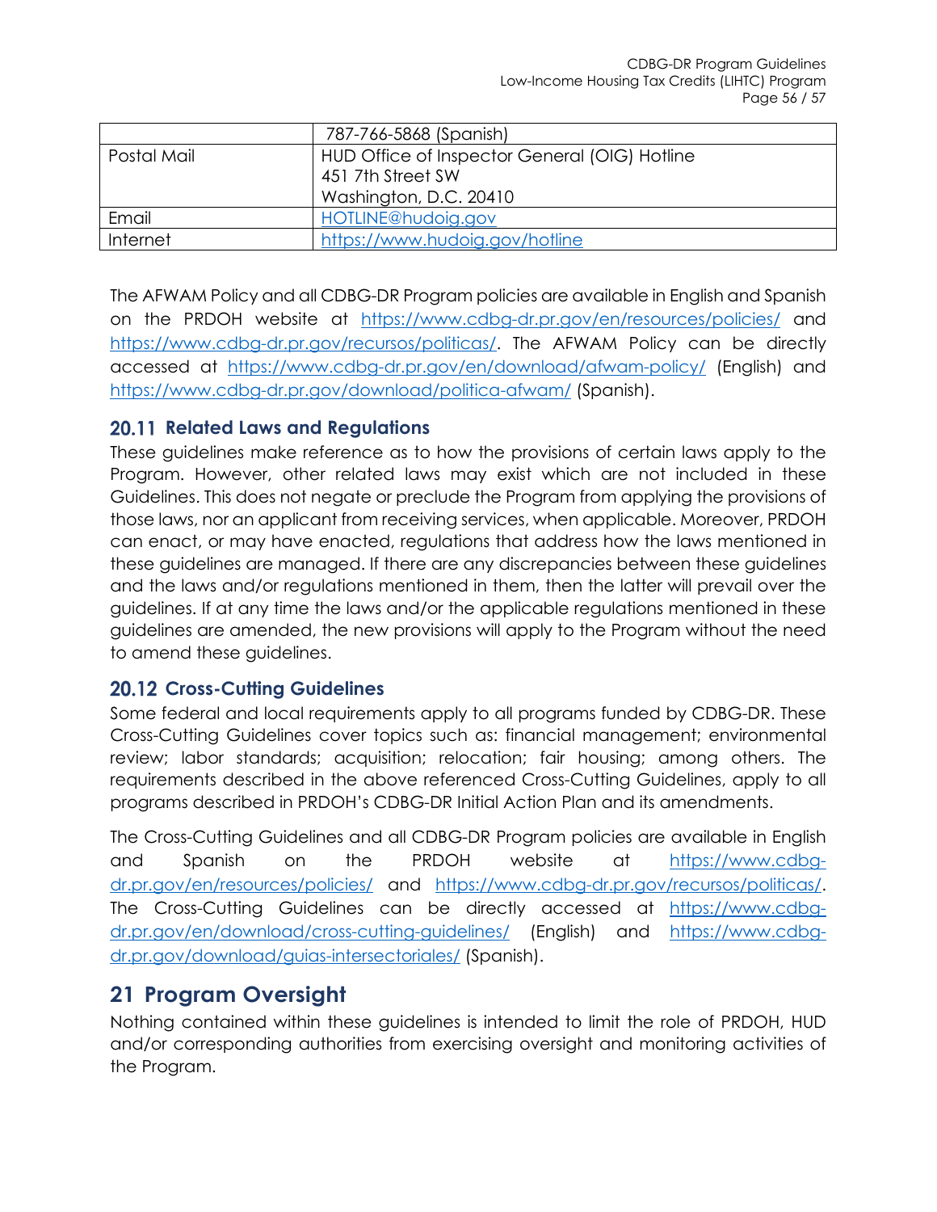| | |
|---|---|
| | 787-766-5868 (Spanish) |
| Postal Mail | HUD Office of Inspector General (OIG) Hotline<br>451 7th Street SW<br>Washington, D.C. 20410 |
| Email | HOTLINE@hudoig.gov |
| Internet | https://www.hudoig.gov/hotline |

The AFWAM Policy and all CDBG-DR Program policies are available in English and Spanish on the PRDOH website at https://www.cdbg-dr.pr.gov/en/resources/policies/ and https://www.cdbg-dr.pr.gov/recursos/politicas/. The AFWAM Policy can be directly accessed at https://www.cdbg-dr.pr.gov/en/download/afwam-policy/ (English) and https://www.cdbg-dr.pr.gov/download/politica-afwam/ (Spanish).

### 20.11 Related Laws and Regulations

These guidelines make reference as to how the provisions of certain laws apply to the Program. However, other related laws may exist which are not included in these Guidelines. This does not negate or preclude the Program from applying the provisions of those laws, nor an applicant from receiving services, when applicable. Moreover, PRDOH can enact, or may have enacted, regulations that address how the laws mentioned in these guidelines are managed. If there are any discrepancies between these guidelines and the laws and/or regulations mentioned in them, then the latter will prevail over the guidelines. If at any time the laws and/or the applicable regulations mentioned in these guidelines are amended, the new provisions will apply to the Program without the need to amend these guidelines.

### 20.12 Cross-Cutting Guidelines

Some federal and local requirements apply to all programs funded by CDBG-DR. These Cross-Cutting Guidelines cover topics such as: financial management; environmental review; labor standards; acquisition; relocation; fair housing; among others. The requirements described in the above referenced Cross-Cutting Guidelines, apply to all programs described in PRDOH's CDBG-DR Initial Action Plan and its amendments.

The Cross-Cutting Guidelines and all CDBG-DR Program policies are available in English and Spanish on the PRDOH website at https://www.cdbg-dr.pr.gov/en/resources/policies/ and https://www.cdbg-dr.pr.gov/recursos/politicas/. The Cross-Cutting Guidelines can be directly accessed at https://www.cdbg-dr.pr.gov/en/download/cross-cutting-guidelines/ (English) and https://www.cdbg-dr.pr.gov/download/guias-intersectoriales/ (Spanish).

## 21 Program Oversight

Nothing contained within these guidelines is intended to limit the role of PRDOH, HUD and/or corresponding authorities from exercising oversight and monitoring activities of the Program.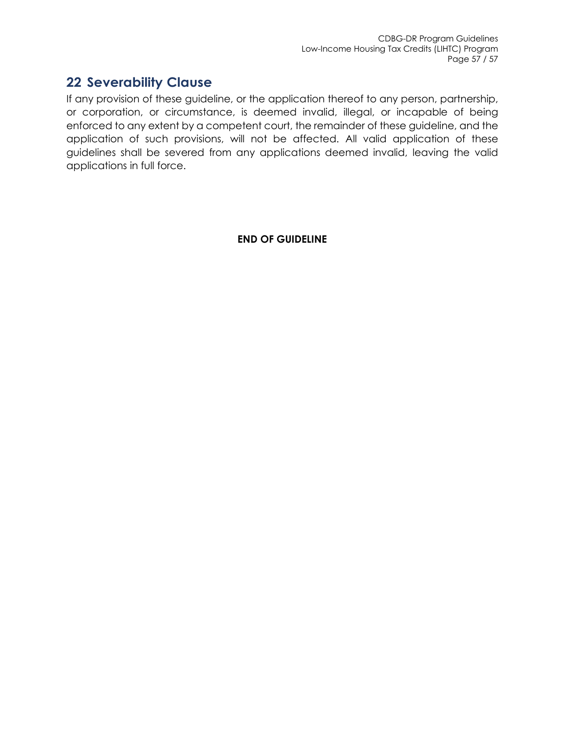# 22 Severability Clause

If any provision of these guideline, or the application thereof to any person, partnership, or corporation, or circumstance, is deemed invalid, illegal, or incapable of being enforced to any extent by a competent court, the remainder of these guideline, and the application of such provisions, will not be affected. All valid application of these guidelines shall be severed from any applications deemed invalid, leaving the valid applications in full force.

**END OF GUIDELINE**